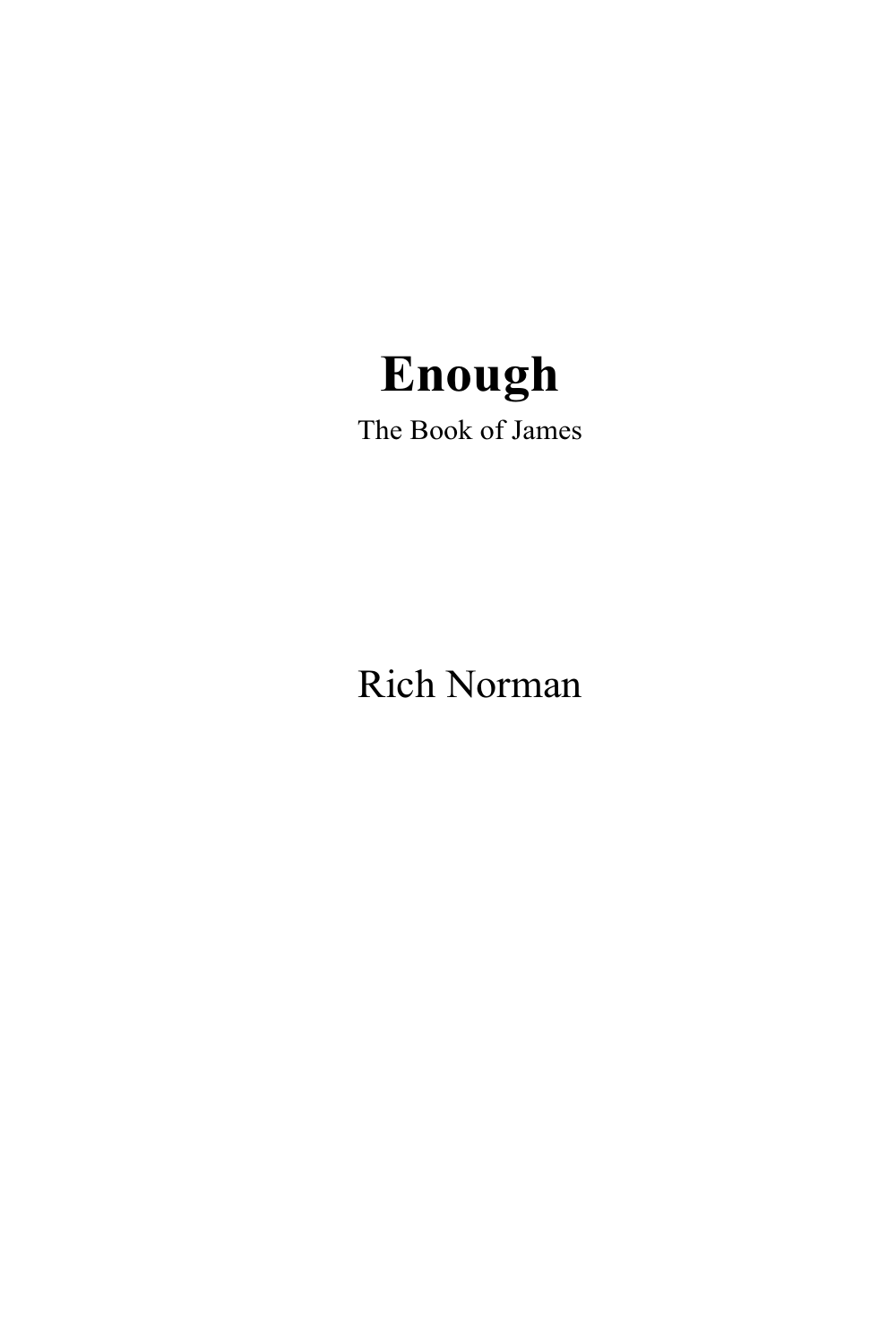# Enough

The Book of James

Rich Norman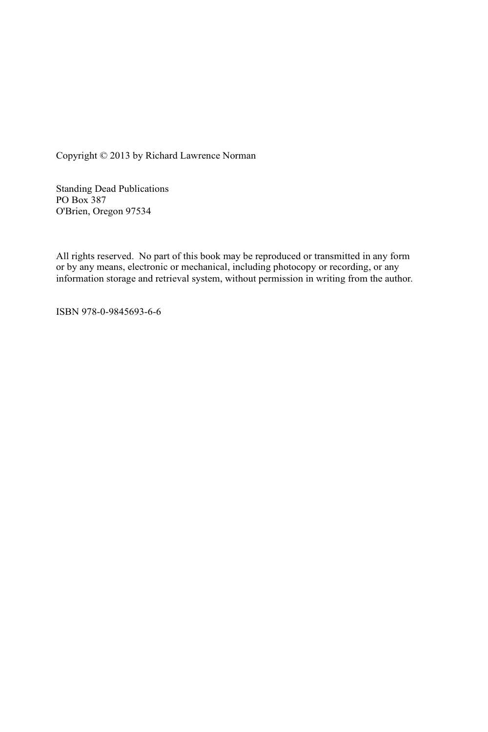Copyright © 2013 by Richard Lawrence Norman

Standing Dead Publications
PO Box 387
O'Brien, Oregon 97534

All rights reserved. No part of this book may be reproduced or transmitted in any form or by any means, electronic or mechanical, including photocopy or recording, or any information storage and retrieval system, without permission in writing from the author.

ISBN 978-0-9845693-6-6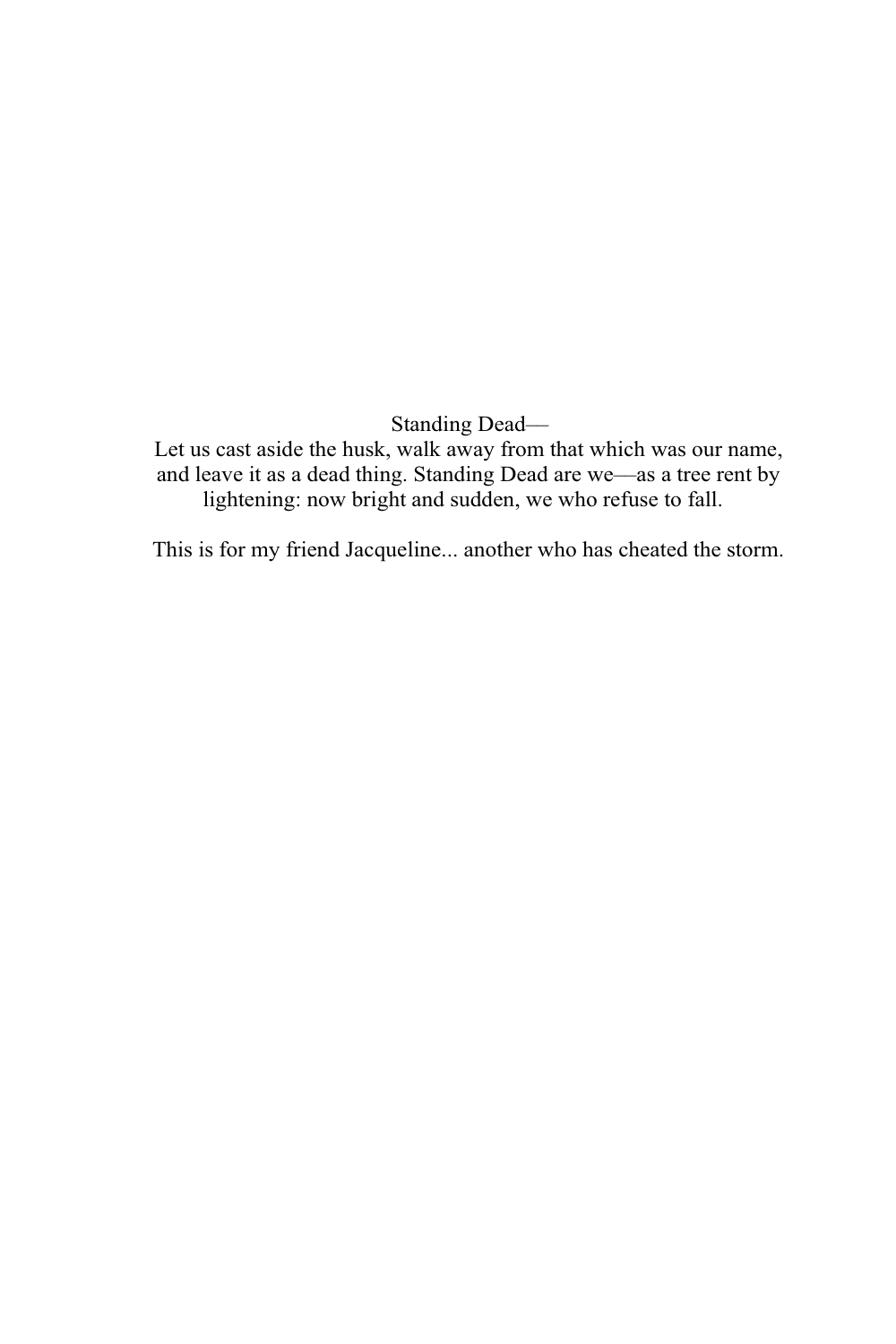Standing Dead—
Let us cast aside the husk, walk away from that which was our name, and leave it as a dead thing. Standing Dead are we—as a tree rent by lightening: now bright and sudden, we who refuse to fall.

This is for my friend Jacqueline... another who has cheated the storm.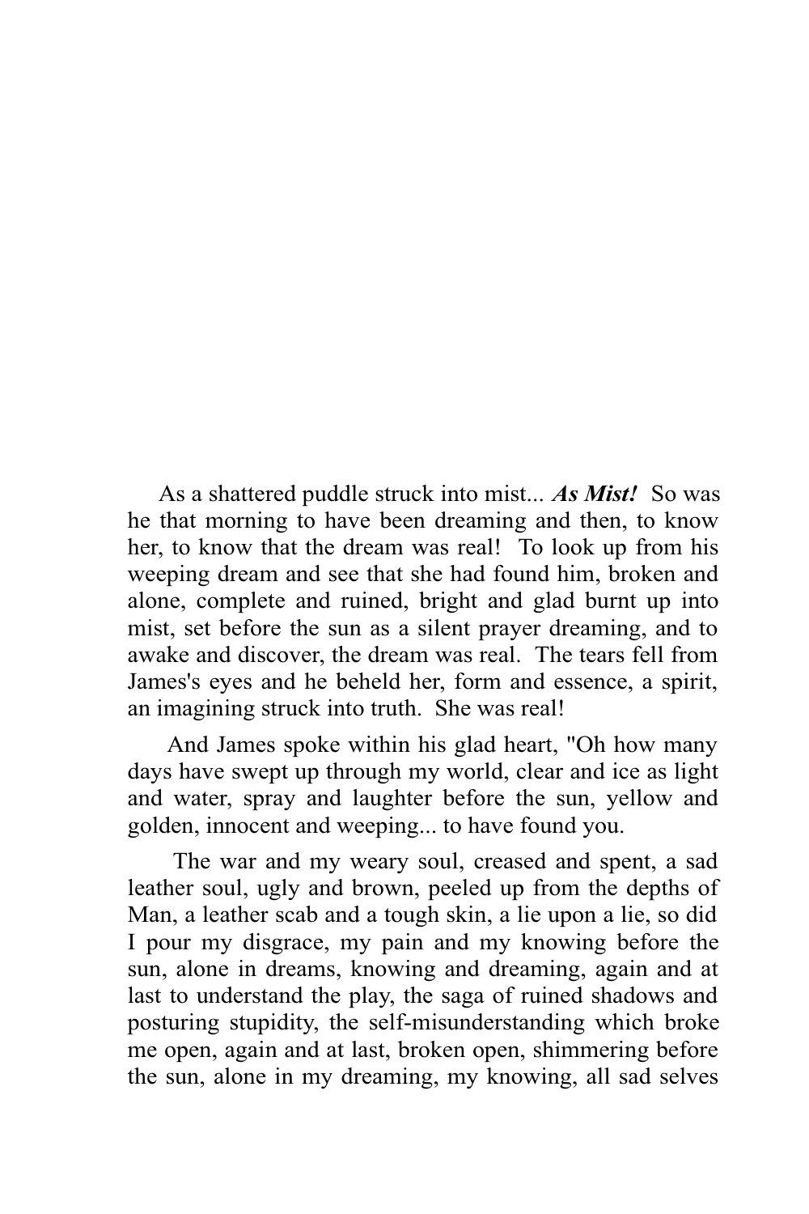As a shattered puddle struck into mist... ***As Mist!*** So was he that morning to have been dreaming and then, to know her, to know that the dream was real! To look up from his weeping dream and see that she had found him, broken and alone, complete and ruined, bright and glad burnt up into mist, set before the sun as a silent prayer dreaming, and to awake and discover, the dream was real. The tears fell from James's eyes and he beheld her, form and essence, a spirit, an imagining struck into truth. She was real!

And James spoke within his glad heart, "Oh how many days have swept up through my world, clear and ice as light and water, spray and laughter before the sun, yellow and golden, innocent and weeping... to have found you.

The war and my weary soul, creased and spent, a sad leather soul, ugly and brown, peeled up from the depths of Man, a leather scab and a tough skin, a lie upon a lie, so did I pour my disgrace, my pain and my knowing before the sun, alone in dreams, knowing and dreaming, again and at last to understand the play, the saga of ruined shadows and posturing stupidity, the self-misunderstanding which broke me open, again and at last, broken open, shimmering before the sun, alone in my dreaming, my knowing, all sad selves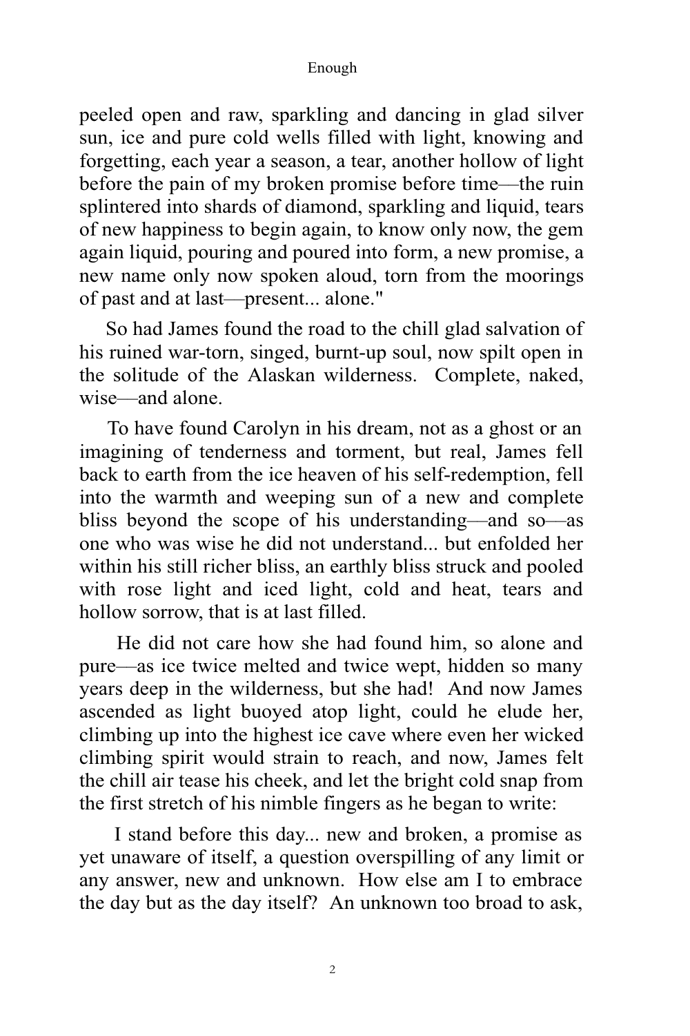peeled open and raw, sparkling and dancing in glad silver sun, ice and pure cold wells filled with light, knowing and forgetting, each year a season, a tear, another hollow of light before the pain of my broken promise before time—the ruin splintered into shards of diamond, sparkling and liquid, tears of new happiness to begin again, to know only now, the gem again liquid, pouring and poured into form, a new promise, a new name only now spoken aloud, torn from the moorings of past and at last—present... alone."

So had James found the road to the chill glad salvation of his ruined war-torn, singed, burnt-up soul, now spilt open in the solitude of the Alaskan wilderness. Complete, naked, wise—and alone.

To have found Carolyn in his dream, not as a ghost or an imagining of tenderness and torment, but real, James fell back to earth from the ice heaven of his self-redemption, fell into the warmth and weeping sun of a new and complete bliss beyond the scope of his understanding—and so—as one who was wise he did not understand... but enfolded her within his still richer bliss, an earthly bliss struck and pooled with rose light and iced light, cold and heat, tears and hollow sorrow, that is at last filled.

He did not care how she had found him, so alone and pure—as ice twice melted and twice wept, hidden so many years deep in the wilderness, but she had! And now James ascended as light buoyed atop light, could he elude her, climbing up into the highest ice cave where even her wicked climbing spirit would strain to reach, and now, James felt the chill air tease his cheek, and let the bright cold snap from the first stretch of his nimble fingers as he began to write:

I stand before this day... new and broken, a promise as yet unaware of itself, a question overspilling of any limit or any answer, new and unknown. How else am I to embrace the day but as the day itself? An unknown too broad to ask,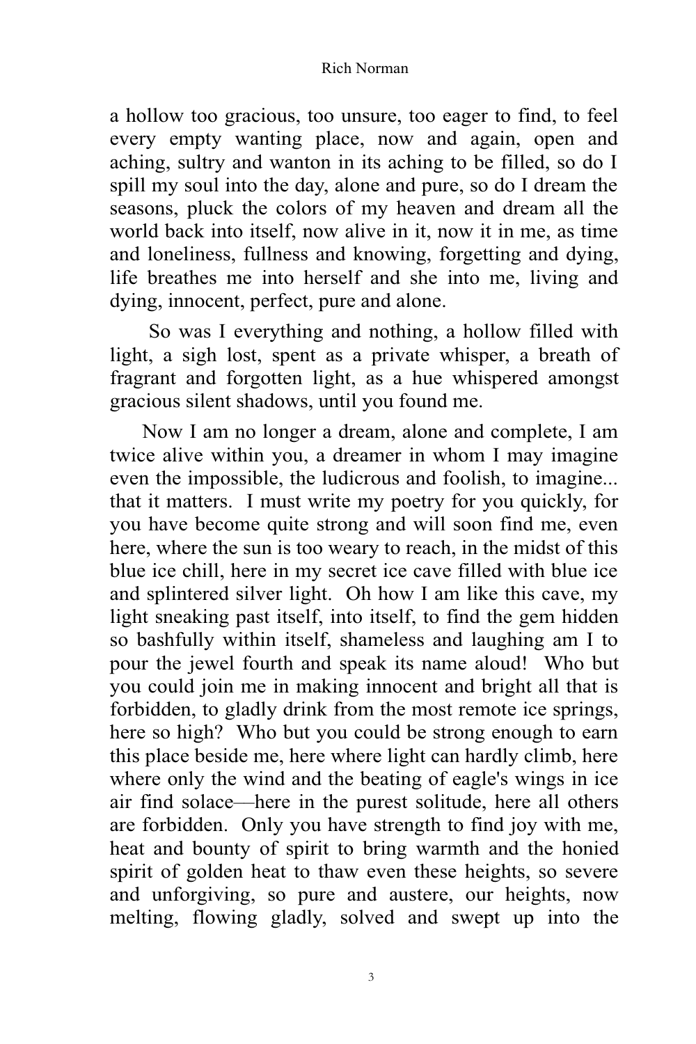a hollow too gracious, too unsure, too eager to find, to feel every empty wanting place, now and again, open and aching, sultry and wanton in its aching to be filled, so do I spill my soul into the day, alone and pure, so do I dream the seasons, pluck the colors of my heaven and dream all the world back into itself, now alive in it, now it in me, as time and loneliness, fullness and knowing, forgetting and dying, life breathes me into herself and she into me, living and dying, innocent, perfect, pure and alone.

So was I everything and nothing, a hollow filled with light, a sigh lost, spent as a private whisper, a breath of fragrant and forgotten light, as a hue whispered amongst gracious silent shadows, until you found me.

Now I am no longer a dream, alone and complete, I am twice alive within you, a dreamer in whom I may imagine even the impossible, the ludicrous and foolish, to imagine... that it matters. I must write my poetry for you quickly, for you have become quite strong and will soon find me, even here, where the sun is too weary to reach, in the midst of this blue ice chill, here in my secret ice cave filled with blue ice and splintered silver light. Oh how I am like this cave, my light sneaking past itself, into itself, to find the gem hidden so bashfully within itself, shameless and laughing am I to pour the jewel fourth and speak its name aloud! Who but you could join me in making innocent and bright all that is forbidden, to gladly drink from the most remote ice springs, here so high? Who but you could be strong enough to earn this place beside me, here where light can hardly climb, here where only the wind and the beating of eagle's wings in ice air find solace—here in the purest solitude, here all others are forbidden. Only you have strength to find joy with me, heat and bounty of spirit to bring warmth and the honied spirit of golden heat to thaw even these heights, so severe and unforgiving, so pure and austere, our heights, now melting, flowing gladly, solved and swept up into the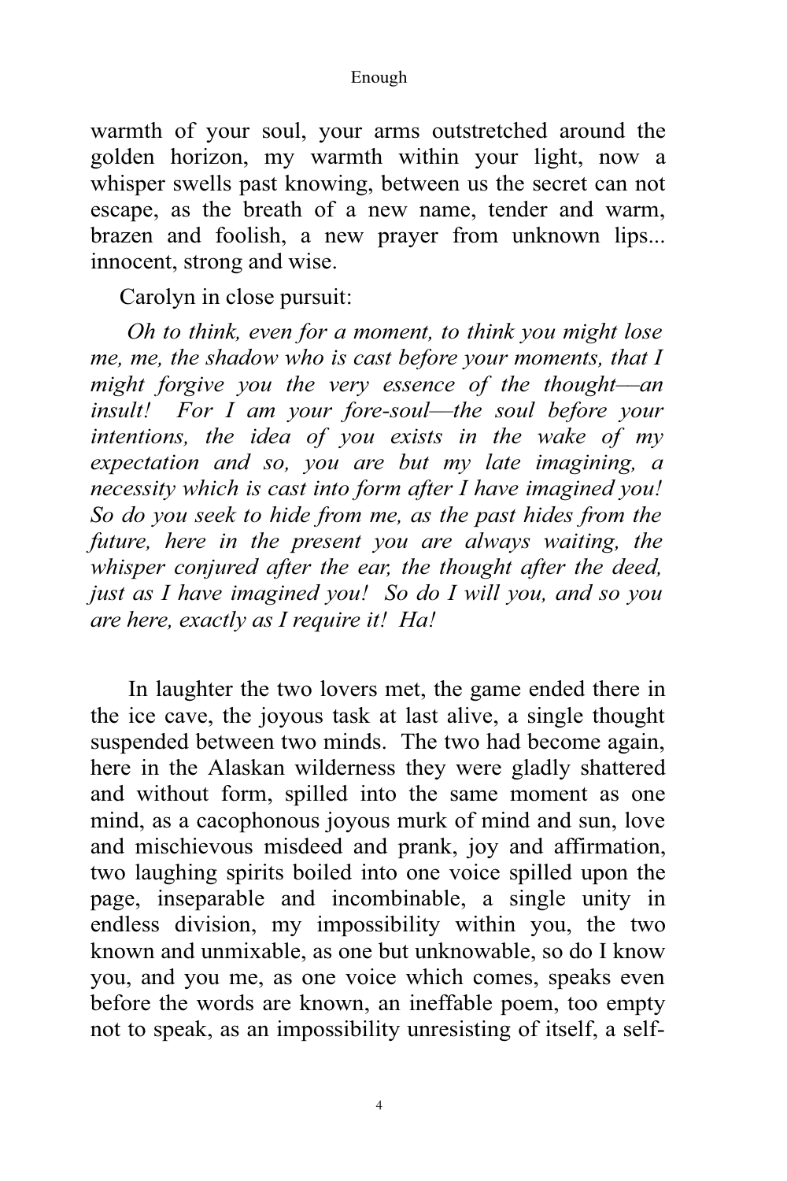warmth of your soul, your arms outstretched around the golden horizon, my warmth within your light, now a whisper swells past knowing, between us the secret can not escape, as the breath of a new name, tender and warm, brazen and foolish, a new prayer from unknown lips... innocent, strong and wise.

Carolyn in close pursuit:

*Oh to think, even for a moment, to think you might lose me, me, the shadow who is cast before your moments, that I might forgive you the very essence of the thought—an insult! For I am your fore-soul—the soul before your intentions, the idea of you exists in the wake of my expectation and so, you are but my late imagining, a necessity which is cast into form after I have imagined you! So do you seek to hide from me, as the past hides from the future, here in the present you are always waiting, the whisper conjured after the ear, the thought after the deed, just as I have imagined you! So do I will you, and so you are here, exactly as I require it! Ha!*

In laughter the two lovers met, the game ended there in the ice cave, the joyous task at last alive, a single thought suspended between two minds. The two had become again, here in the Alaskan wilderness they were gladly shattered and without form, spilled into the same moment as one mind, as a cacophonous joyous murk of mind and sun, love and mischievous misdeed and prank, joy and affirmation, two laughing spirits boiled into one voice spilled upon the page, inseparable and incombinable, a single unity in endless division, my impossibility within you, the two known and unmixable, as one but unknowable, so do I know you, and you me, as one voice which comes, speaks even before the words are known, an ineffable poem, too empty not to speak, as an impossibility unresisting of itself, a self-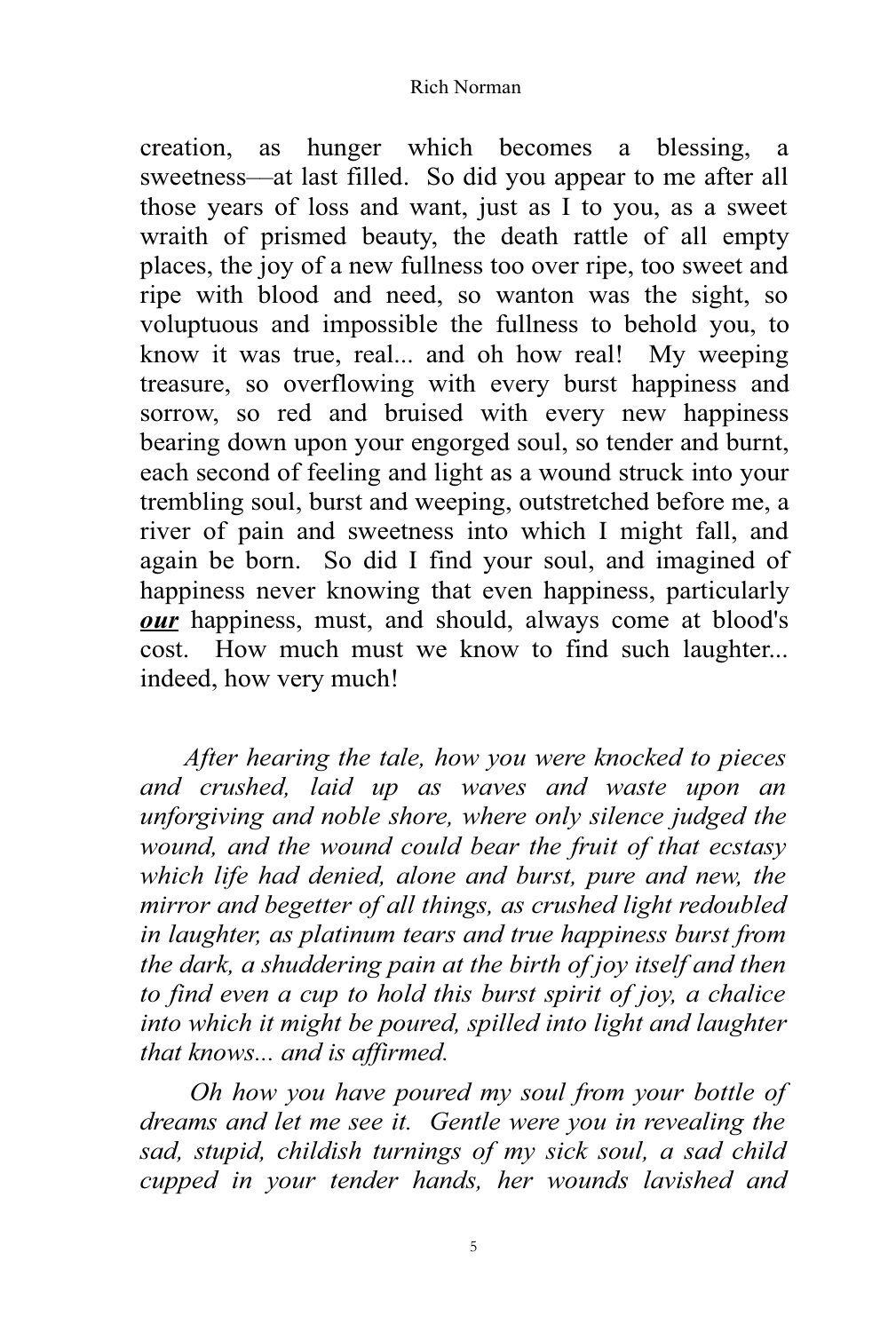creation, as hunger which becomes a blessing, a sweetness—at last filled. So did you appear to me after all those years of loss and want, just as I to you, as a sweet wraith of prismed beauty, the death rattle of all empty places, the joy of a new fullness too over ripe, too sweet and ripe with blood and need, so wanton was the sight, so voluptuous and impossible the fullness to behold you, to know it was true, real... and oh how real! My weeping treasure, so overflowing with every burst happiness and sorrow, so red and bruised with every new happiness bearing down upon your engorged soul, so tender and burnt, each second of feeling and light as a wound struck into your trembling soul, burst and weeping, outstretched before me, a river of pain and sweetness into which I might fall, and again be born. So did I find your soul, and imagined of happiness never knowing that even happiness, particularly ***<u>our</u>*** happiness, must, and should, always come at blood's cost. How much must we know to find such laughter... indeed, how very much!

*After hearing the tale, how you were knocked to pieces and crushed, laid up as waves and waste upon an unforgiving and noble shore, where only silence judged the wound, and the wound could bear the fruit of that ecstasy which life had denied, alone and burst, pure and new, the mirror and begetter of all things, as crushed light redoubled in laughter, as platinum tears and true happiness burst from the dark, a shuddering pain at the birth of joy itself and then to find even a cup to hold this burst spirit of joy, a chalice into which it might be poured, spilled into light and laughter that knows... and is affirmed.*

*Oh how you have poured my soul from your bottle of dreams and let me see it. Gentle were you in revealing the sad, stupid, childish turnings of my sick soul, a sad child cupped in your tender hands, her wounds lavished and*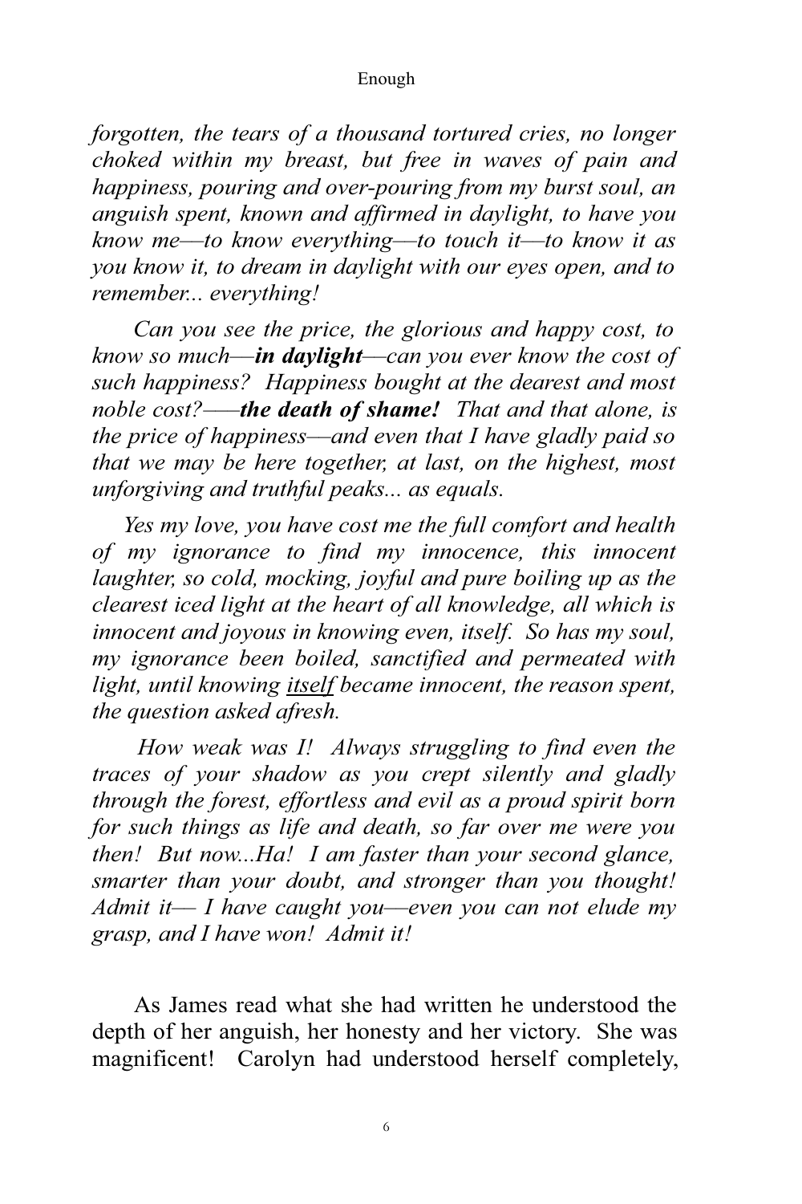*forgotten, the tears of a thousand tortured cries, no longer choked within my breast, but free in waves of pain and happiness, pouring and over-pouring from my burst soul, an anguish spent, known and affirmed in daylight, to have you know me—to know everything—to touch it—to know it as you know it, to dream in daylight with our eyes open, and to remember... everything!*

*Can you see the price, the glorious and happy cost, to know so much—**in daylight**—can you ever know the cost of such happiness? Happiness bought at the dearest and most noble cost?——**the death of shame!** That and that alone, is the price of happiness—and even that I have gladly paid so that we may be here together, at last, on the highest, most unforgiving and truthful peaks... as equals.*

*Yes my love, you have cost me the full comfort and health of my ignorance to find my innocence, this innocent laughter, so cold, mocking, joyful and pure boiling up as the clearest iced light at the heart of all knowledge, all which is innocent and joyous in knowing even, itself. So has my soul, my ignorance been boiled, sanctified and permeated with light, until knowing <u>itself</u> became innocent, the reason spent, the question asked afresh.*

*How weak was I! Always struggling to find even the traces of your shadow as you crept silently and gladly through the forest, effortless and evil as a proud spirit born for such things as life and death, so far over me were you then! But now...Ha! I am faster than your second glance, smarter than your doubt, and stronger than you thought! Admit it— I have caught you—even you can not elude my grasp, and I have won! Admit it!*

As James read what she had written he understood the depth of her anguish, her honesty and her victory. She was magnificent! Carolyn had understood herself completely,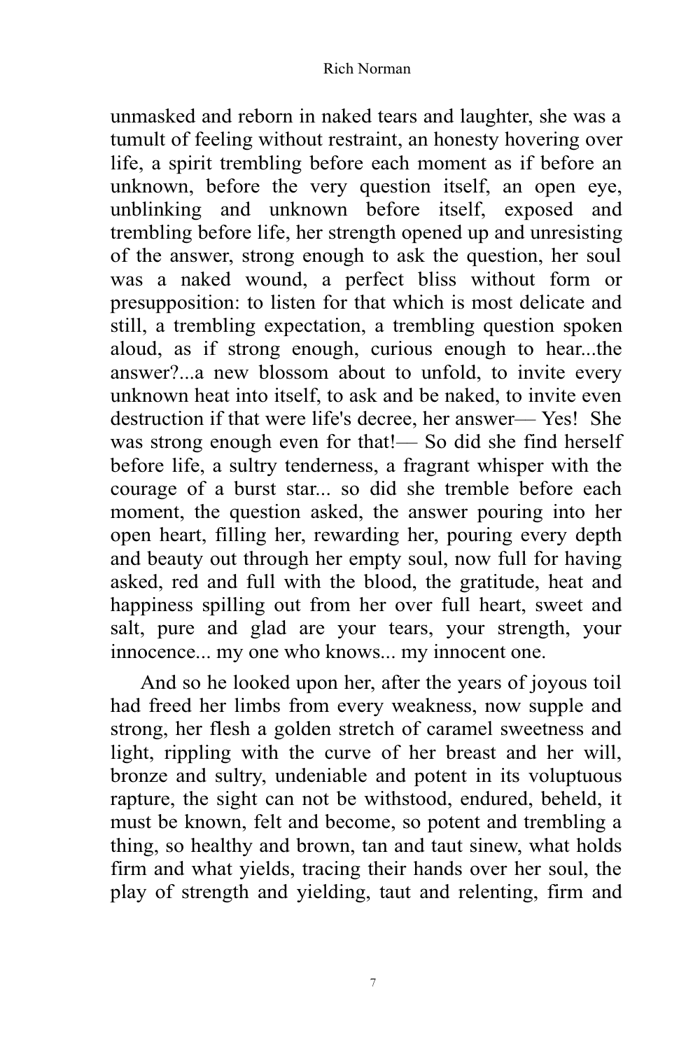unmasked and reborn in naked tears and laughter, she was a tumult of feeling without restraint, an honesty hovering over life, a spirit trembling before each moment as if before an unknown, before the very question itself, an open eye, unblinking and unknown before itself, exposed and trembling before life, her strength opened up and unresisting of the answer, strong enough to ask the question, her soul was a naked wound, a perfect bliss without form or presupposition: to listen for that which is most delicate and still, a trembling expectation, a trembling question spoken aloud, as if strong enough, curious enough to hear...the answer?...a new blossom about to unfold, to invite every unknown heat into itself, to ask and be naked, to invite even destruction if that were life's decree, her answer— Yes! She was strong enough even for that!— So did she find herself before life, a sultry tenderness, a fragrant whisper with the courage of a burst star... so did she tremble before each moment, the question asked, the answer pouring into her open heart, filling her, rewarding her, pouring every depth and beauty out through her empty soul, now full for having asked, red and full with the blood, the gratitude, heat and happiness spilling out from her over full heart, sweet and salt, pure and glad are your tears, your strength, your innocence... my one who knows... my innocent one.

And so he looked upon her, after the years of joyous toil had freed her limbs from every weakness, now supple and strong, her flesh a golden stretch of caramel sweetness and light, rippling with the curve of her breast and her will, bronze and sultry, undeniable and potent in its voluptuous rapture, the sight can not be withstood, endured, beheld, it must be known, felt and become, so potent and trembling a thing, so healthy and brown, tan and taut sinew, what holds firm and what yields, tracing their hands over her soul, the play of strength and yielding, taut and relenting, firm and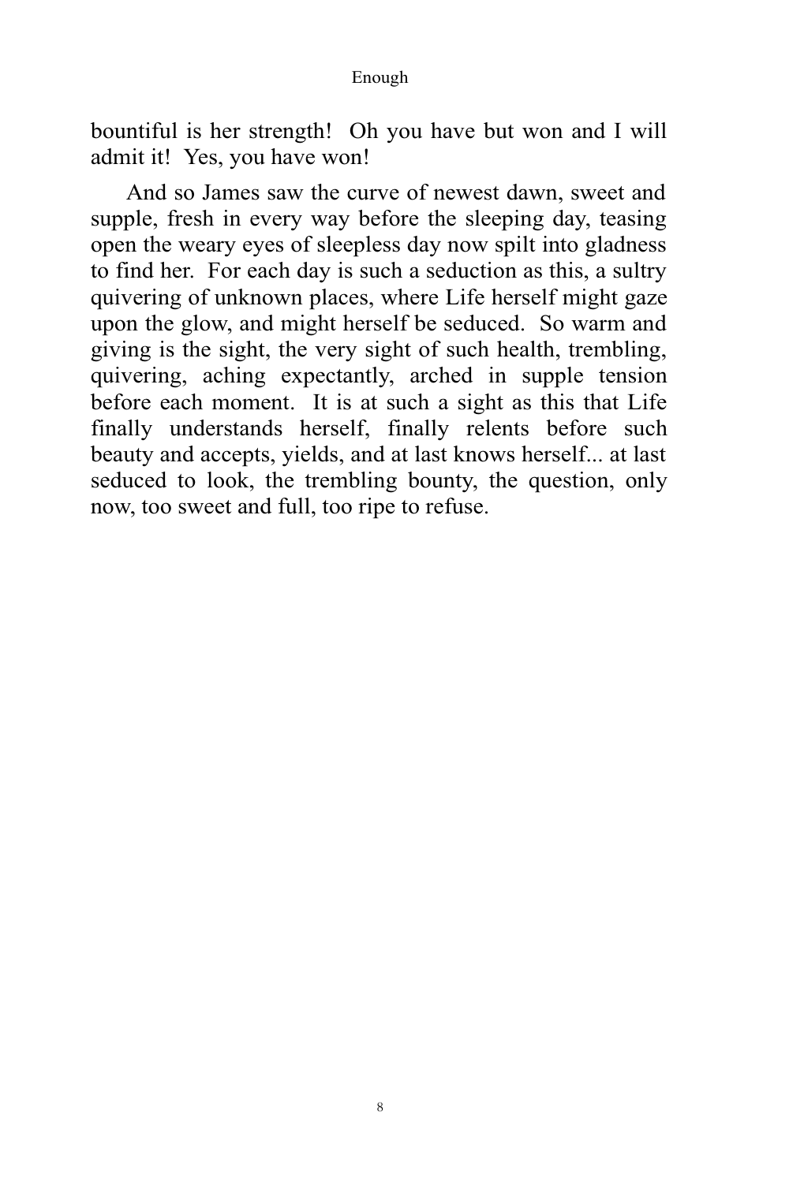bountiful is her strength! Oh you have but won and I will admit it! Yes, you have won!

And so James saw the curve of newest dawn, sweet and supple, fresh in every way before the sleeping day, teasing open the weary eyes of sleepless day now spilt into gladness to find her. For each day is such a seduction as this, a sultry quivering of unknown places, where Life herself might gaze upon the glow, and might herself be seduced. So warm and giving is the sight, the very sight of such health, trembling, quivering, aching expectantly, arched in supple tension before each moment. It is at such a sight as this that Life finally understands herself, finally relents before such beauty and accepts, yields, and at last knows herself... at last seduced to look, the trembling bounty, the question, only now, too sweet and full, too ripe to refuse.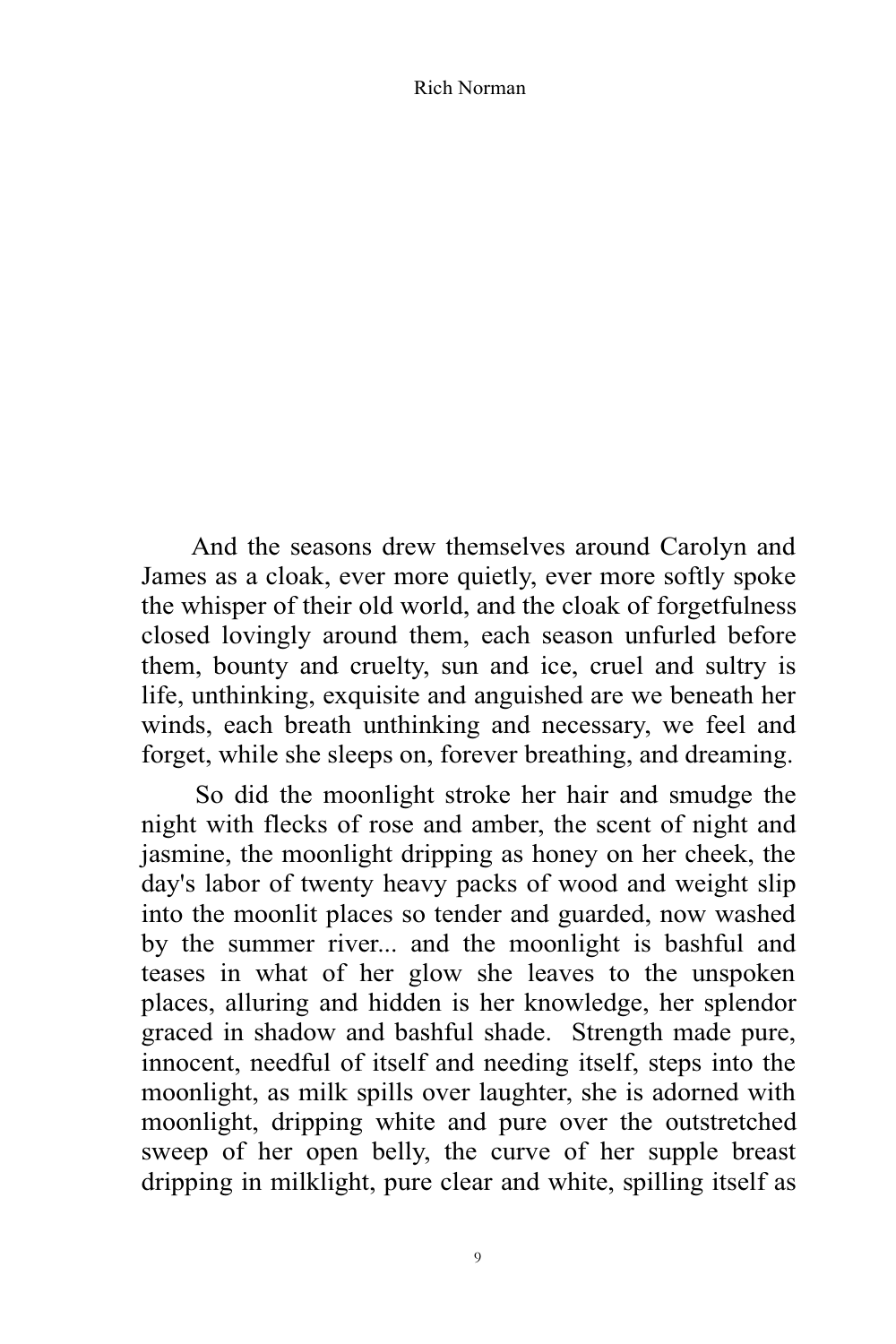And the seasons drew themselves around Carolyn and James as a cloak, ever more quietly, ever more softly spoke the whisper of their old world, and the cloak of forgetfulness closed lovingly around them, each season unfurled before them, bounty and cruelty, sun and ice, cruel and sultry is life, unthinking, exquisite and anguished are we beneath her winds, each breath unthinking and necessary, we feel and forget, while she sleeps on, forever breathing, and dreaming.

So did the moonlight stroke her hair and smudge the night with flecks of rose and amber, the scent of night and jasmine, the moonlight dripping as honey on her cheek, the day's labor of twenty heavy packs of wood and weight slip into the moonlit places so tender and guarded, now washed by the summer river... and the moonlight is bashful and teases in what of her glow she leaves to the unspoken places, alluring and hidden is her knowledge, her splendor graced in shadow and bashful shade. Strength made pure, innocent, needful of itself and needing itself, steps into the moonlight, as milk spills over laughter, she is adorned with moonlight, dripping white and pure over the outstretched sweep of her open belly, the curve of her supple breast dripping in milklight, pure clear and white, spilling itself as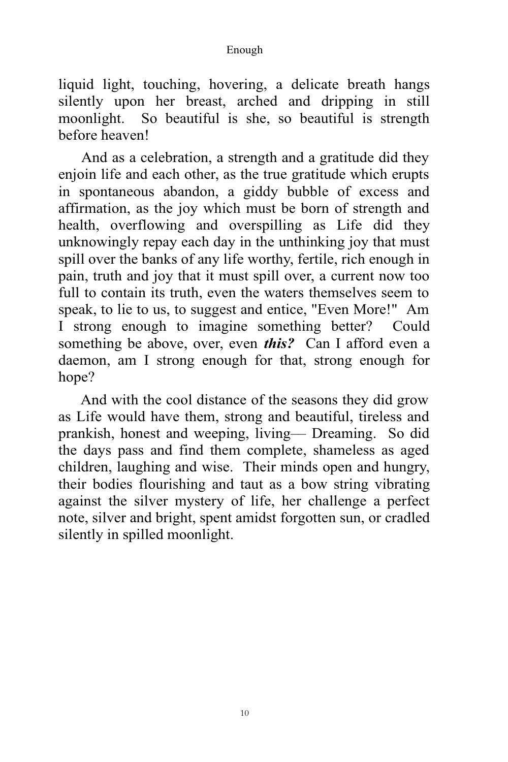liquid light, touching, hovering, a delicate breath hangs silently upon her breast, arched and dripping in still moonlight. So beautiful is she, so beautiful is strength before heaven!

And as a celebration, a strength and a gratitude did they enjoin life and each other, as the true gratitude which erupts in spontaneous abandon, a giddy bubble of excess and affirmation, as the joy which must be born of strength and health, overflowing and overspilling as Life did they unknowingly repay each day in the unthinking joy that must spill over the banks of any life worthy, fertile, rich enough in pain, truth and joy that it must spill over, a current now too full to contain its truth, even the waters themselves seem to speak, to lie to us, to suggest and entice, "Even More!" Am I strong enough to imagine something better? Could something be above, over, even ***this?*** Can I afford even a daemon, am I strong enough for that, strong enough for hope?

And with the cool distance of the seasons they did grow as Life would have them, strong and beautiful, tireless and prankish, honest and weeping, living— Dreaming. So did the days pass and find them complete, shameless as aged children, laughing and wise. Their minds open and hungry, their bodies flourishing and taut as a bow string vibrating against the silver mystery of life, her challenge a perfect note, silver and bright, spent amidst forgotten sun, or cradled silently in spilled moonlight.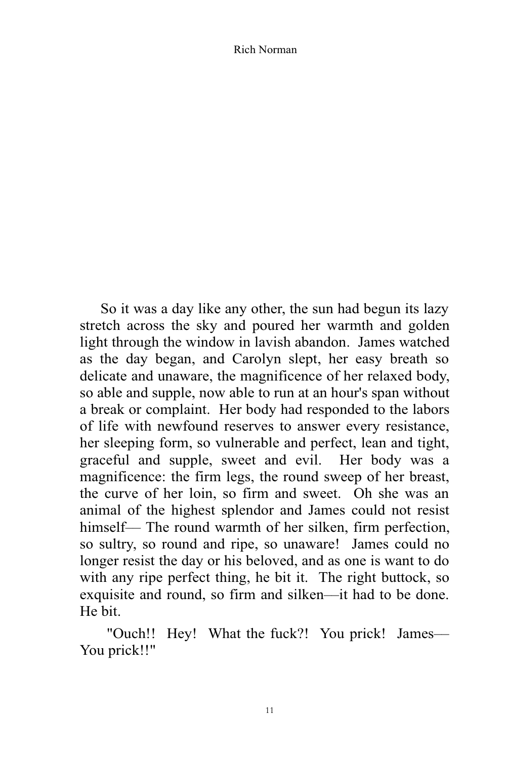So it was a day like any other, the sun had begun its lazy stretch across the sky and poured her warmth and golden light through the window in lavish abandon. James watched as the day began, and Carolyn slept, her easy breath so delicate and unaware, the magnificence of her relaxed body, so able and supple, now able to run at an hour's span without a break or complaint. Her body had responded to the labors of life with newfound reserves to answer every resistance, her sleeping form, so vulnerable and perfect, lean and tight, graceful and supple, sweet and evil. Her body was a magnificence: the firm legs, the round sweep of her breast, the curve of her loin, so firm and sweet. Oh she was an animal of the highest splendor and James could not resist himself— The round warmth of her silken, firm perfection, so sultry, so round and ripe, so unaware! James could no longer resist the day or his beloved, and as one is want to do with any ripe perfect thing, he bit it. The right buttock, so exquisite and round, so firm and silken—it had to be done. He bit.

"Ouch!! Hey! What the fuck?! You prick! James— You prick!!"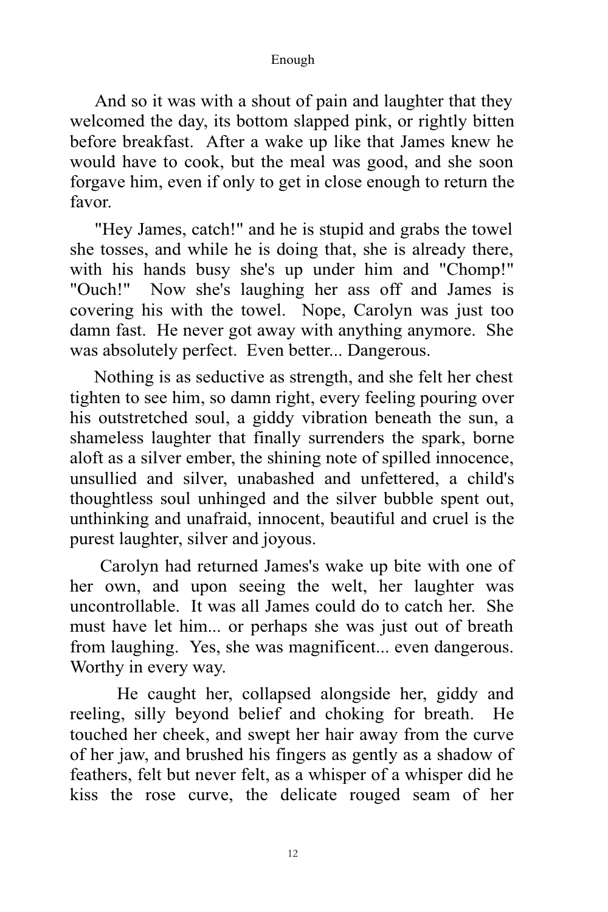And so it was with a shout of pain and laughter that they welcomed the day, its bottom slapped pink, or rightly bitten before breakfast. After a wake up like that James knew he would have to cook, but the meal was good, and she soon forgave him, even if only to get in close enough to return the favor.

"Hey James, catch!" and he is stupid and grabs the towel she tosses, and while he is doing that, she is already there, with his hands busy she's up under him and "Chomp!" "Ouch!" Now she's laughing her ass off and James is covering his with the towel. Nope, Carolyn was just too damn fast. He never got away with anything anymore. She was absolutely perfect. Even better... Dangerous.

Nothing is as seductive as strength, and she felt her chest tighten to see him, so damn right, every feeling pouring over his outstretched soul, a giddy vibration beneath the sun, a shameless laughter that finally surrenders the spark, borne aloft as a silver ember, the shining note of spilled innocence, unsullied and silver, unabashed and unfettered, a child's thoughtless soul unhinged and the silver bubble spent out, unthinking and unafraid, innocent, beautiful and cruel is the purest laughter, silver and joyous.

Carolyn had returned James's wake up bite with one of her own, and upon seeing the welt, her laughter was uncontrollable. It was all James could do to catch her. She must have let him... or perhaps she was just out of breath from laughing. Yes, she was magnificent... even dangerous. Worthy in every way.

He caught her, collapsed alongside her, giddy and reeling, silly beyond belief and choking for breath. He touched her cheek, and swept her hair away from the curve of her jaw, and brushed his fingers as gently as a shadow of feathers, felt but never felt, as a whisper of a whisper did he kiss the rose curve, the delicate rouged seam of her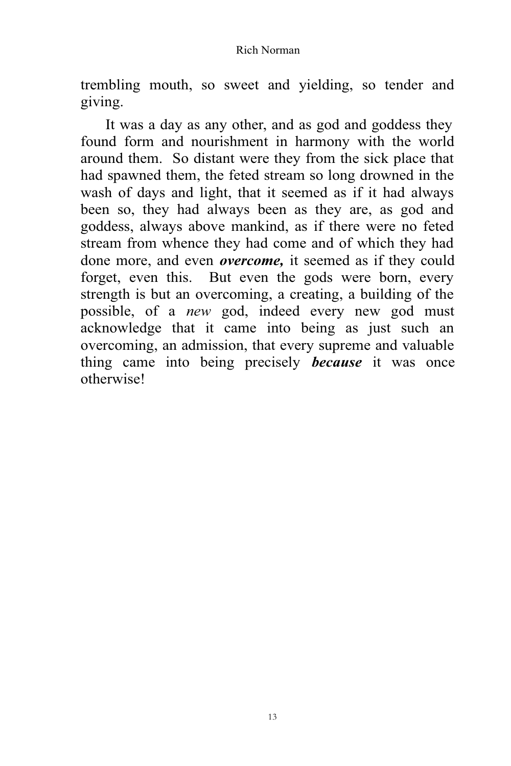trembling mouth, so sweet and yielding, so tender and giving.

It was a day as any other, and as god and goddess they found form and nourishment in harmony with the world around them. So distant were they from the sick place that had spawned them, the feted stream so long drowned in the wash of days and light, that it seemed as if it had always been so, they had always been as they are, as god and goddess, always above mankind, as if there were no feted stream from whence they had come and of which they had done more, and even ***overcome,*** it seemed as if they could forget, even this. But even the gods were born, every strength is but an overcoming, a creating, a building of the possible, of a *new* god, indeed every new god must acknowledge that it came into being as just such an overcoming, an admission, that every supreme and valuable thing came into being precisely ***because*** it was once otherwise!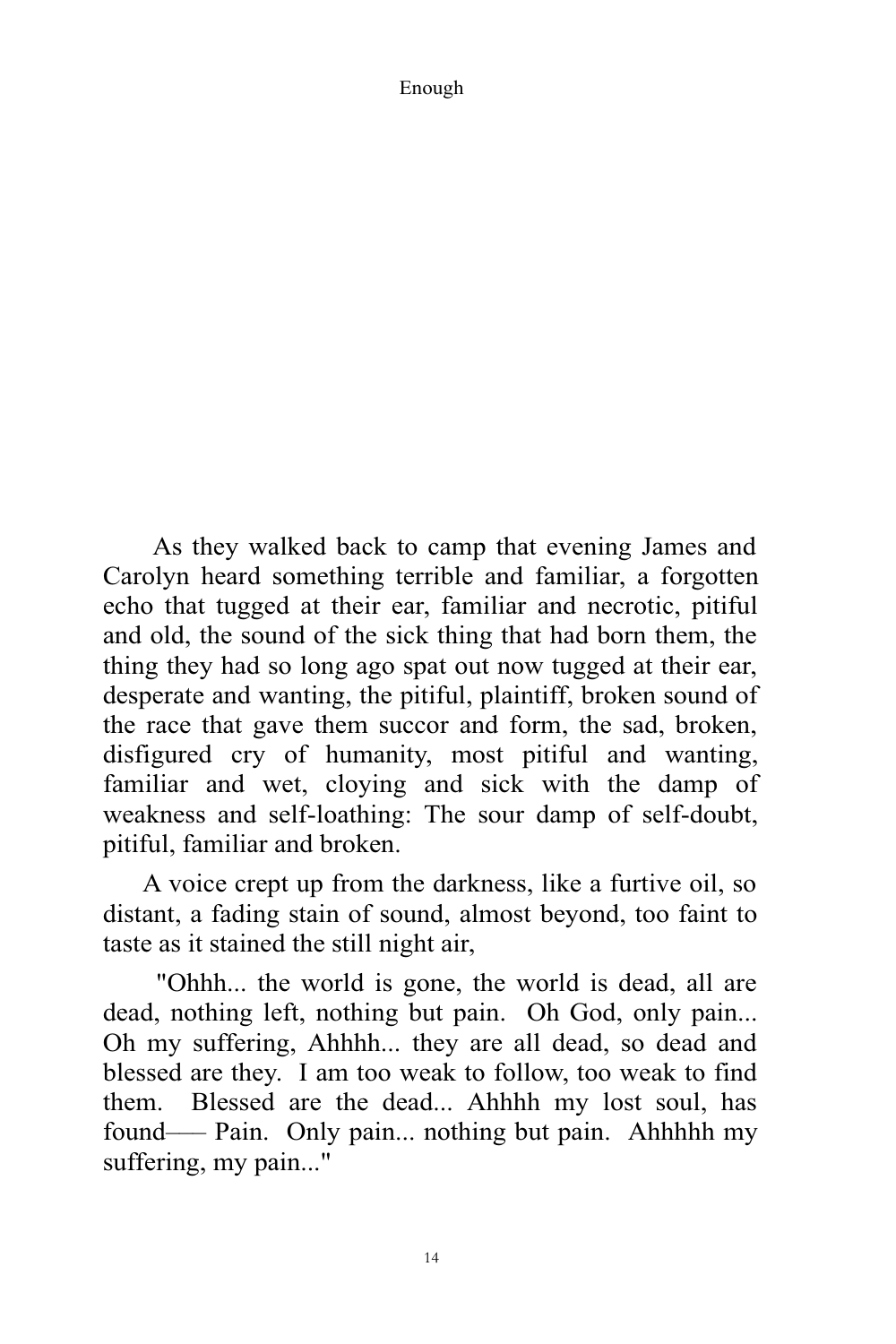As they walked back to camp that evening James and Carolyn heard something terrible and familiar, a forgotten echo that tugged at their ear, familiar and necrotic, pitiful and old, the sound of the sick thing that had born them, the thing they had so long ago spat out now tugged at their ear, desperate and wanting, the pitiful, plaintiff, broken sound of the race that gave them succor and form, the sad, broken, disfigured cry of humanity, most pitiful and wanting, familiar and wet, cloying and sick with the damp of weakness and self-loathing: The sour damp of self-doubt, pitiful, familiar and broken.

A voice crept up from the darkness, like a furtive oil, so distant, a fading stain of sound, almost beyond, too faint to taste as it stained the still night air,

"Ohhh... the world is gone, the world is dead, all are dead, nothing left, nothing but pain. Oh God, only pain... Oh my suffering, Ahhhh... they are all dead, so dead and blessed are they. I am too weak to follow, too weak to find them. Blessed are the dead... Ahhhh my lost soul, has found—— Pain. Only pain... nothing but pain. Ahhhhh my suffering, my pain..."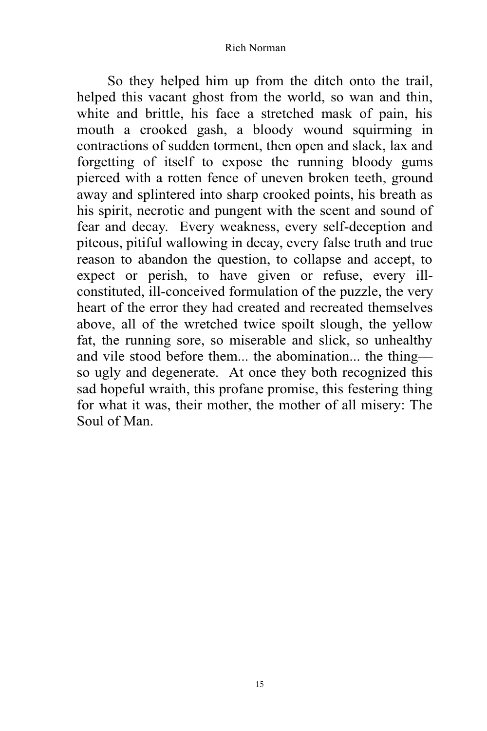So they helped him up from the ditch onto the trail, helped this vacant ghost from the world, so wan and thin, white and brittle, his face a stretched mask of pain, his mouth a crooked gash, a bloody wound squirming in contractions of sudden torment, then open and slack, lax and forgetting of itself to expose the running bloody gums pierced with a rotten fence of uneven broken teeth, ground away and splintered into sharp crooked points, his breath as his spirit, necrotic and pungent with the scent and sound of fear and decay. Every weakness, every self-deception and piteous, pitiful wallowing in decay, every false truth and true reason to abandon the question, to collapse and accept, to expect or perish, to have given or refuse, every ill-constituted, ill-conceived formulation of the puzzle, the very heart of the error they had created and recreated themselves above, all of the wretched twice spoilt slough, the yellow fat, the running sore, so miserable and slick, so unhealthy and vile stood before them... the abomination... the thing—so ugly and degenerate. At once they both recognized this sad hopeful wraith, this profane promise, this festering thing for what it was, their mother, the mother of all misery: The Soul of Man.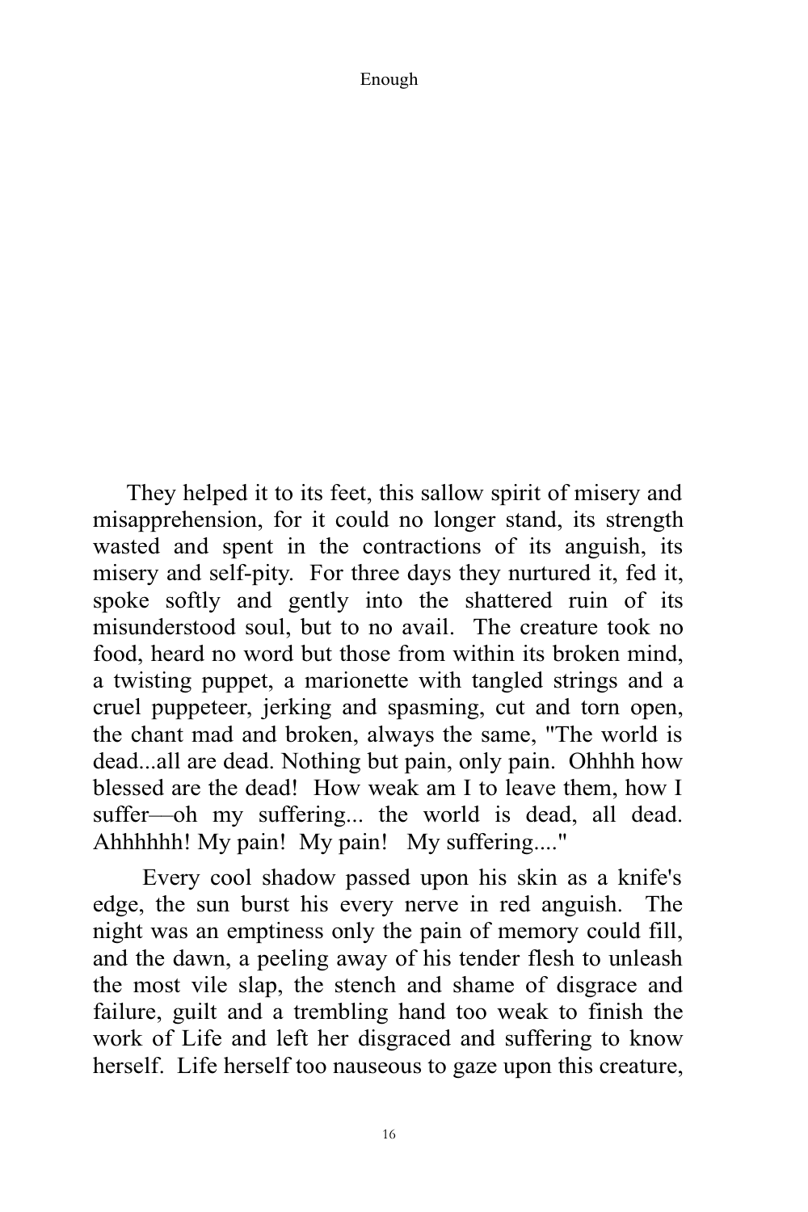They helped it to its feet, this sallow spirit of misery and misapprehension, for it could no longer stand, its strength wasted and spent in the contractions of its anguish, its misery and self-pity. For three days they nurtured it, fed it, spoke softly and gently into the shattered ruin of its misunderstood soul, but to no avail. The creature took no food, heard no word but those from within its broken mind, a twisting puppet, a marionette with tangled strings and a cruel puppeteer, jerking and spasming, cut and torn open, the chant mad and broken, always the same, "The world is dead...all are dead. Nothing but pain, only pain. Ohhhh how blessed are the dead! How weak am I to leave them, how I suffer—oh my suffering... the world is dead, all dead. Ahhhhhh! My pain! My pain! My suffering...."

Every cool shadow passed upon his skin as a knife's edge, the sun burst his every nerve in red anguish. The night was an emptiness only the pain of memory could fill, and the dawn, a peeling away of his tender flesh to unleash the most vile slap, the stench and shame of disgrace and failure, guilt and a trembling hand too weak to finish the work of Life and left her disgraced and suffering to know herself. Life herself too nauseous to gaze upon this creature,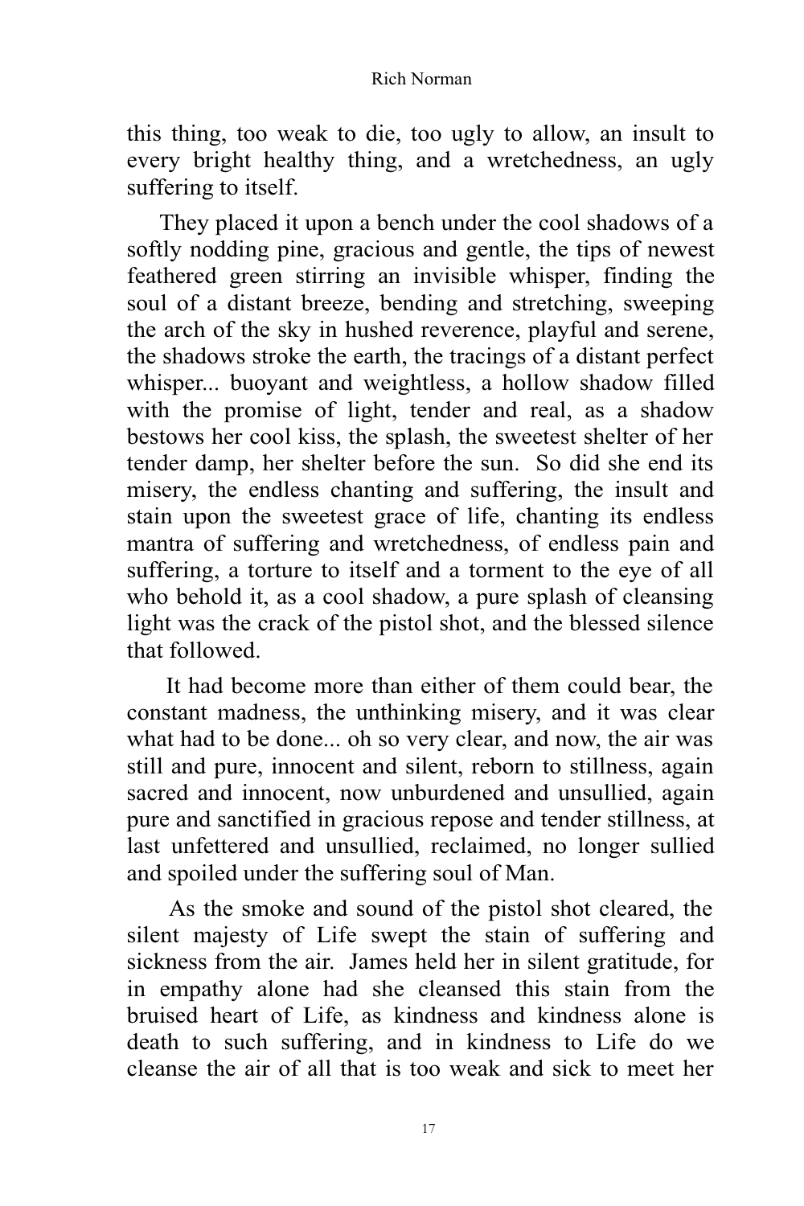this thing, too weak to die, too ugly to allow, an insult to every bright healthy thing, and a wretchedness, an ugly suffering to itself.

They placed it upon a bench under the cool shadows of a softly nodding pine, gracious and gentle, the tips of newest feathered green stirring an invisible whisper, finding the soul of a distant breeze, bending and stretching, sweeping the arch of the sky in hushed reverence, playful and serene, the shadows stroke the earth, the tracings of a distant perfect whisper... buoyant and weightless, a hollow shadow filled with the promise of light, tender and real, as a shadow bestows her cool kiss, the splash, the sweetest shelter of her tender damp, her shelter before the sun.  So did she end its misery, the endless chanting and suffering, the insult and stain upon the sweetest grace of life, chanting its endless mantra of suffering and wretchedness, of endless pain and suffering, a torture to itself and a torment to the eye of all who behold it, as a cool shadow, a pure splash of cleansing light was the crack of the pistol shot, and the blessed silence that followed.

It had become more than either of them could bear, the constant madness, the unthinking misery, and it was clear what had to be done... oh so very clear, and now, the air was still and pure, innocent and silent, reborn to stillness, again sacred and innocent, now unburdened and unsullied, again pure and sanctified in gracious repose and tender stillness, at last unfettered and unsullied, reclaimed, no longer sullied and spoiled under the suffering soul of Man.

As the smoke and sound of the pistol shot cleared, the silent majesty of Life swept the stain of suffering and sickness from the air.  James held her in silent gratitude, for in empathy alone had she cleansed this stain from the bruised heart of Life, as kindness and kindness alone is death to such suffering, and in kindness to Life do we cleanse the air of all that is too weak and sick to meet her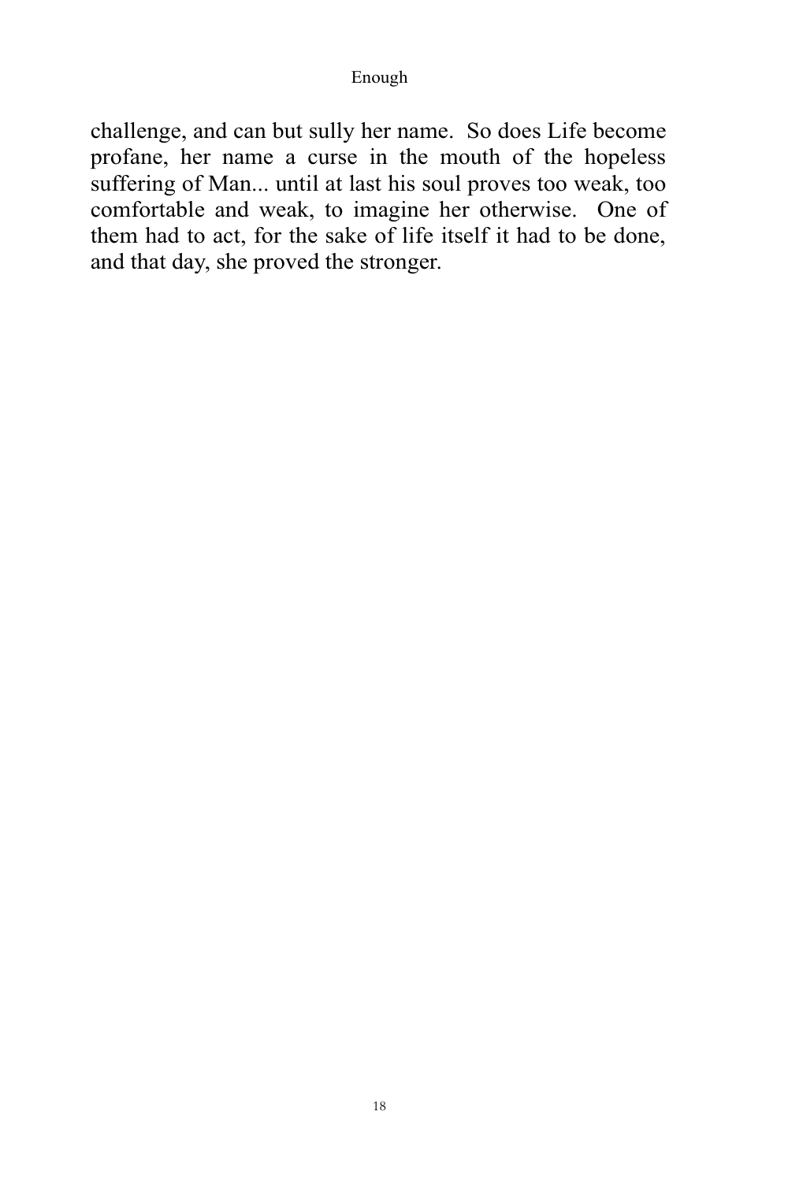challenge, and can but sully her name. So does Life become profane, her name a curse in the mouth of the hopeless suffering of Man... until at last his soul proves too weak, too comfortable and weak, to imagine her otherwise. One of them had to act, for the sake of life itself it had to be done, and that day, she proved the stronger.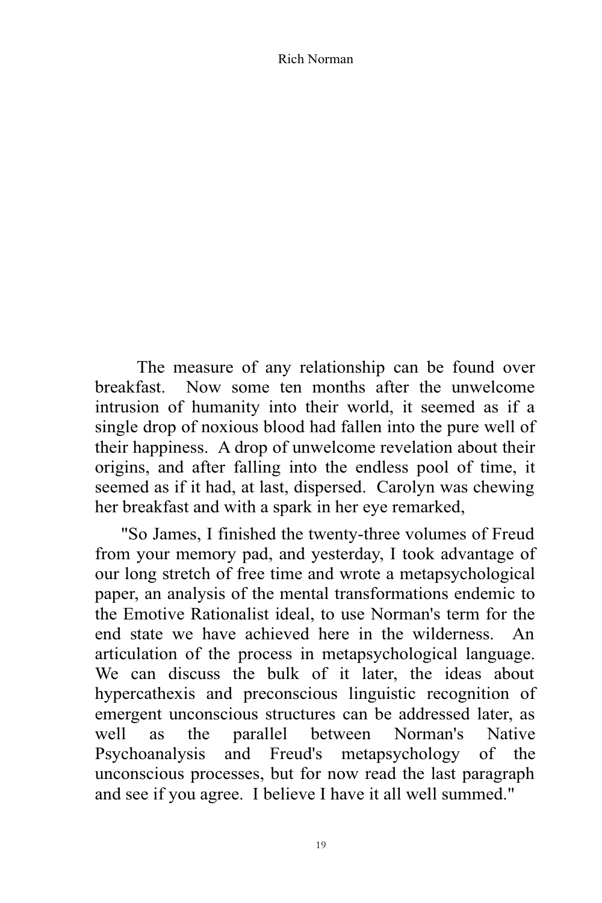The measure of any relationship can be found over breakfast. Now some ten months after the unwelcome intrusion of humanity into their world, it seemed as if a single drop of noxious blood had fallen into the pure well of their happiness. A drop of unwelcome revelation about their origins, and after falling into the endless pool of time, it seemed as if it had, at last, dispersed. Carolyn was chewing her breakfast and with a spark in her eye remarked,

"So James, I finished the twenty-three volumes of Freud from your memory pad, and yesterday, I took advantage of our long stretch of free time and wrote a metapsychological paper, an analysis of the mental transformations endemic to the Emotive Rationalist ideal, to use Norman's term for the end state we have achieved here in the wilderness. An articulation of the process in metapsychological language. We can discuss the bulk of it later, the ideas about hypercathexis and preconscious linguistic recognition of emergent unconscious structures can be addressed later, as well as the parallel between Norman's Native Psychoanalysis and Freud's metapsychology of the unconscious processes, but for now read the last paragraph and see if you agree. I believe I have it all well summed."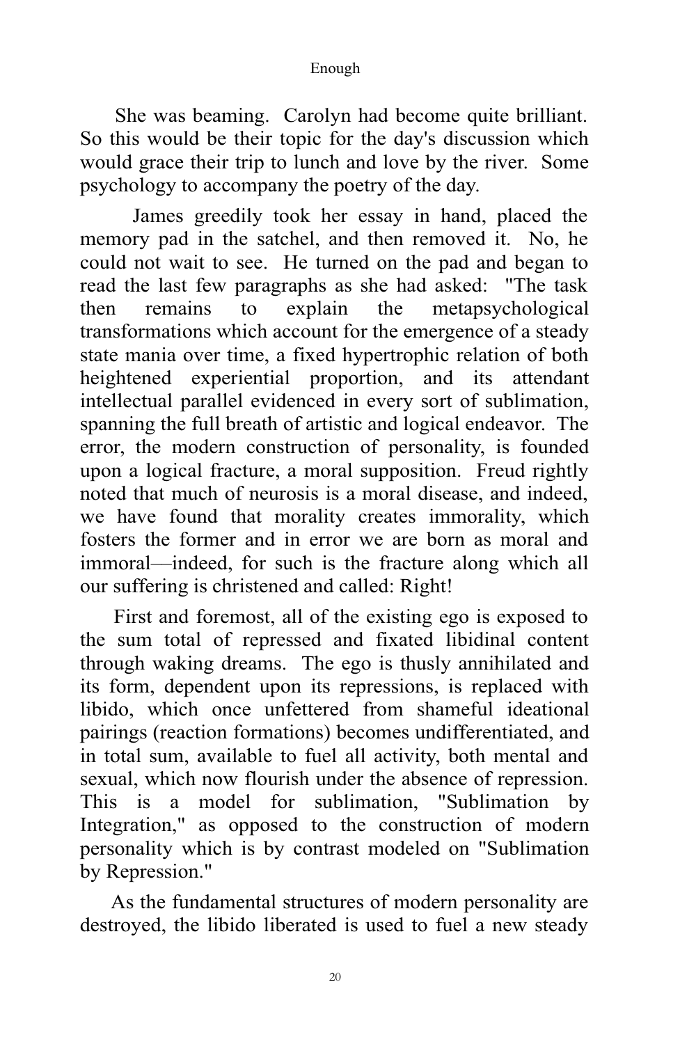She was beaming. Carolyn had become quite brilliant. So this would be their topic for the day's discussion which would grace their trip to lunch and love by the river. Some psychology to accompany the poetry of the day.

James greedily took her essay in hand, placed the memory pad in the satchel, and then removed it. No, he could not wait to see. He turned on the pad and began to read the last few paragraphs as she had asked: "The task then remains to explain the metapsychological transformations which account for the emergence of a steady state mania over time, a fixed hypertrophic relation of both heightened experiential proportion, and its attendant intellectual parallel evidenced in every sort of sublimation, spanning the full breath of artistic and logical endeavor. The error, the modern construction of personality, is founded upon a logical fracture, a moral supposition. Freud rightly noted that much of neurosis is a moral disease, and indeed, we have found that morality creates immorality, which fosters the former and in error we are born as moral and immoral—indeed, for such is the fracture along which all our suffering is christened and called: Right!

First and foremost, all of the existing ego is exposed to the sum total of repressed and fixated libidinal content through waking dreams. The ego is thusly annihilated and its form, dependent upon its repressions, is replaced with libido, which once unfettered from shameful ideational pairings (reaction formations) becomes undifferentiated, and in total sum, available to fuel all activity, both mental and sexual, which now flourish under the absence of repression. This is a model for sublimation, "Sublimation by Integration," as opposed to the construction of modern personality which is by contrast modeled on "Sublimation by Repression."

As the fundamental structures of modern personality are destroyed, the libido liberated is used to fuel a new steady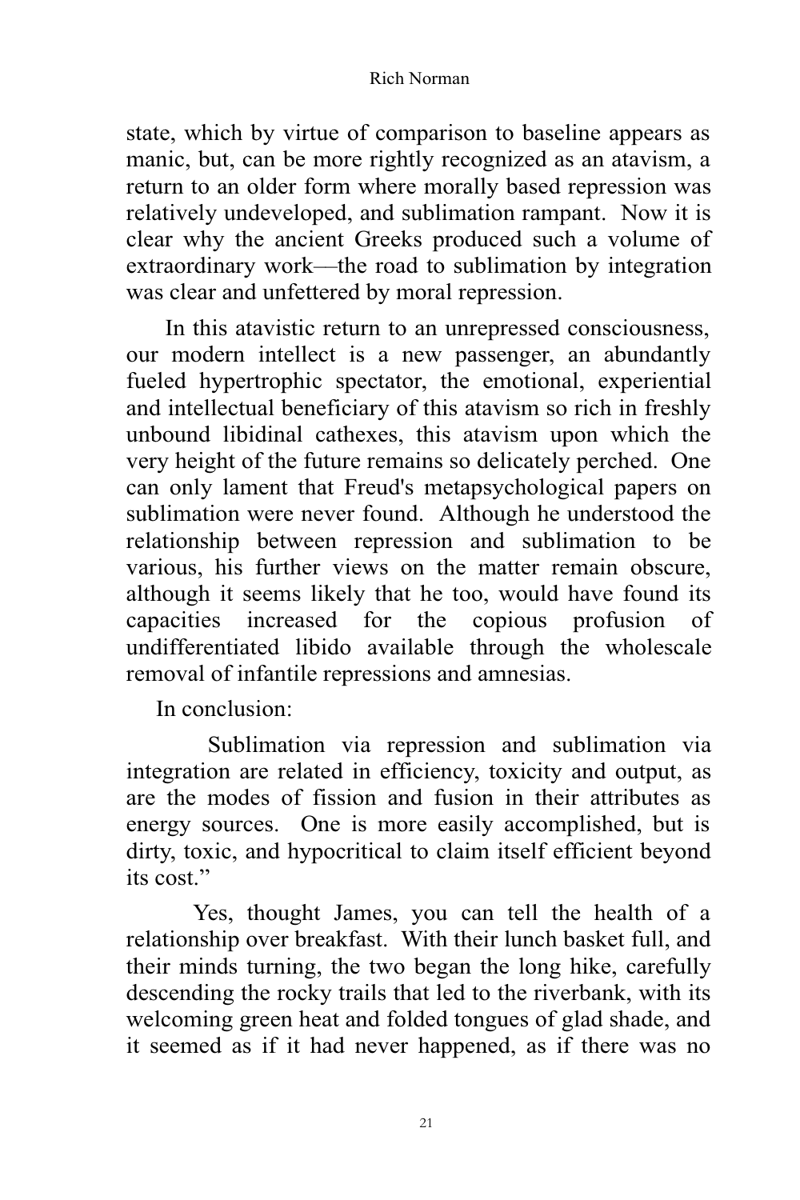state, which by virtue of comparison to baseline appears as manic, but, can be more rightly recognized as an atavism, a return to an older form where morally based repression was relatively undeveloped, and sublimation rampant. Now it is clear why the ancient Greeks produced such a volume of extraordinary work—the road to sublimation by integration was clear and unfettered by moral repression.

In this atavistic return to an unrepressed consciousness, our modern intellect is a new passenger, an abundantly fueled hypertrophic spectator, the emotional, experiential and intellectual beneficiary of this atavism so rich in freshly unbound libidinal cathexes, this atavism upon which the very height of the future remains so delicately perched. One can only lament that Freud's metapsychological papers on sublimation were never found. Although he understood the relationship between repression and sublimation to be various, his further views on the matter remain obscure, although it seems likely that he too, would have found its capacities increased for the copious profusion of undifferentiated libido available through the wholescale removal of infantile repressions and amnesias.

In conclusion:

Sublimation via repression and sublimation via integration are related in efficiency, toxicity and output, as are the modes of fission and fusion in their attributes as energy sources. One is more easily accomplished, but is dirty, toxic, and hypocritical to claim itself efficient beyond its cost."

Yes, thought James, you can tell the health of a relationship over breakfast. With their lunch basket full, and their minds turning, the two began the long hike, carefully descending the rocky trails that led to the riverbank, with its welcoming green heat and folded tongues of glad shade, and it seemed as if it had never happened, as if there was no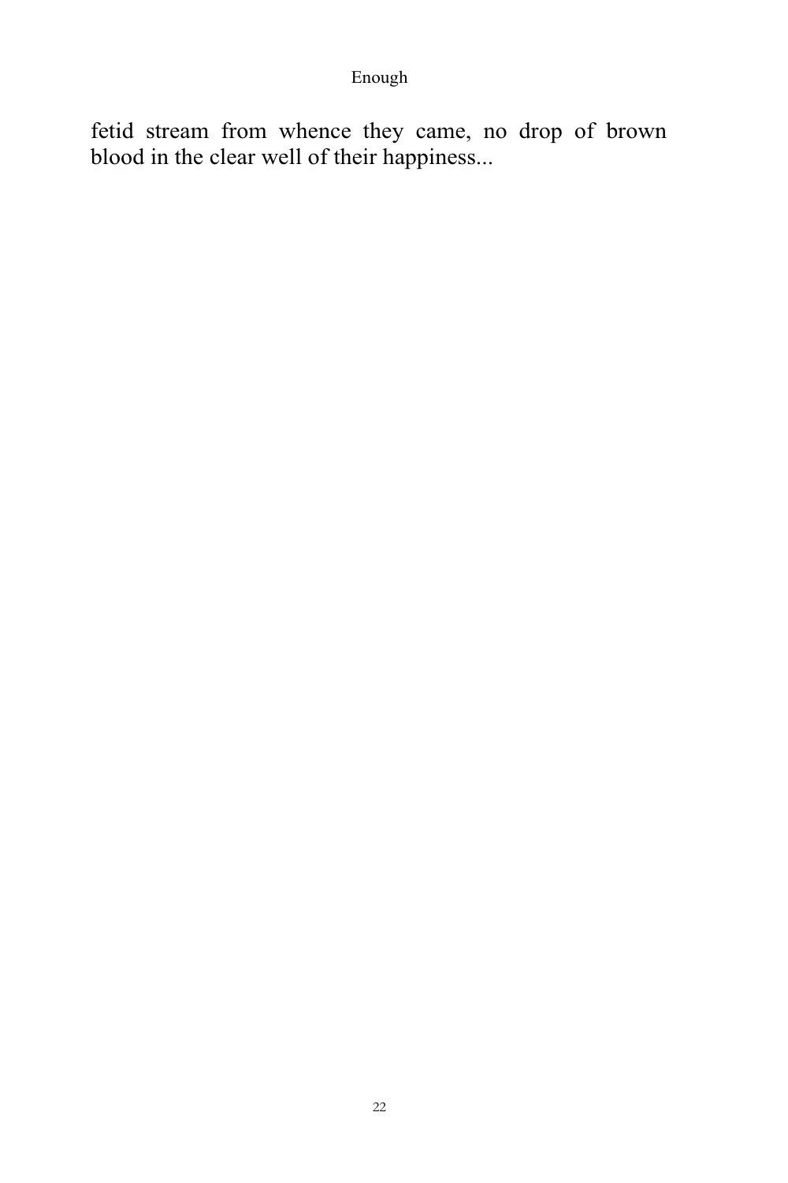fetid stream from whence they came, no drop of brown blood in the clear well of their happiness...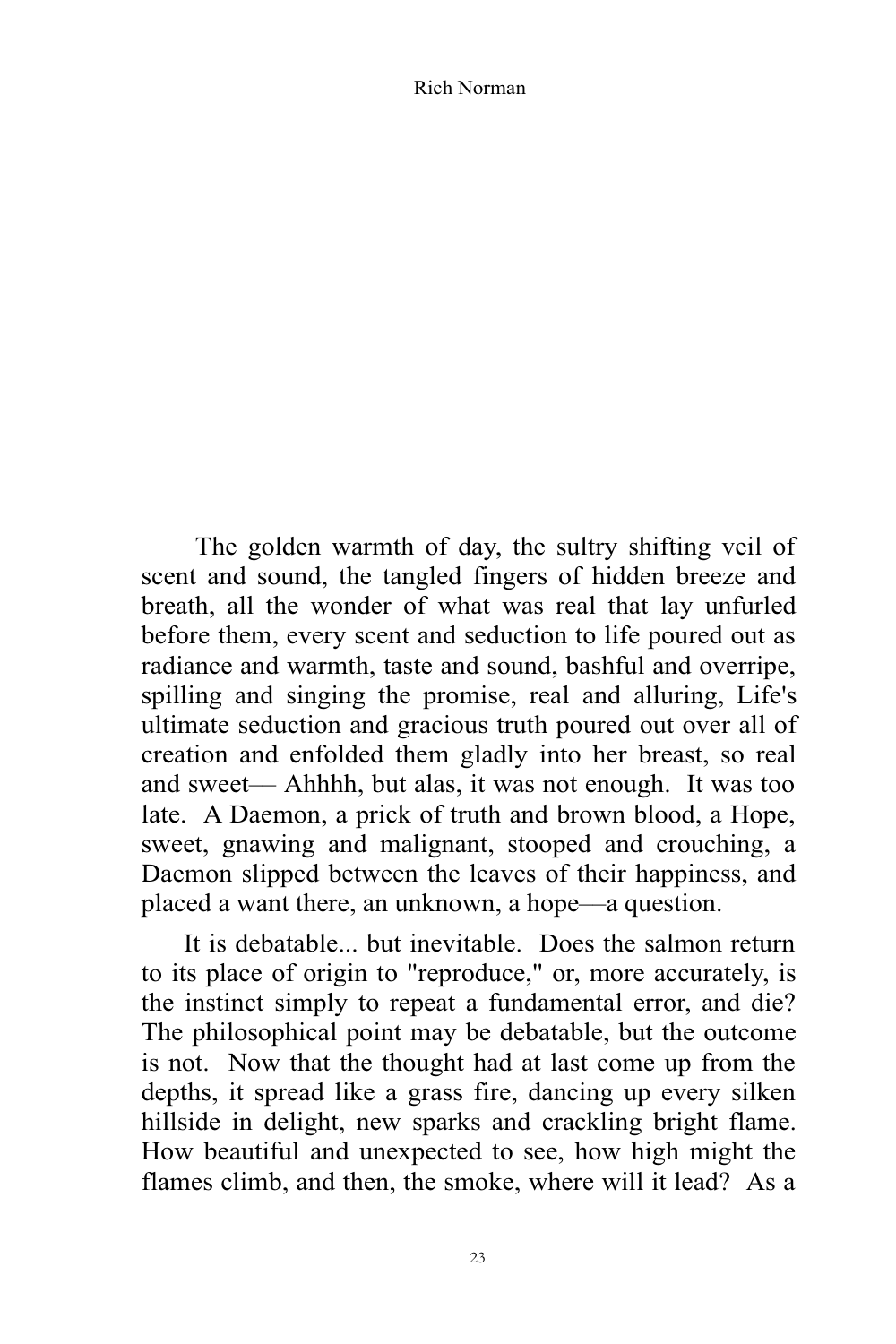The golden warmth of day, the sultry shifting veil of scent and sound, the tangled fingers of hidden breeze and breath, all the wonder of what was real that lay unfurled before them, every scent and seduction to life poured out as radiance and warmth, taste and sound, bashful and overripe, spilling and singing the promise, real and alluring, Life's ultimate seduction and gracious truth poured out over all of creation and enfolded them gladly into her breast, so real and sweet— Ahhhh, but alas, it was not enough. It was too late. A Daemon, a prick of truth and brown blood, a Hope, sweet, gnawing and malignant, stooped and crouching, a Daemon slipped between the leaves of their happiness, and placed a want there, an unknown, a hope—a question.

It is debatable... but inevitable. Does the salmon return to its place of origin to "reproduce," or, more accurately, is the instinct simply to repeat a fundamental error, and die? The philosophical point may be debatable, but the outcome is not. Now that the thought had at last come up from the depths, it spread like a grass fire, dancing up every silken hillside in delight, new sparks and crackling bright flame. How beautiful and unexpected to see, how high might the flames climb, and then, the smoke, where will it lead? As a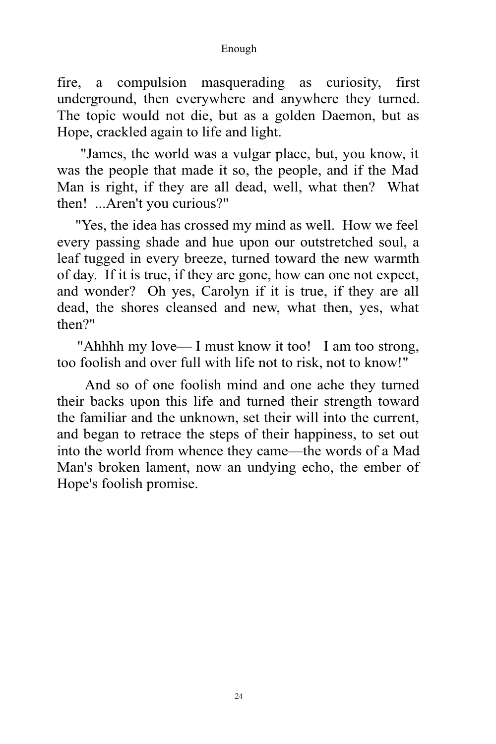fire, a compulsion masquerading as curiosity, first underground, then everywhere and anywhere they turned. The topic would not die, but as a golden Daemon, but as Hope, crackled again to life and light.

"James, the world was a vulgar place, but, you know, it was the people that made it so, the people, and if the Mad Man is right, if they are all dead, well, what then? What then! ...Aren't you curious?"

"Yes, the idea has crossed my mind as well. How we feel every passing shade and hue upon our outstretched soul, a leaf tugged in every breeze, turned toward the new warmth of day. If it is true, if they are gone, how can one not expect, and wonder? Oh yes, Carolyn if it is true, if they are all dead, the shores cleansed and new, what then, yes, what then?"

"Ahhhh my love— I must know it too! I am too strong, too foolish and over full with life not to risk, not to know!"

And so of one foolish mind and one ache they turned their backs upon this life and turned their strength toward the familiar and the unknown, set their will into the current, and began to retrace the steps of their happiness, to set out into the world from whence they came—the words of a Mad Man's broken lament, now an undying echo, the ember of Hope's foolish promise.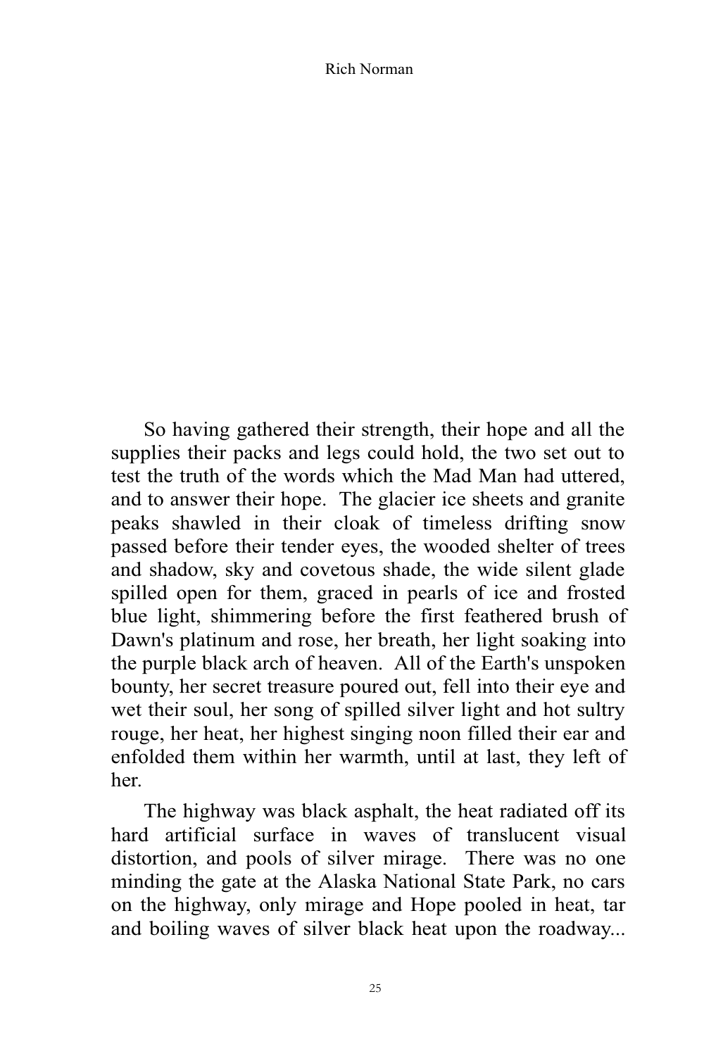So having gathered their strength, their hope and all the supplies their packs and legs could hold, the two set out to test the truth of the words which the Mad Man had uttered, and to answer their hope. The glacier ice sheets and granite peaks shawled in their cloak of timeless drifting snow passed before their tender eyes, the wooded shelter of trees and shadow, sky and covetous shade, the wide silent glade spilled open for them, graced in pearls of ice and frosted blue light, shimmering before the first feathered brush of Dawn's platinum and rose, her breath, her light soaking into the purple black arch of heaven. All of the Earth's unspoken bounty, her secret treasure poured out, fell into their eye and wet their soul, her song of spilled silver light and hot sultry rouge, her heat, her highest singing noon filled their ear and enfolded them within her warmth, until at last, they left of her.

The highway was black asphalt, the heat radiated off its hard artificial surface in waves of translucent visual distortion, and pools of silver mirage. There was no one minding the gate at the Alaska National State Park, no cars on the highway, only mirage and Hope pooled in heat, tar and boiling waves of silver black heat upon the roadway...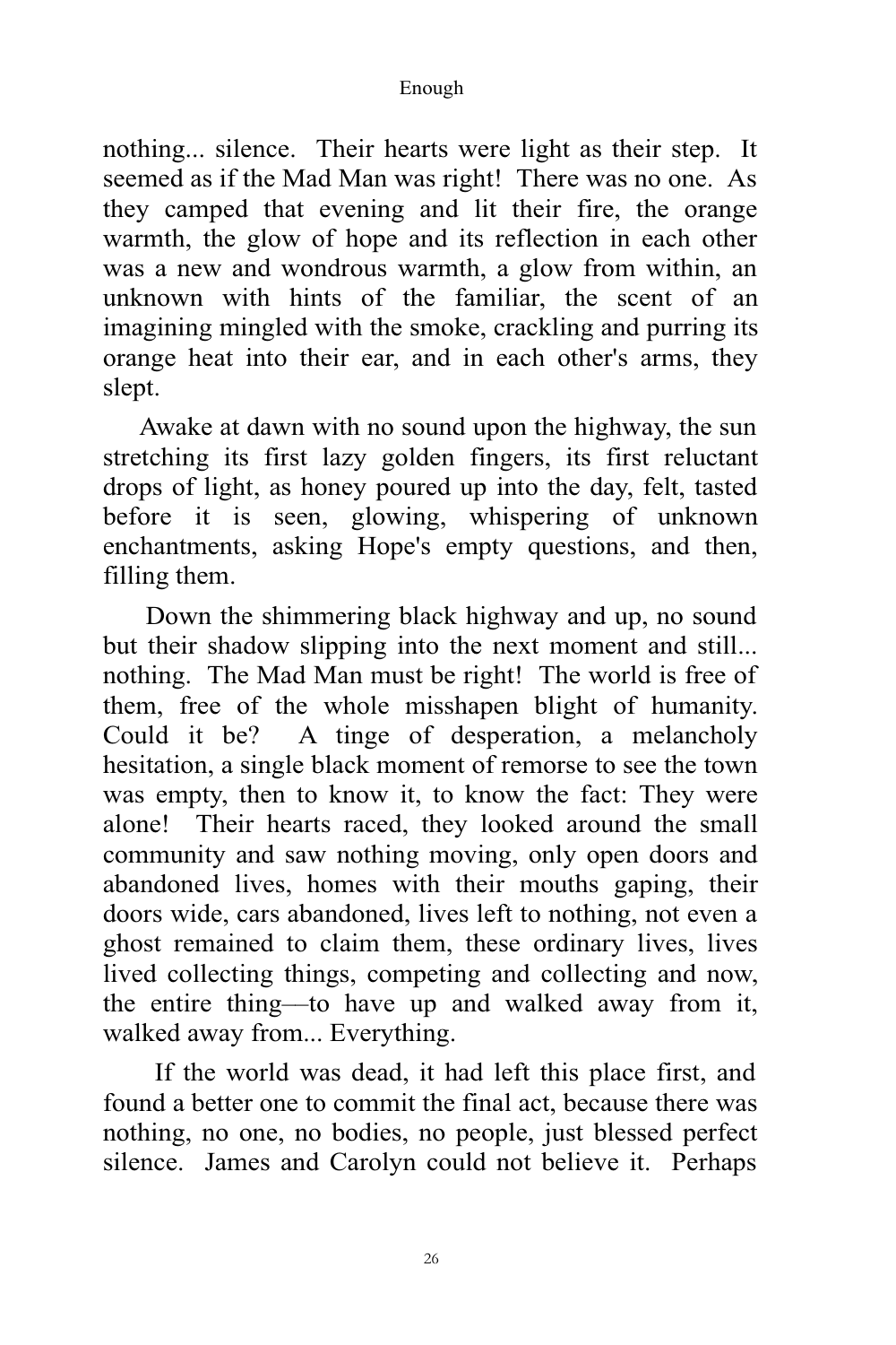nothing... silence. Their hearts were light as their step. It seemed as if the Mad Man was right! There was no one. As they camped that evening and lit their fire, the orange warmth, the glow of hope and its reflection in each other was a new and wondrous warmth, a glow from within, an unknown with hints of the familiar, the scent of an imagining mingled with the smoke, crackling and purring its orange heat into their ear, and in each other's arms, they slept.

Awake at dawn with no sound upon the highway, the sun stretching its first lazy golden fingers, its first reluctant drops of light, as honey poured up into the day, felt, tasted before it is seen, glowing, whispering of unknown enchantments, asking Hope's empty questions, and then, filling them.

Down the shimmering black highway and up, no sound but their shadow slipping into the next moment and still... nothing. The Mad Man must be right! The world is free of them, free of the whole misshapen blight of humanity. Could it be? A tinge of desperation, a melancholy hesitation, a single black moment of remorse to see the town was empty, then to know it, to know the fact: They were alone! Their hearts raced, they looked around the small community and saw nothing moving, only open doors and abandoned lives, homes with their mouths gaping, their doors wide, cars abandoned, lives left to nothing, not even a ghost remained to claim them, these ordinary lives, lives lived collecting things, competing and collecting and now, the entire thing—to have up and walked away from it, walked away from... Everything.

If the world was dead, it had left this place first, and found a better one to commit the final act, because there was nothing, no one, no bodies, no people, just blessed perfect silence. James and Carolyn could not believe it. Perhaps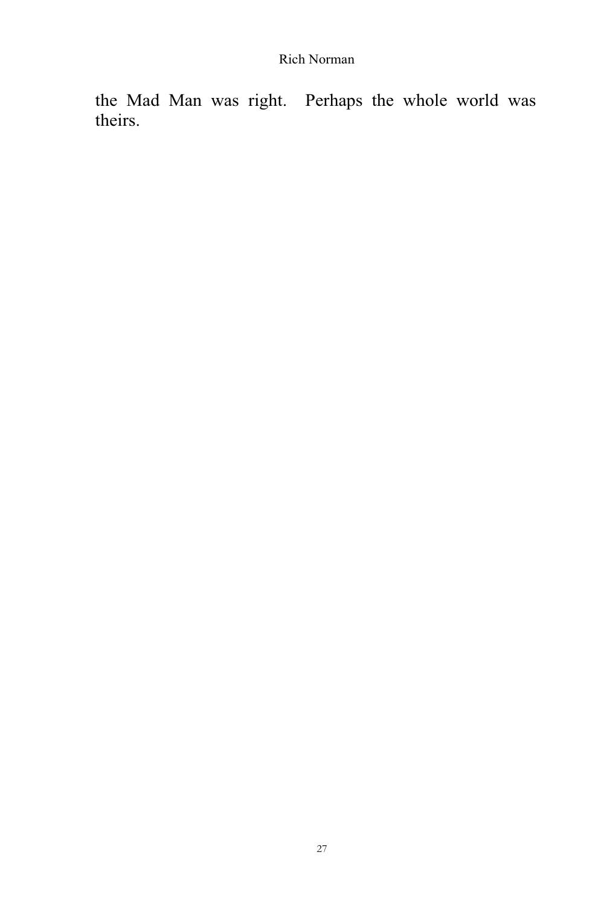the Mad Man was right. Perhaps the whole world was theirs.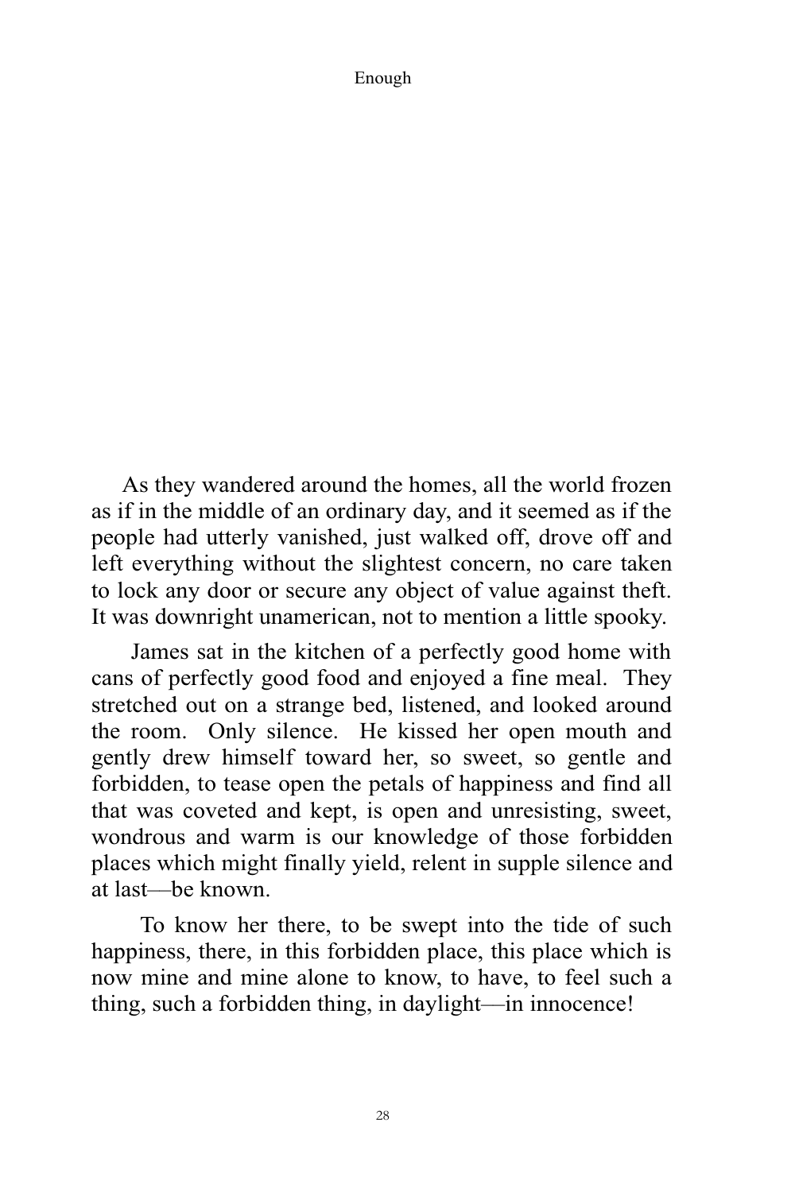As they wandered around the homes, all the world frozen as if in the middle of an ordinary day, and it seemed as if the people had utterly vanished, just walked off, drove off and left everything without the slightest concern, no care taken to lock any door or secure any object of value against theft. It was downright unamerican, not to mention a little spooky.

James sat in the kitchen of a perfectly good home with cans of perfectly good food and enjoyed a fine meal. They stretched out on a strange bed, listened, and looked around the room. Only silence. He kissed her open mouth and gently drew himself toward her, so sweet, so gentle and forbidden, to tease open the petals of happiness and find all that was coveted and kept, is open and unresisting, sweet, wondrous and warm is our knowledge of those forbidden places which might finally yield, relent in supple silence and at last—be known.

To know her there, to be swept into the tide of such happiness, there, in this forbidden place, this place which is now mine and mine alone to know, to have, to feel such a thing, such a forbidden thing, in daylight—in innocence!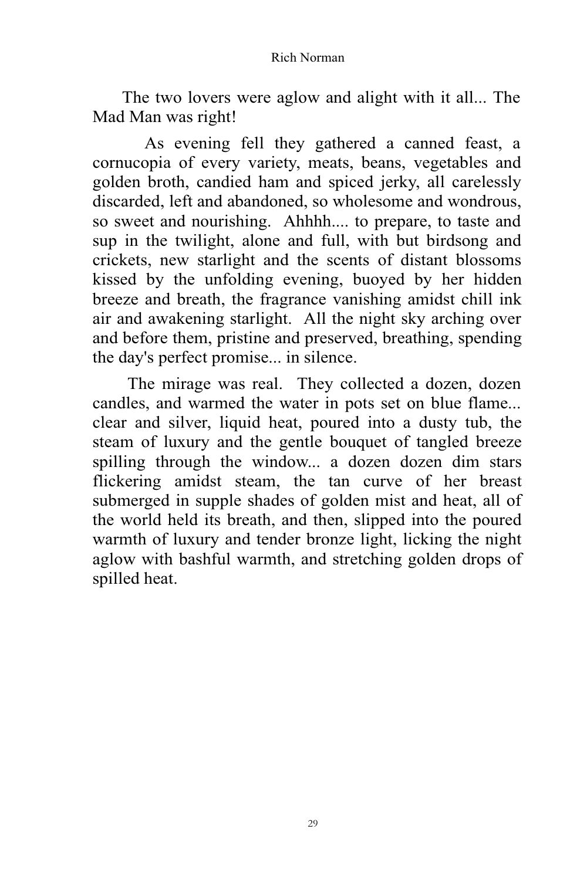The two lovers were aglow and alight with it all... The Mad Man was right!

As evening fell they gathered a canned feast, a cornucopia of every variety, meats, beans, vegetables and golden broth, candied ham and spiced jerky, all carelessly discarded, left and abandoned, so wholesome and wondrous, so sweet and nourishing.  Ahhhh.... to prepare, to taste and sup in the twilight, alone and full, with but birdsong and crickets, new starlight and the scents of distant blossoms kissed by the unfolding evening, buoyed by her hidden breeze and breath, the fragrance vanishing amidst chill ink air and awakening starlight.  All the night sky arching over and before them, pristine and preserved, breathing, spending the day's perfect promise... in silence.

The mirage was real.  They collected a dozen, dozen candles, and warmed the water in pots set on blue flame... clear and silver, liquid heat, poured into a dusty tub, the steam of luxury and the gentle bouquet of tangled breeze spilling through the window... a dozen dozen dim stars flickering amidst steam, the tan curve of her breast submerged in supple shades of golden mist and heat, all of the world held its breath, and then, slipped into the poured warmth of luxury and tender bronze light, licking the night aglow with bashful warmth, and stretching golden drops of spilled heat.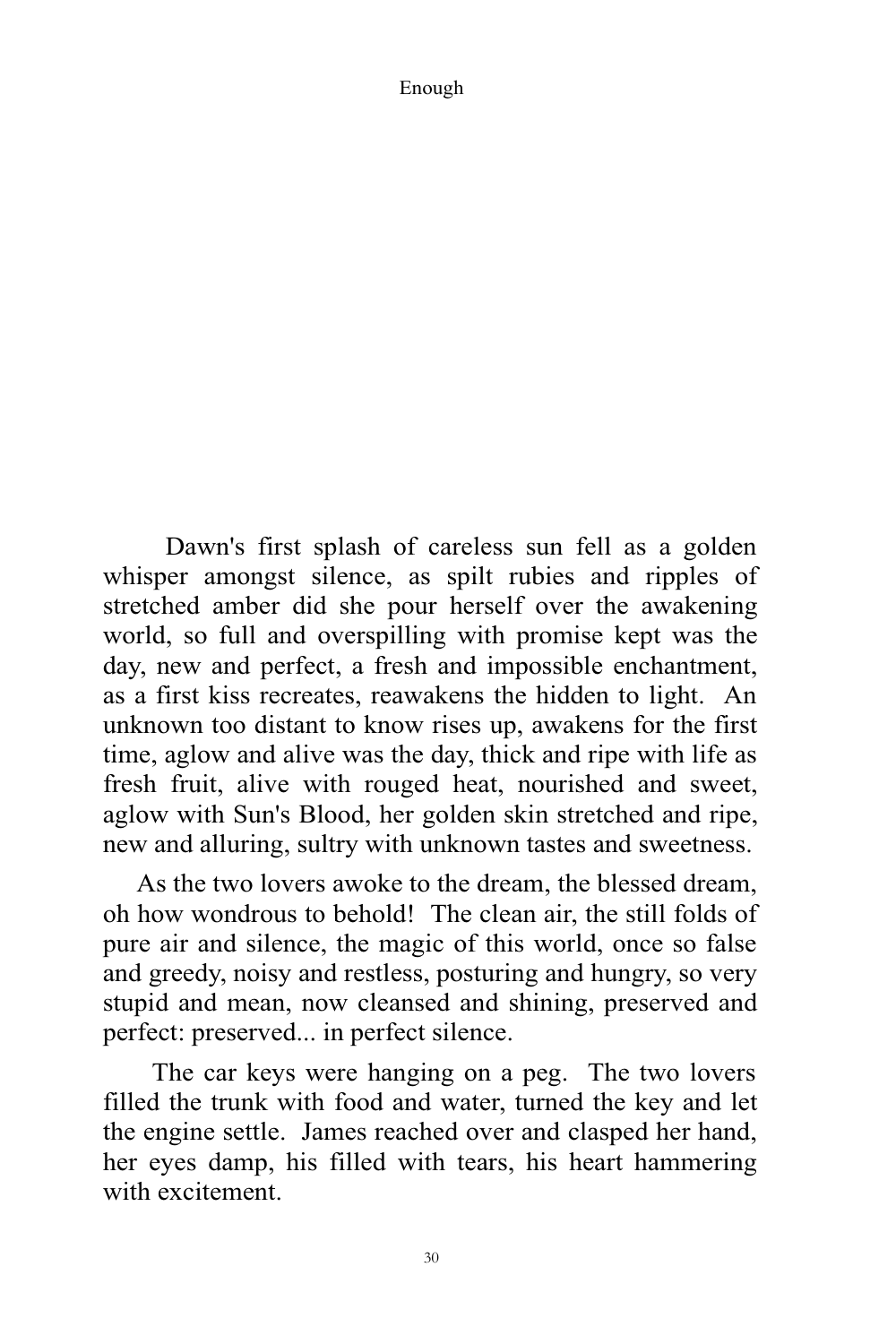Dawn's first splash of careless sun fell as a golden whisper amongst silence, as spilt rubies and ripples of stretched amber did she pour herself over the awakening world, so full and overspilling with promise kept was the day, new and perfect, a fresh and impossible enchantment, as a first kiss recreates, reawakens the hidden to light. An unknown too distant to know rises up, awakens for the first time, aglow and alive was the day, thick and ripe with life as fresh fruit, alive with rouged heat, nourished and sweet, aglow with Sun's Blood, her golden skin stretched and ripe, new and alluring, sultry with unknown tastes and sweetness.

As the two lovers awoke to the dream, the blessed dream, oh how wondrous to behold! The clean air, the still folds of pure air and silence, the magic of this world, once so false and greedy, noisy and restless, posturing and hungry, so very stupid and mean, now cleansed and shining, preserved and perfect: preserved... in perfect silence.

The car keys were hanging on a peg. The two lovers filled the trunk with food and water, turned the key and let the engine settle. James reached over and clasped her hand, her eyes damp, his filled with tears, his heart hammering with excitement.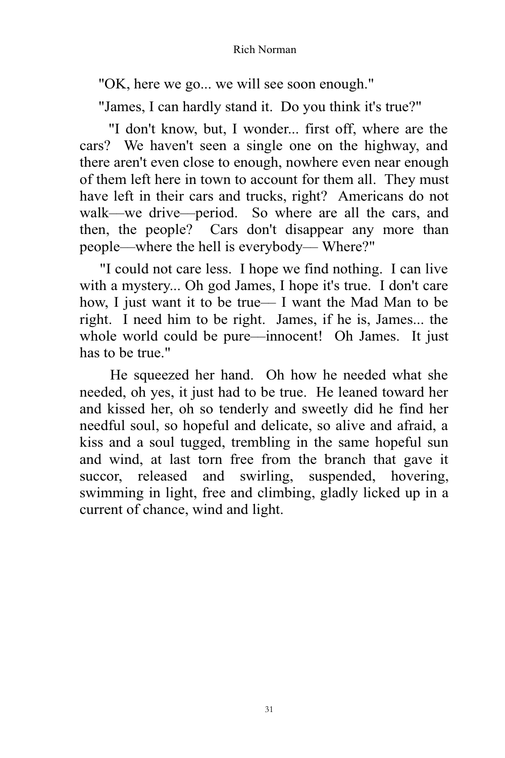"OK, here we go... we will see soon enough."

"James, I can hardly stand it. Do you think it's true?"

"I don't know, but, I wonder... first off, where are the cars? We haven't seen a single one on the highway, and there aren't even close to enough, nowhere even near enough of them left here in town to account for them all. They must have left in their cars and trucks, right? Americans do not walk—we drive—period. So where are all the cars, and then, the people? Cars don't disappear any more than people—where the hell is everybody— Where?"

"I could not care less. I hope we find nothing. I can live with a mystery... Oh god James, I hope it's true. I don't care how, I just want it to be true— I want the Mad Man to be right. I need him to be right. James, if he is, James... the whole world could be pure—innocent! Oh James. It just has to be true."

He squeezed her hand. Oh how he needed what she needed, oh yes, it just had to be true. He leaned toward her and kissed her, oh so tenderly and sweetly did he find her needful soul, so hopeful and delicate, so alive and afraid, a kiss and a soul tugged, trembling in the same hopeful sun and wind, at last torn free from the branch that gave it succor, released and swirling, suspended, hovering, swimming in light, free and climbing, gladly licked up in a current of chance, wind and light.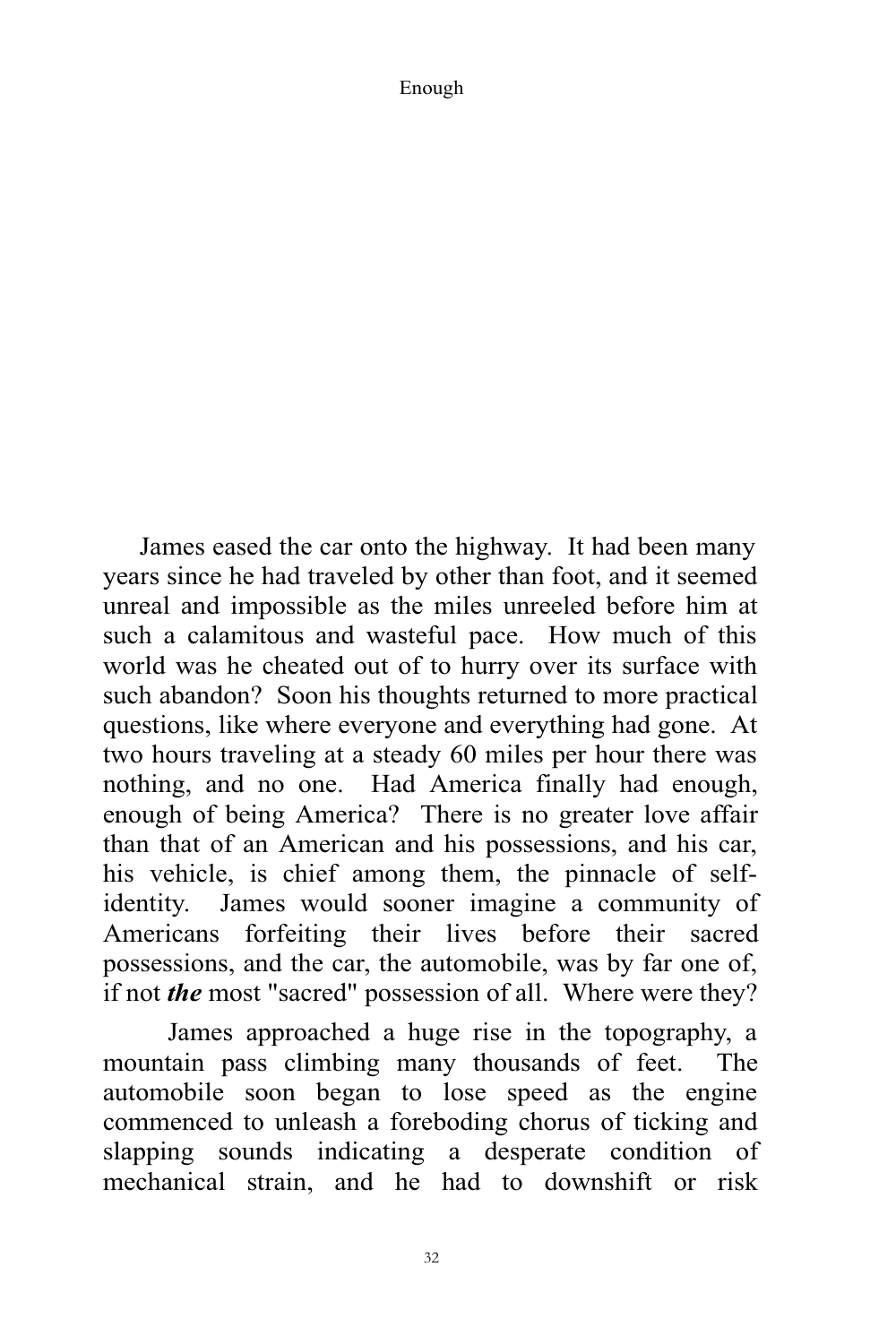James eased the car onto the highway. It had been many years since he had traveled by other than foot, and it seemed unreal and impossible as the miles unreeled before him at such a calamitous and wasteful pace. How much of this world was he cheated out of to hurry over its surface with such abandon? Soon his thoughts returned to more practical questions, like where everyone and everything had gone. At two hours traveling at a steady 60 miles per hour there was nothing, and no one. Had America finally had enough, enough of being America? There is no greater love affair than that of an American and his possessions, and his car, his vehicle, is chief among them, the pinnacle of self-identity. James would sooner imagine a community of Americans forfeiting their lives before their sacred possessions, and the car, the automobile, was by far one of, if not ***the*** most "sacred" possession of all. Where were they?

James approached a huge rise in the topography, a mountain pass climbing many thousands of feet. The automobile soon began to lose speed as the engine commenced to unleash a foreboding chorus of ticking and slapping sounds indicating a desperate condition of mechanical strain, and he had to downshift or risk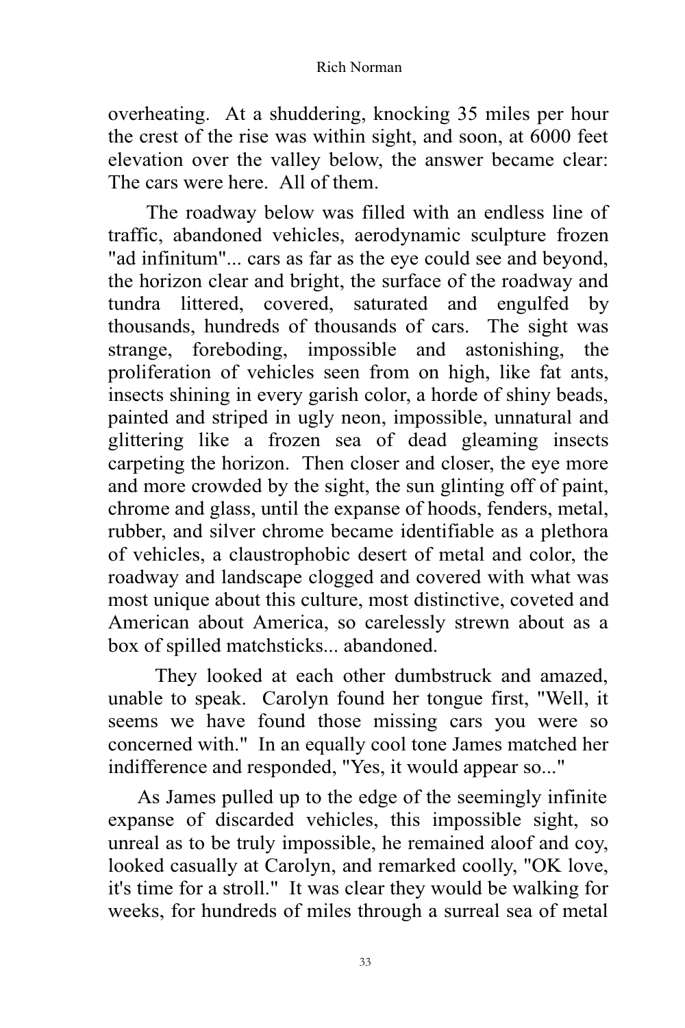overheating. At a shuddering, knocking 35 miles per hour the crest of the rise was within sight, and soon, at 6000 feet elevation over the valley below, the answer became clear: The cars were here. All of them.

The roadway below was filled with an endless line of traffic, abandoned vehicles, aerodynamic sculpture frozen "ad infinitum"... cars as far as the eye could see and beyond, the horizon clear and bright, the surface of the roadway and tundra littered, covered, saturated and engulfed by thousands, hundreds of thousands of cars. The sight was strange, foreboding, impossible and astonishing, the proliferation of vehicles seen from on high, like fat ants, insects shining in every garish color, a horde of shiny beads, painted and striped in ugly neon, impossible, unnatural and glittering like a frozen sea of dead gleaming insects carpeting the horizon. Then closer and closer, the eye more and more crowded by the sight, the sun glinting off of paint, chrome and glass, until the expanse of hoods, fenders, metal, rubber, and silver chrome became identifiable as a plethora of vehicles, a claustrophobic desert of metal and color, the roadway and landscape clogged and covered with what was most unique about this culture, most distinctive, coveted and American about America, so carelessly strewn about as a box of spilled matchsticks... abandoned.

They looked at each other dumbstruck and amazed, unable to speak. Carolyn found her tongue first, "Well, it seems we have found those missing cars you were so concerned with." In an equally cool tone James matched her indifference and responded, "Yes, it would appear so..."

As James pulled up to the edge of the seemingly infinite expanse of discarded vehicles, this impossible sight, so unreal as to be truly impossible, he remained aloof and coy, looked casually at Carolyn, and remarked coolly, "OK love, it's time for a stroll." It was clear they would be walking for weeks, for hundreds of miles through a surreal sea of metal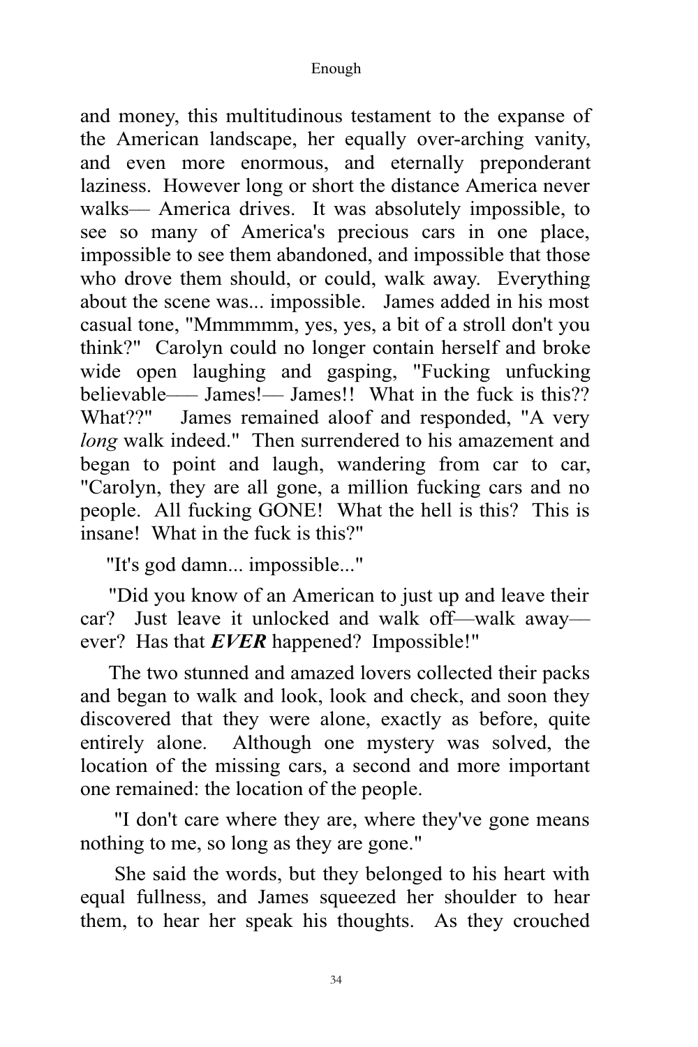and money, this multitudinous testament to the expanse of the American landscape, her equally over-arching vanity, and even more enormous, and eternally preponderant laziness. However long or short the distance America never walks— America drives. It was absolutely impossible, to see so many of America's precious cars in one place, impossible to see them abandoned, and impossible that those who drove them should, or could, walk away. Everything about the scene was... impossible. James added in his most casual tone, "Mmmmmm, yes, yes, a bit of a stroll don't you think?" Carolyn could no longer contain herself and broke wide open laughing and gasping, "Fucking unfucking believable—— James!— James!! What in the fuck is this?? What??" James remained aloof and responded, "A very *long* walk indeed." Then surrendered to his amazement and began to point and laugh, wandering from car to car, "Carolyn, they are all gone, a million fucking cars and no people. All fucking GONE! What the hell is this? This is insane! What in the fuck is this?"

"It's god damn... impossible..."

"Did you know of an American to just up and leave their car? Just leave it unlocked and walk off—walk away—ever? Has that ***EVER*** happened? Impossible!"

The two stunned and amazed lovers collected their packs and began to walk and look, look and check, and soon they discovered that they were alone, exactly as before, quite entirely alone. Although one mystery was solved, the location of the missing cars, a second and more important one remained: the location of the people.

"I don't care where they are, where they've gone means nothing to me, so long as they are gone."

She said the words, but they belonged to his heart with equal fullness, and James squeezed her shoulder to hear them, to hear her speak his thoughts. As they crouched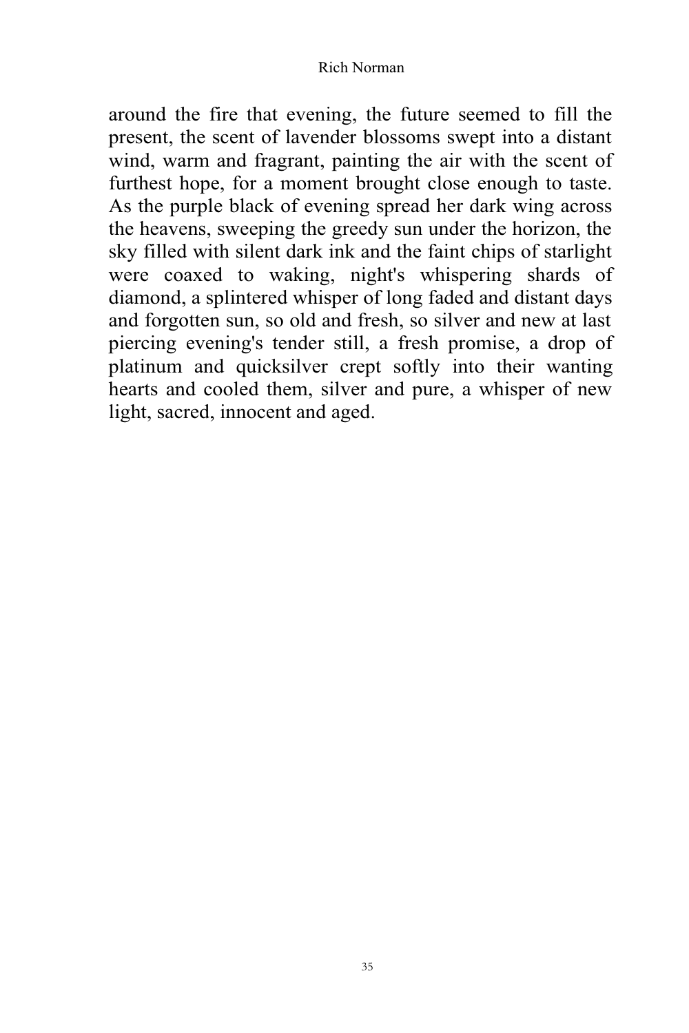around the fire that evening, the future seemed to fill the present, the scent of lavender blossoms swept into a distant wind, warm and fragrant, painting the air with the scent of furthest hope, for a moment brought close enough to taste. As the purple black of evening spread her dark wing across the heavens, sweeping the greedy sun under the horizon, the sky filled with silent dark ink and the faint chips of starlight were coaxed to waking, night's whispering shards of diamond, a splintered whisper of long faded and distant days and forgotten sun, so old and fresh, so silver and new at last piercing evening's tender still, a fresh promise, a drop of platinum and quicksilver crept softly into their wanting hearts and cooled them, silver and pure, a whisper of new light, sacred, innocent and aged.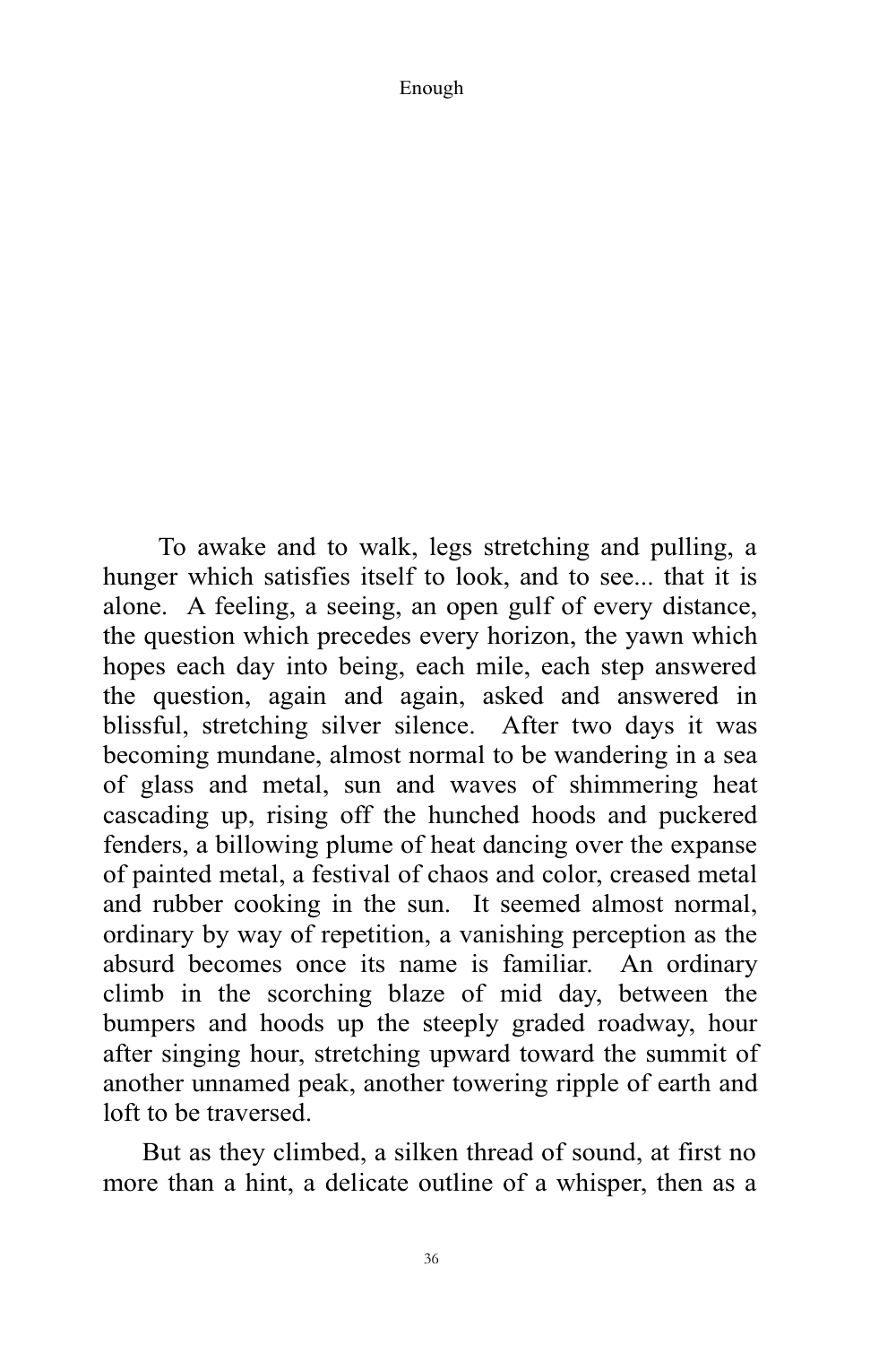To awake and to walk, legs stretching and pulling, a hunger which satisfies itself to look, and to see... that it is alone. A feeling, a seeing, an open gulf of every distance, the question which precedes every horizon, the yawn which hopes each day into being, each mile, each step answered the question, again and again, asked and answered in blissful, stretching silver silence. After two days it was becoming mundane, almost normal to be wandering in a sea of glass and metal, sun and waves of shimmering heat cascading up, rising off the hunched hoods and puckered fenders, a billowing plume of heat dancing over the expanse of painted metal, a festival of chaos and color, creased metal and rubber cooking in the sun. It seemed almost normal, ordinary by way of repetition, a vanishing perception as the absurd becomes once its name is familiar. An ordinary climb in the scorching blaze of mid day, between the bumpers and hoods up the steeply graded roadway, hour after singing hour, stretching upward toward the summit of another unnamed peak, another towering ripple of earth and loft to be traversed.

But as they climbed, a silken thread of sound, at first no more than a hint, a delicate outline of a whisper, then as a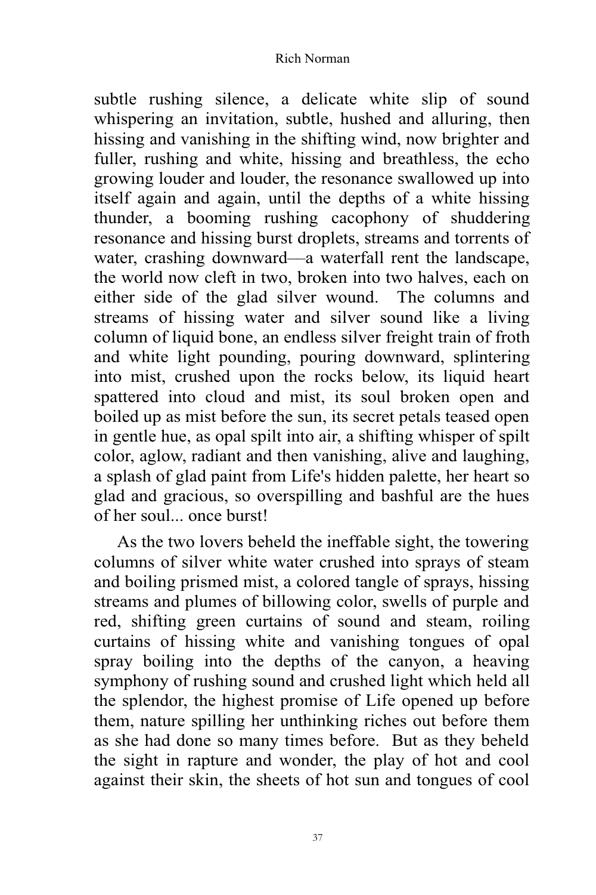subtle rushing silence, a delicate white slip of sound whispering an invitation, subtle, hushed and alluring, then hissing and vanishing in the shifting wind, now brighter and fuller, rushing and white, hissing and breathless, the echo growing louder and louder, the resonance swallowed up into itself again and again, until the depths of a white hissing thunder, a booming rushing cacophony of shuddering resonance and hissing burst droplets, streams and torrents of water, crashing downward—a waterfall rent the landscape, the world now cleft in two, broken into two halves, each on either side of the glad silver wound. The columns and streams of hissing water and silver sound like a living column of liquid bone, an endless silver freight train of froth and white light pounding, pouring downward, splintering into mist, crushed upon the rocks below, its liquid heart spattered into cloud and mist, its soul broken open and boiled up as mist before the sun, its secret petals teased open in gentle hue, as opal spilt into air, a shifting whisper of spilt color, aglow, radiant and then vanishing, alive and laughing, a splash of glad paint from Life's hidden palette, her heart so glad and gracious, so overspilling and bashful are the hues of her soul... once burst!

As the two lovers beheld the ineffable sight, the towering columns of silver white water crushed into sprays of steam and boiling prismed mist, a colored tangle of sprays, hissing streams and plumes of billowing color, swells of purple and red, shifting green curtains of sound and steam, roiling curtains of hissing white and vanishing tongues of opal spray boiling into the depths of the canyon, a heaving symphony of rushing sound and crushed light which held all the splendor, the highest promise of Life opened up before them, nature spilling her unthinking riches out before them as she had done so many times before. But as they beheld the sight in rapture and wonder, the play of hot and cool against their skin, the sheets of hot sun and tongues of cool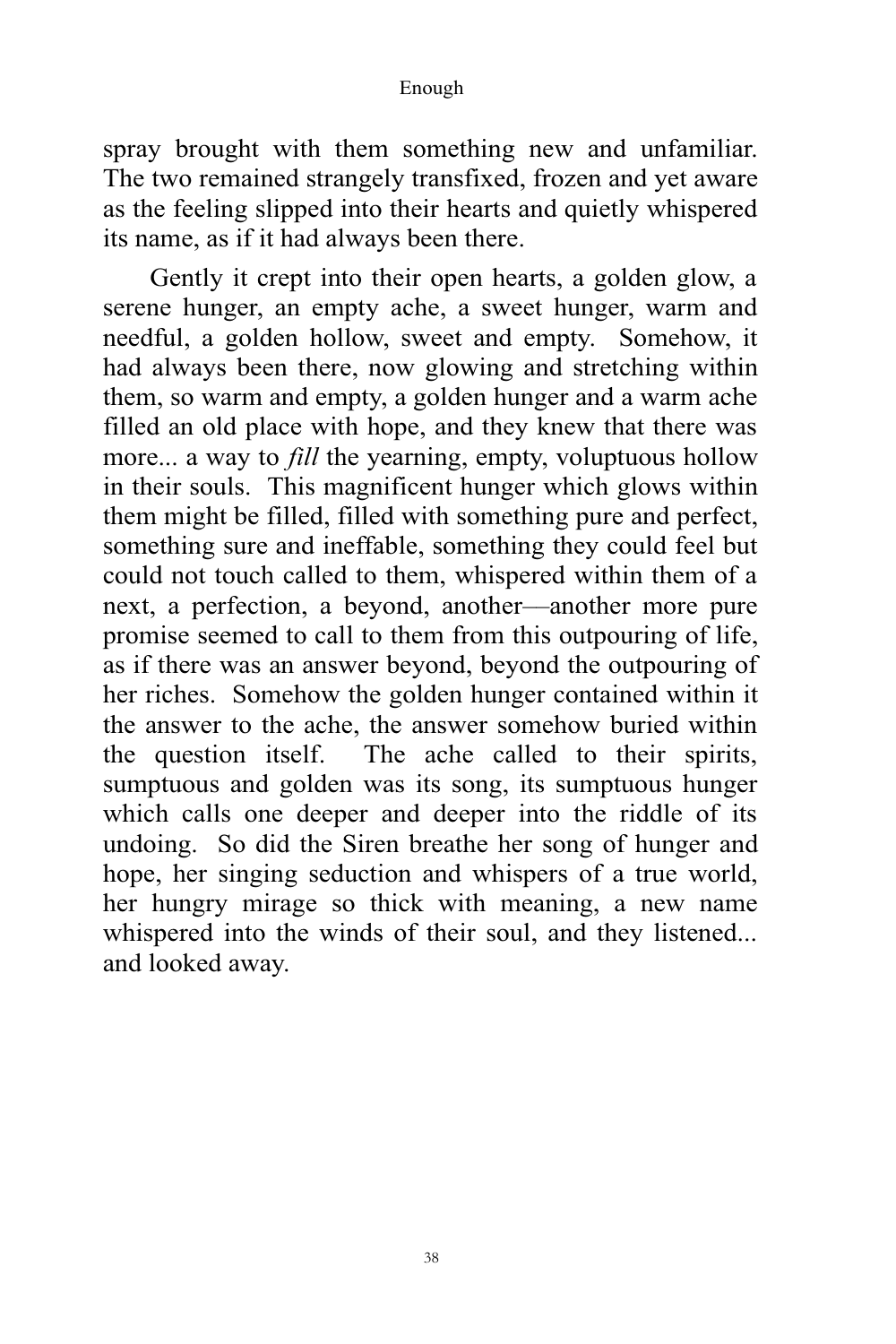spray brought with them something new and unfamiliar. The two remained strangely transfixed, frozen and yet aware as the feeling slipped into their hearts and quietly whispered its name, as if it had always been there.

Gently it crept into their open hearts, a golden glow, a serene hunger, an empty ache, a sweet hunger, warm and needful, a golden hollow, sweet and empty. Somehow, it had always been there, now glowing and stretching within them, so warm and empty, a golden hunger and a warm ache filled an old place with hope, and they knew that there was more... a way to *fill* the yearning, empty, voluptuous hollow in their souls. This magnificent hunger which glows within them might be filled, filled with something pure and perfect, something sure and ineffable, something they could feel but could not touch called to them, whispered within them of a next, a perfection, a beyond, another—another more pure promise seemed to call to them from this outpouring of life, as if there was an answer beyond, beyond the outpouring of her riches. Somehow the golden hunger contained within it the answer to the ache, the answer somehow buried within the question itself. The ache called to their spirits, sumptuous and golden was its song, its sumptuous hunger which calls one deeper and deeper into the riddle of its undoing. So did the Siren breathe her song of hunger and hope, her singing seduction and whispers of a true world, her hungry mirage so thick with meaning, a new name whispered into the winds of their soul, and they listened... and looked away.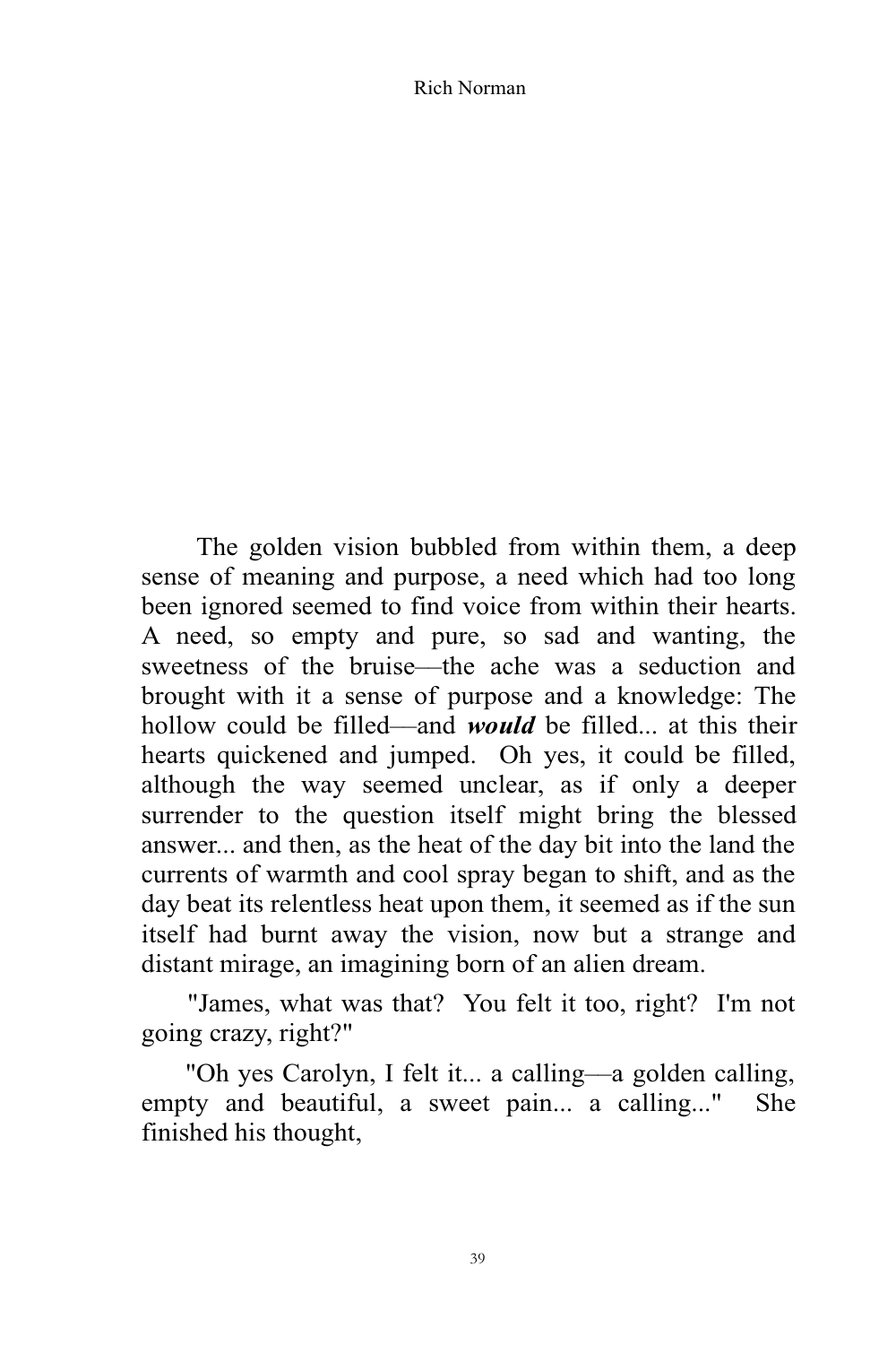The golden vision bubbled from within them, a deep sense of meaning and purpose, a need which had too long been ignored seemed to find voice from within their hearts. A need, so empty and pure, so sad and wanting, the sweetness of the bruise—the ache was a seduction and brought with it a sense of purpose and a knowledge: The hollow could be filled—and ***would*** be filled... at this their hearts quickened and jumped. Oh yes, it could be filled, although the way seemed unclear, as if only a deeper surrender to the question itself might bring the blessed answer... and then, as the heat of the day bit into the land the currents of warmth and cool spray began to shift, and as the day beat its relentless heat upon them, it seemed as if the sun itself had burnt away the vision, now but a strange and distant mirage, an imagining born of an alien dream.

"James, what was that? You felt it too, right? I'm not going crazy, right?"

"Oh yes Carolyn, I felt it... a calling—a golden calling, empty and beautiful, a sweet pain... a calling..." She finished his thought,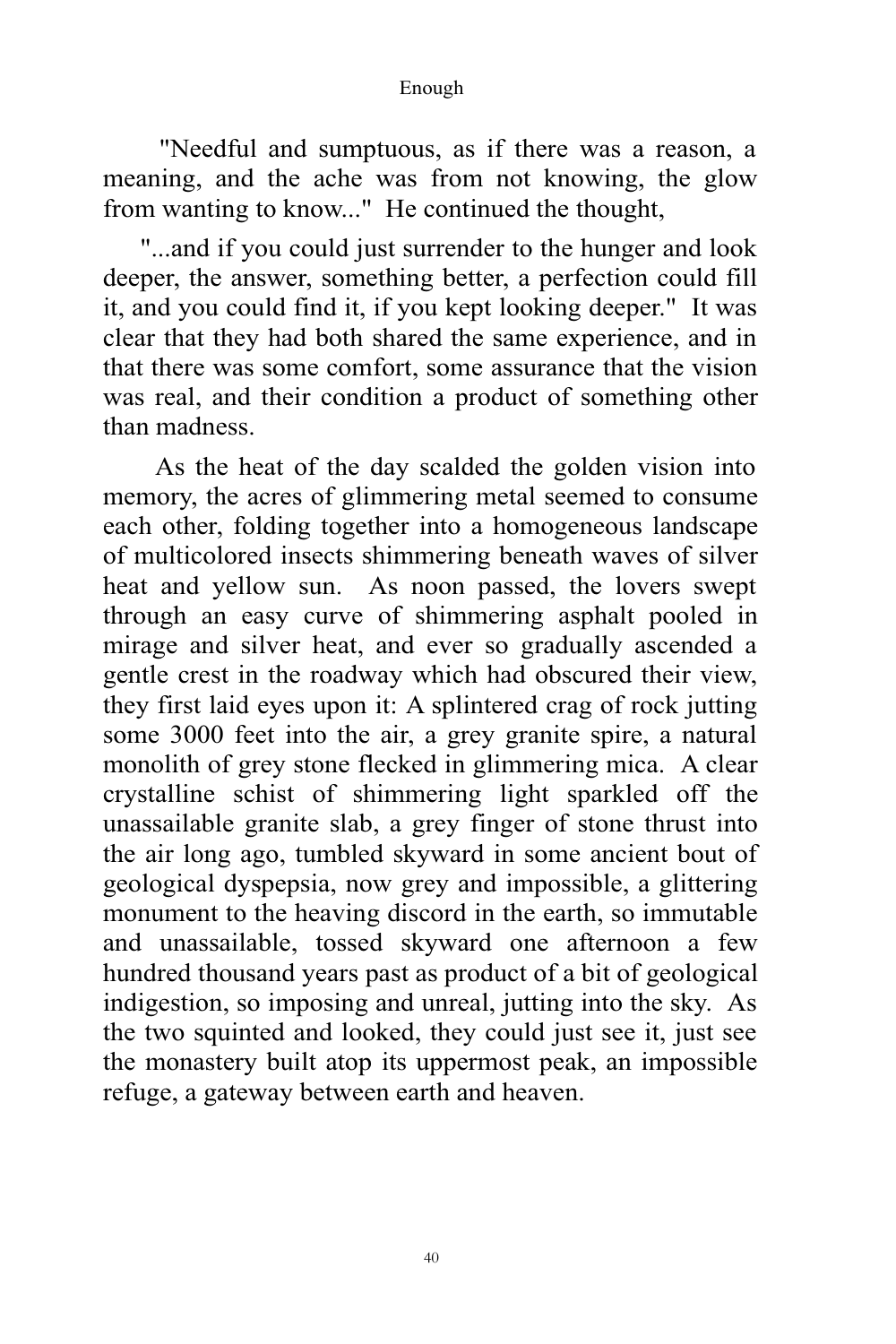"Needful and sumptuous, as if there was a reason, a meaning, and the ache was from not knowing, the glow from wanting to know..." He continued the thought,

"...and if you could just surrender to the hunger and look deeper, the answer, something better, a perfection could fill it, and you could find it, if you kept looking deeper." It was clear that they had both shared the same experience, and in that there was some comfort, some assurance that the vision was real, and their condition a product of something other than madness.

As the heat of the day scalded the golden vision into memory, the acres of glimmering metal seemed to consume each other, folding together into a homogeneous landscape of multicolored insects shimmering beneath waves of silver heat and yellow sun. As noon passed, the lovers swept through an easy curve of shimmering asphalt pooled in mirage and silver heat, and ever so gradually ascended a gentle crest in the roadway which had obscured their view, they first laid eyes upon it: A splintered crag of rock jutting some 3000 feet into the air, a grey granite spire, a natural monolith of grey stone flecked in glimmering mica. A clear crystalline schist of shimmering light sparkled off the unassailable granite slab, a grey finger of stone thrust into the air long ago, tumbled skyward in some ancient bout of geological dyspepsia, now grey and impossible, a glittering monument to the heaving discord in the earth, so immutable and unassailable, tossed skyward one afternoon a few hundred thousand years past as product of a bit of geological indigestion, so imposing and unreal, jutting into the sky. As the two squinted and looked, they could just see it, just see the monastery built atop its uppermost peak, an impossible refuge, a gateway between earth and heaven.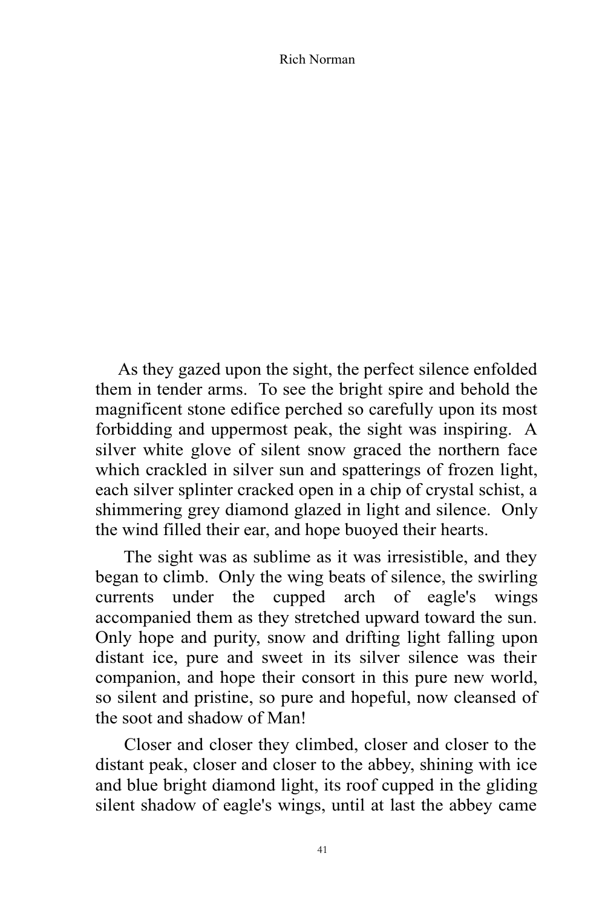As they gazed upon the sight, the perfect silence enfolded them in tender arms. To see the bright spire and behold the magnificent stone edifice perched so carefully upon its most forbidding and uppermost peak, the sight was inspiring. A silver white glove of silent snow graced the northern face which crackled in silver sun and spatterings of frozen light, each silver splinter cracked open in a chip of crystal schist, a shimmering grey diamond glazed in light and silence. Only the wind filled their ear, and hope buoyed their hearts.

The sight was as sublime as it was irresistible, and they began to climb. Only the wing beats of silence, the swirling currents under the cupped arch of eagle's wings accompanied them as they stretched upward toward the sun. Only hope and purity, snow and drifting light falling upon distant ice, pure and sweet in its silver silence was their companion, and hope their consort in this pure new world, so silent and pristine, so pure and hopeful, now cleansed of the soot and shadow of Man!

Closer and closer they climbed, closer and closer to the distant peak, closer and closer to the abbey, shining with ice and blue bright diamond light, its roof cupped in the gliding silent shadow of eagle's wings, until at last the abbey came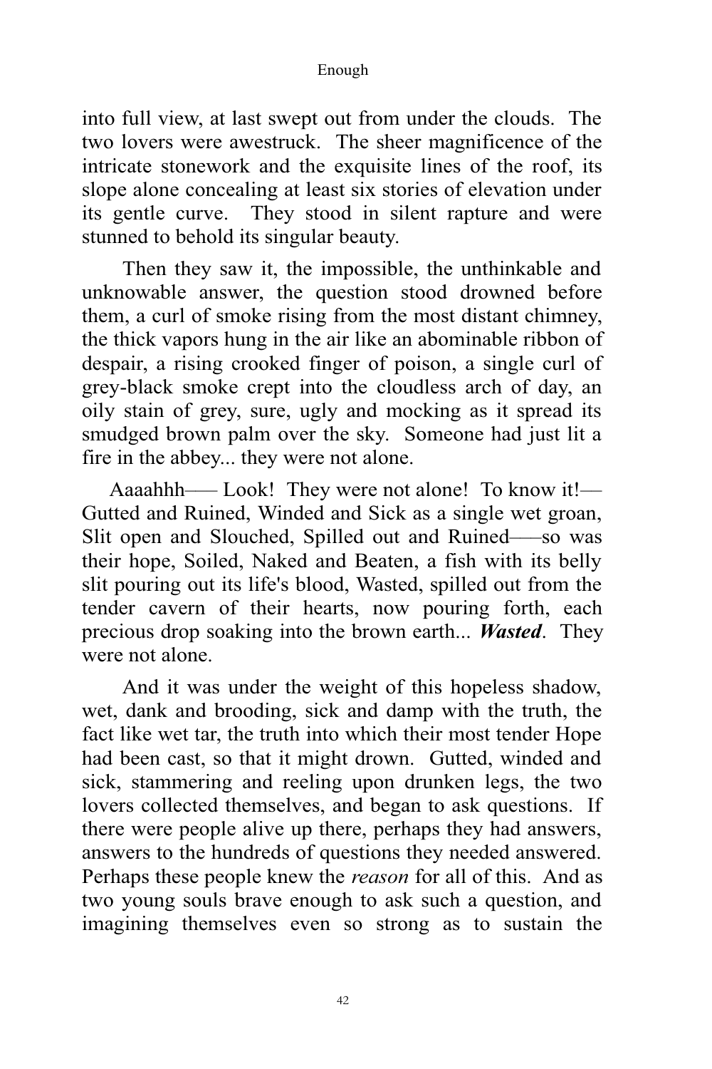into full view, at last swept out from under the clouds. The two lovers were awestruck. The sheer magnificence of the intricate stonework and the exquisite lines of the roof, its slope alone concealing at least six stories of elevation under its gentle curve. They stood in silent rapture and were stunned to behold its singular beauty.

Then they saw it, the impossible, the unthinkable and unknowable answer, the question stood drowned before them, a curl of smoke rising from the most distant chimney, the thick vapors hung in the air like an abominable ribbon of despair, a rising crooked finger of poison, a single curl of grey-black smoke crept into the cloudless arch of day, an oily stain of grey, sure, ugly and mocking as it spread its smudged brown palm over the sky. Someone had just lit a fire in the abbey... they were not alone.

Aaaahhh—— Look! They were not alone! To know it!— Gutted and Ruined, Winded and Sick as a single wet groan, Slit open and Slouched, Spilled out and Ruined——so was their hope, Soiled, Naked and Beaten, a fish with its belly slit pouring out its life's blood, Wasted, spilled out from the tender cavern of their hearts, now pouring forth, each precious drop soaking into the brown earth... ***Wasted***. They were not alone.

And it was under the weight of this hopeless shadow, wet, dank and brooding, sick and damp with the truth, the fact like wet tar, the truth into which their most tender Hope had been cast, so that it might drown. Gutted, winded and sick, stammering and reeling upon drunken legs, the two lovers collected themselves, and began to ask questions. If there were people alive up there, perhaps they had answers, answers to the hundreds of questions they needed answered. Perhaps these people knew the *reason* for all of this. And as two young souls brave enough to ask such a question, and imagining themselves even so strong as to sustain the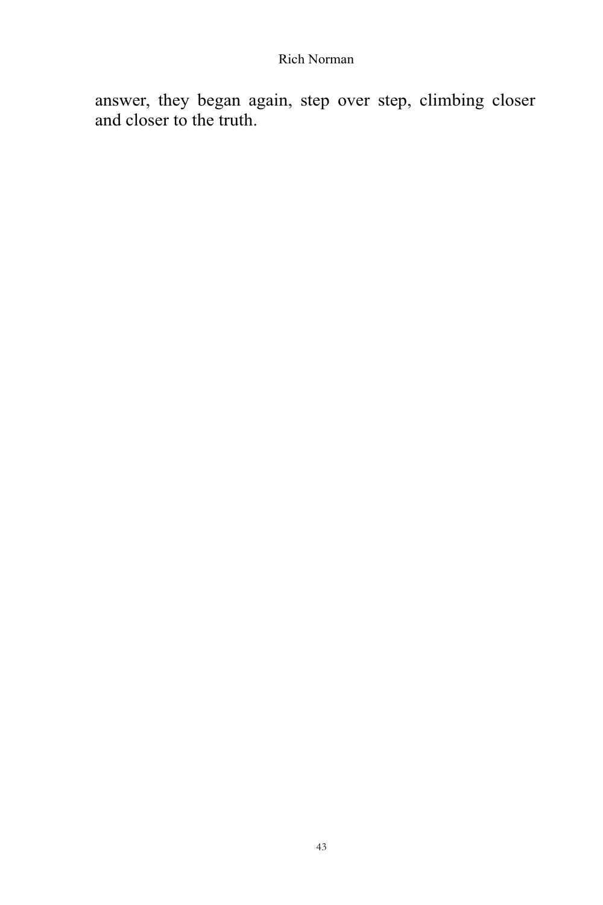answer, they began again, step over step, climbing closer and closer to the truth.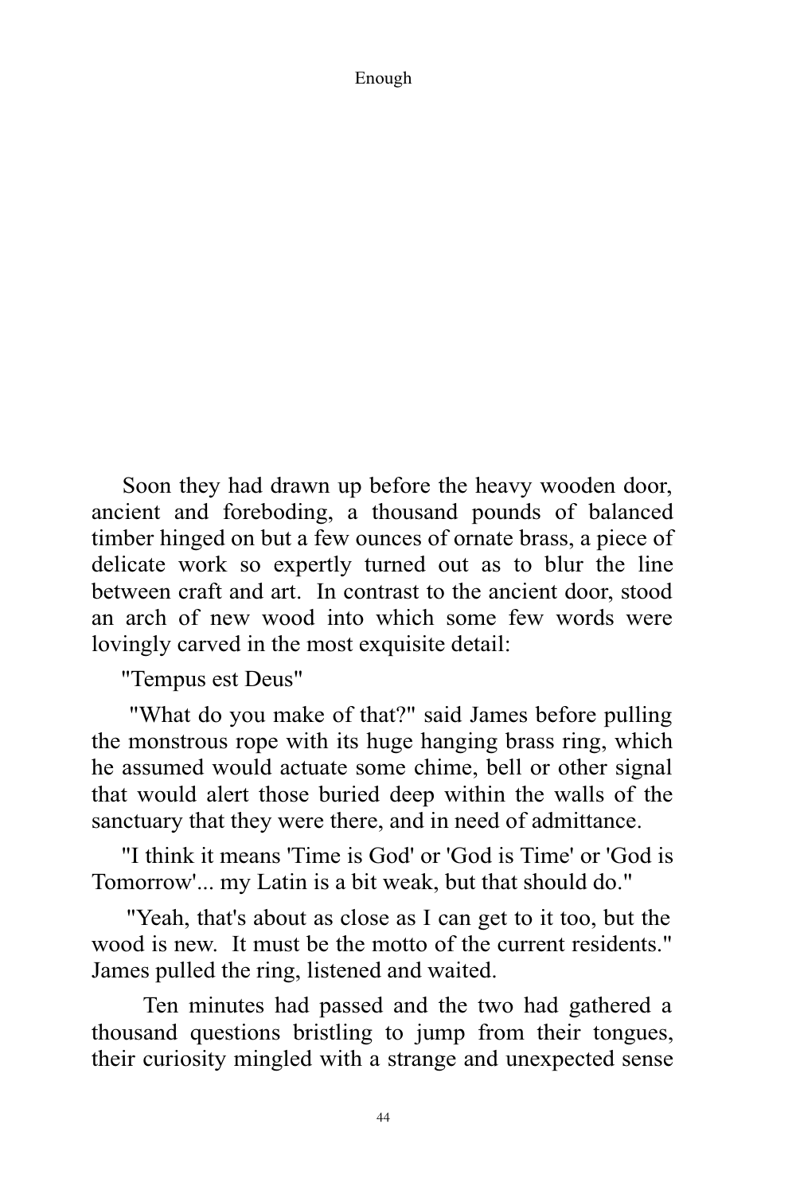Soon they had drawn up before the heavy wooden door, ancient and foreboding, a thousand pounds of balanced timber hinged on but a few ounces of ornate brass, a piece of delicate work so expertly turned out as to blur the line between craft and art. In contrast to the ancient door, stood an arch of new wood into which some few words were lovingly carved in the most exquisite detail:

"Tempus est Deus"

"What do you make of that?" said James before pulling the monstrous rope with its huge hanging brass ring, which he assumed would actuate some chime, bell or other signal that would alert those buried deep within the walls of the sanctuary that they were there, and in need of admittance.

"I think it means 'Time is God' or 'God is Time' or 'God is Tomorrow'... my Latin is a bit weak, but that should do."

"Yeah, that's about as close as I can get to it too, but the wood is new. It must be the motto of the current residents." James pulled the ring, listened and waited.

Ten minutes had passed and the two had gathered a thousand questions bristling to jump from their tongues, their curiosity mingled with a strange and unexpected sense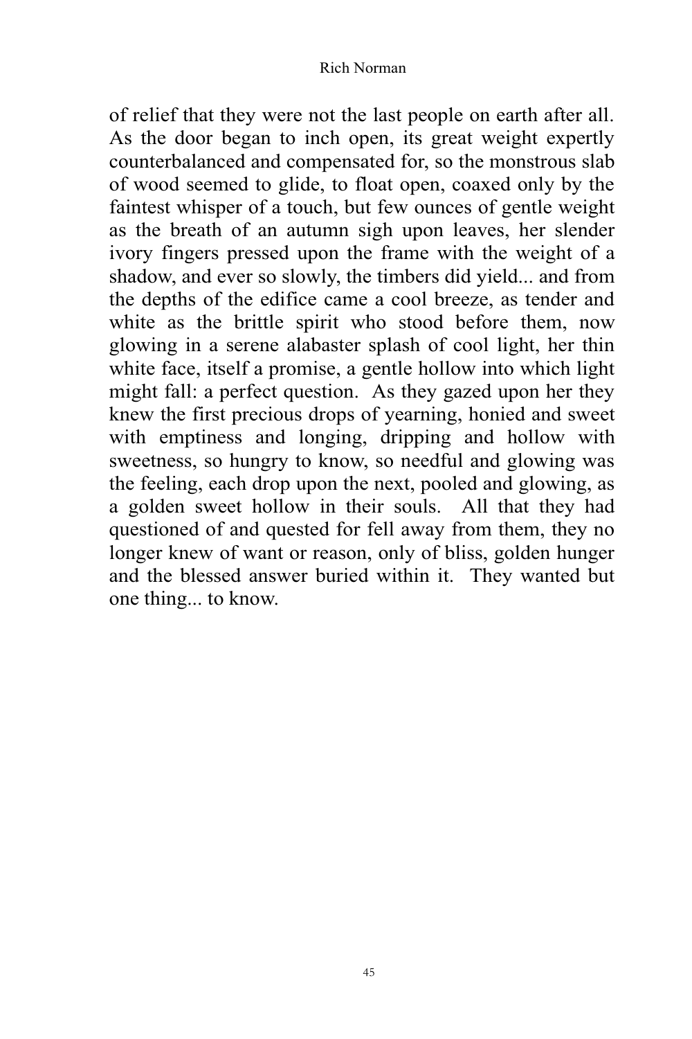of relief that they were not the last people on earth after all. As the door began to inch open, its great weight expertly counterbalanced and compensated for, so the monstrous slab of wood seemed to glide, to float open, coaxed only by the faintest whisper of a touch, but few ounces of gentle weight as the breath of an autumn sigh upon leaves, her slender ivory fingers pressed upon the frame with the weight of a shadow, and ever so slowly, the timbers did yield... and from the depths of the edifice came a cool breeze, as tender and white as the brittle spirit who stood before them, now glowing in a serene alabaster splash of cool light, her thin white face, itself a promise, a gentle hollow into which light might fall: a perfect question. As they gazed upon her they knew the first precious drops of yearning, honied and sweet with emptiness and longing, dripping and hollow with sweetness, so hungry to know, so needful and glowing was the feeling, each drop upon the next, pooled and glowing, as a golden sweet hollow in their souls. All that they had questioned of and quested for fell away from them, they no longer knew of want or reason, only of bliss, golden hunger and the blessed answer buried within it. They wanted but one thing... to know.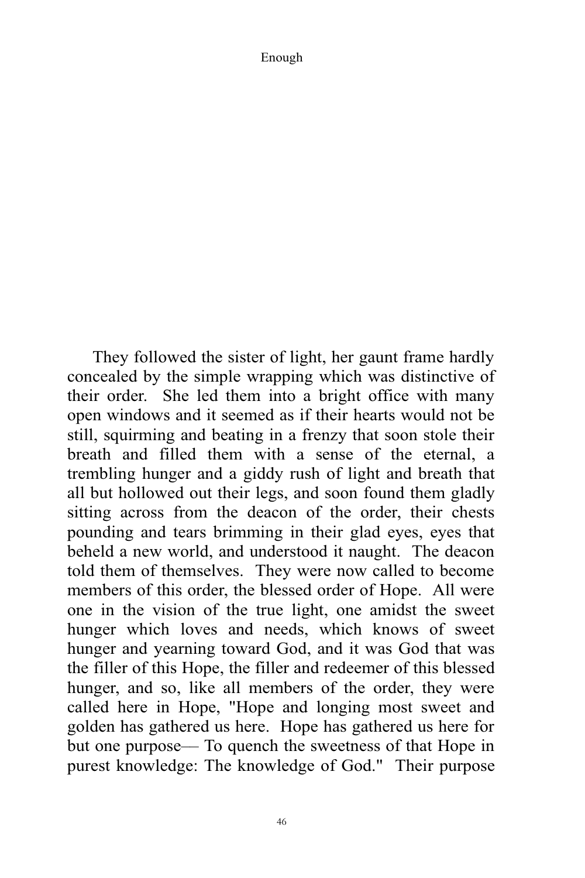They followed the sister of light, her gaunt frame hardly concealed by the simple wrapping which was distinctive of their order. She led them into a bright office with many open windows and it seemed as if their hearts would not be still, squirming and beating in a frenzy that soon stole their breath and filled them with a sense of the eternal, a trembling hunger and a giddy rush of light and breath that all but hollowed out their legs, and soon found them gladly sitting across from the deacon of the order, their chests pounding and tears brimming in their glad eyes, eyes that beheld a new world, and understood it naught. The deacon told them of themselves. They were now called to become members of this order, the blessed order of Hope. All were one in the vision of the true light, one amidst the sweet hunger which loves and needs, which knows of sweet hunger and yearning toward God, and it was God that was the filler of this Hope, the filler and redeemer of this blessed hunger, and so, like all members of the order, they were called here in Hope, "Hope and longing most sweet and golden has gathered us here. Hope has gathered us here for but one purpose— To quench the sweetness of that Hope in purest knowledge: The knowledge of God." Their purpose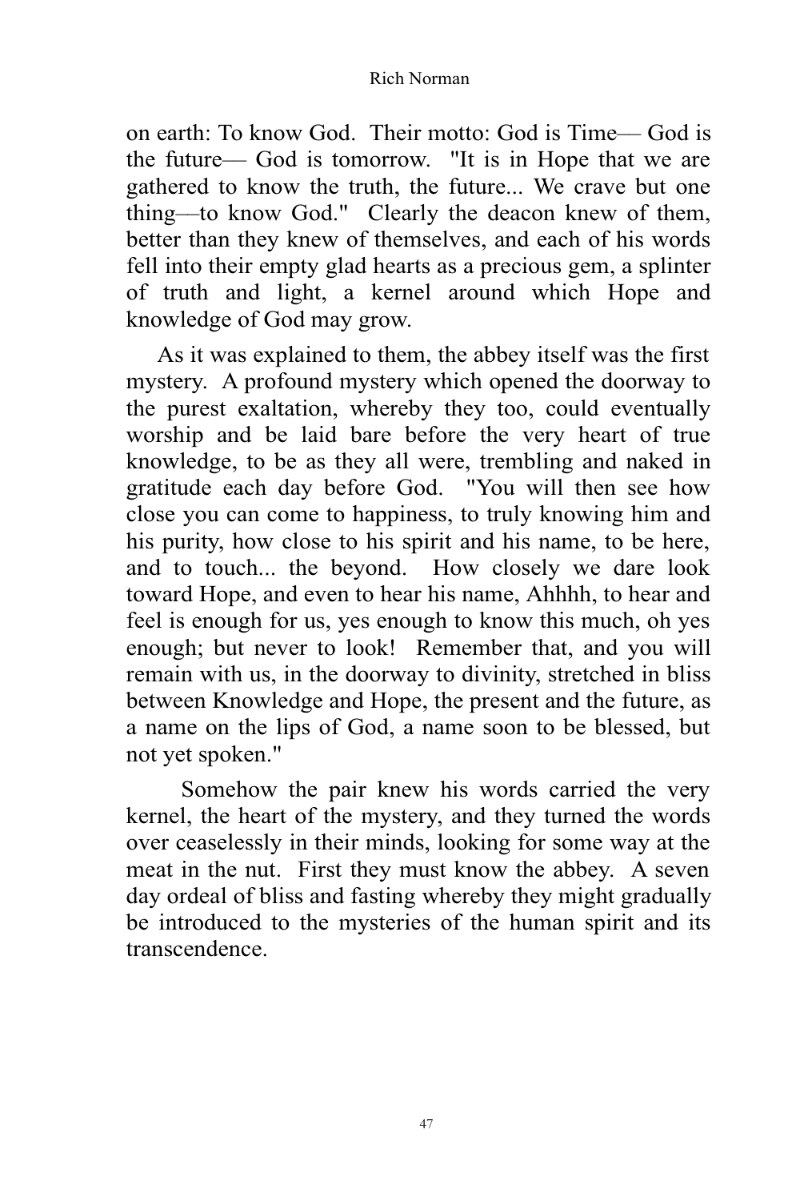on earth: To know God. Their motto: God is Time— God is the future— God is tomorrow. "It is in Hope that we are gathered to know the truth, the future... We crave but one thing—to know God." Clearly the deacon knew of them, better than they knew of themselves, and each of his words fell into their empty glad hearts as a precious gem, a splinter of truth and light, a kernel around which Hope and knowledge of God may grow.

As it was explained to them, the abbey itself was the first mystery. A profound mystery which opened the doorway to the purest exaltation, whereby they too, could eventually worship and be laid bare before the very heart of true knowledge, to be as they all were, trembling and naked in gratitude each day before God. "You will then see how close you can come to happiness, to truly knowing him and his purity, how close to his spirit and his name, to be here, and to touch... the beyond. How closely we dare look toward Hope, and even to hear his name, Ahhhh, to hear and feel is enough for us, yes enough to know this much, oh yes enough; but never to look! Remember that, and you will remain with us, in the doorway to divinity, stretched in bliss between Knowledge and Hope, the present and the future, as a name on the lips of God, a name soon to be blessed, but not yet spoken."

Somehow the pair knew his words carried the very kernel, the heart of the mystery, and they turned the words over ceaselessly in their minds, looking for some way at the meat in the nut. First they must know the abbey. A seven day ordeal of bliss and fasting whereby they might gradually be introduced to the mysteries of the human spirit and its transcendence.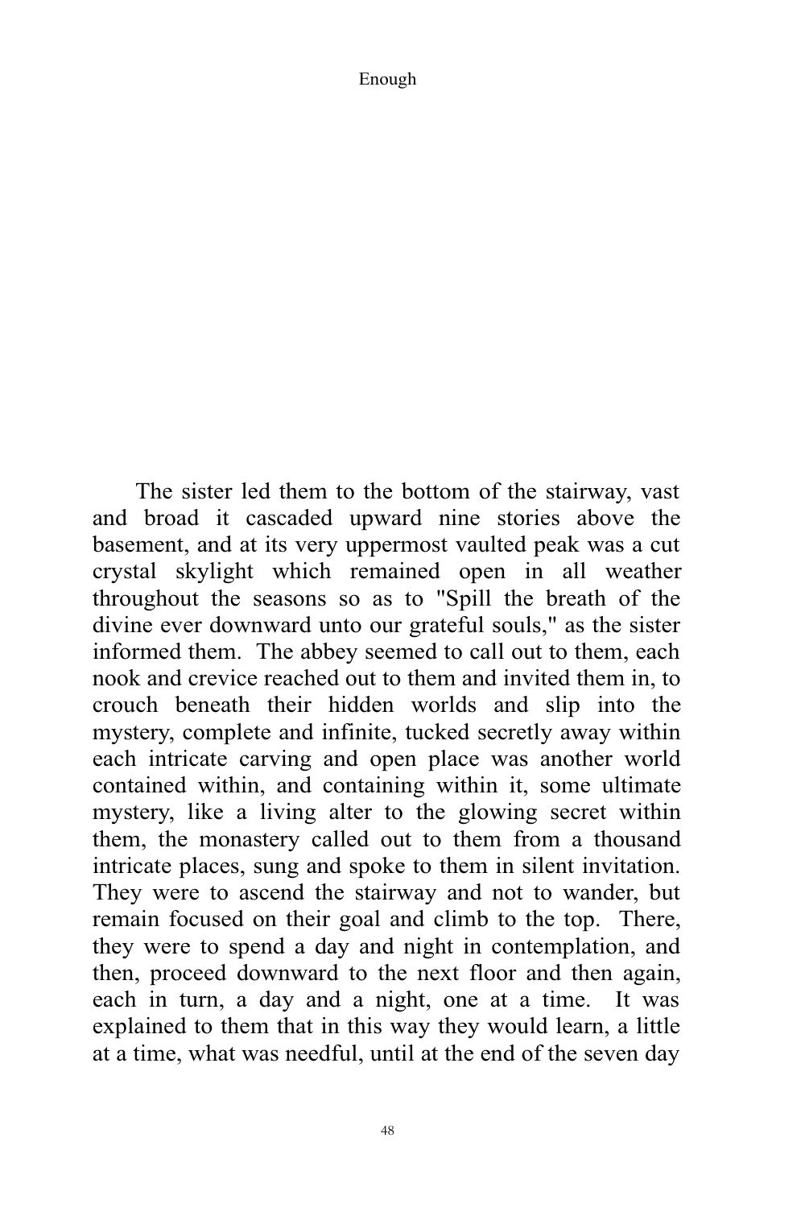The sister led them to the bottom of the stairway, vast and broad it cascaded upward nine stories above the basement, and at its very uppermost vaulted peak was a cut crystal skylight which remained open in all weather throughout the seasons so as to "Spill the breath of the divine ever downward unto our grateful souls," as the sister informed them. The abbey seemed to call out to them, each nook and crevice reached out to them and invited them in, to crouch beneath their hidden worlds and slip into the mystery, complete and infinite, tucked secretly away within each intricate carving and open place was another world contained within, and containing within it, some ultimate mystery, like a living alter to the glowing secret within them, the monastery called out to them from a thousand intricate places, sung and spoke to them in silent invitation. They were to ascend the stairway and not to wander, but remain focused on their goal and climb to the top. There, they were to spend a day and night in contemplation, and then, proceed downward to the next floor and then again, each in turn, a day and a night, one at a time. It was explained to them that in this way they would learn, a little at a time, what was needful, until at the end of the seven day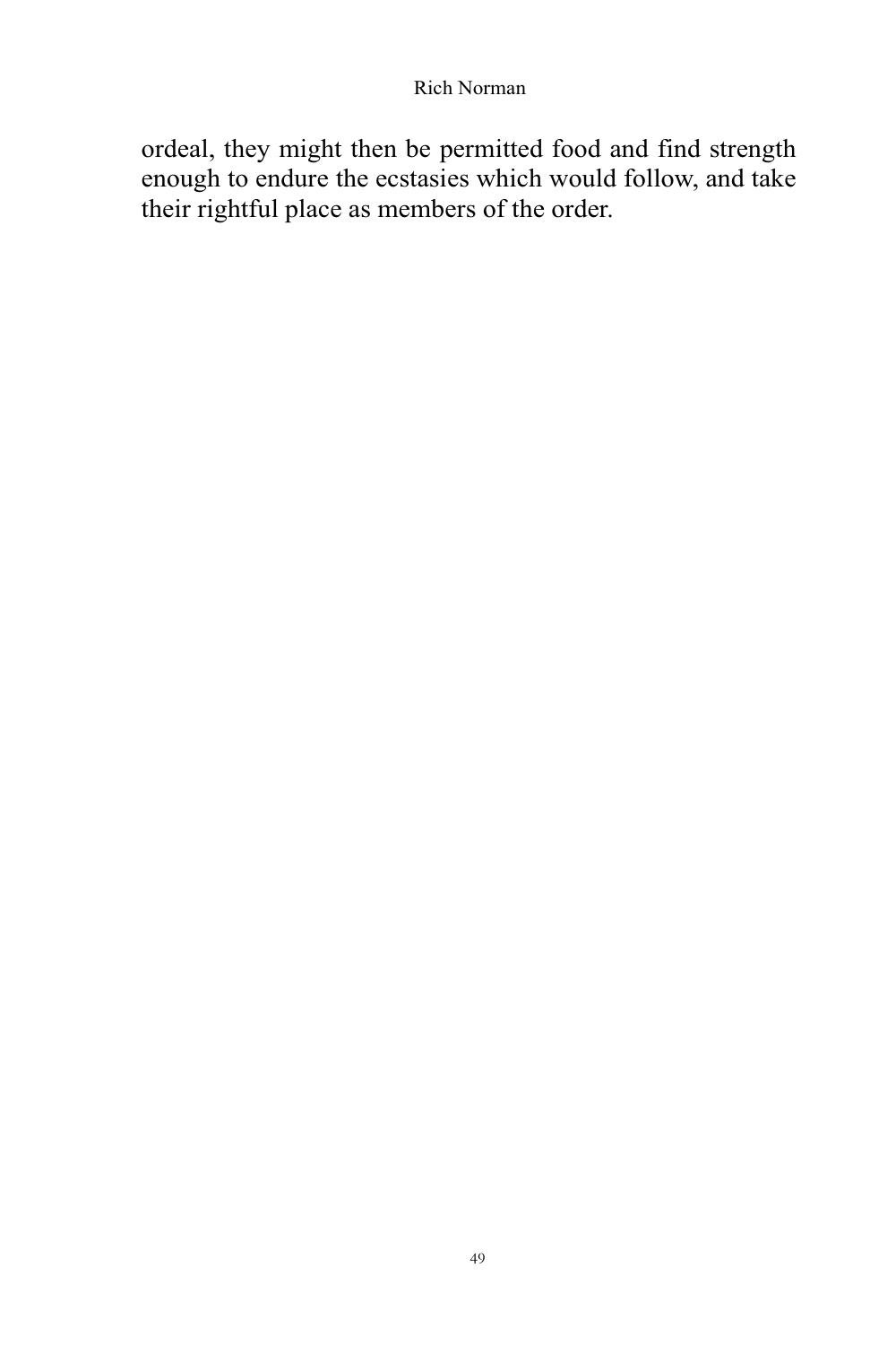ordeal, they might then be permitted food and find strength enough to endure the ecstasies which would follow, and take their rightful place as members of the order.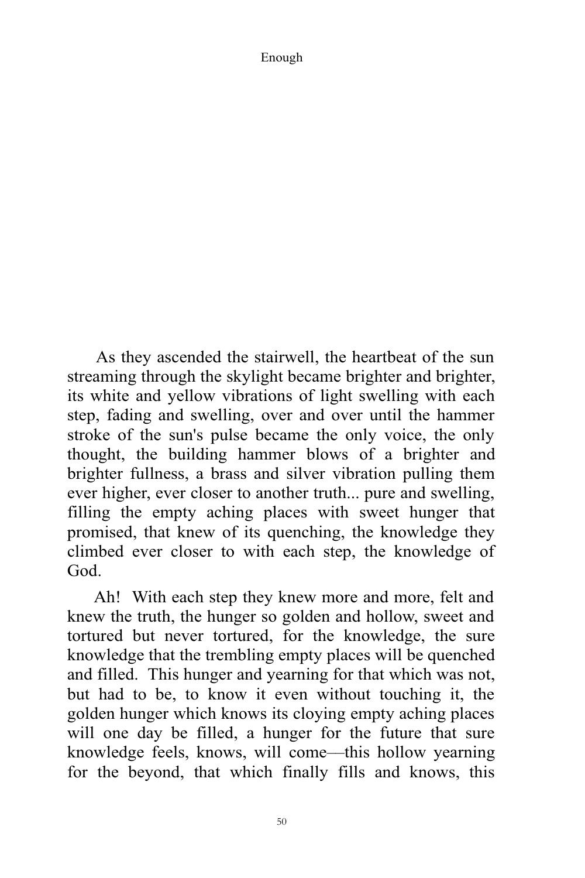As they ascended the stairwell, the heartbeat of the sun streaming through the skylight became brighter and brighter, its white and yellow vibrations of light swelling with each step, fading and swelling, over and over until the hammer stroke of the sun's pulse became the only voice, the only thought, the building hammer blows of a brighter and brighter fullness, a brass and silver vibration pulling them ever higher, ever closer to another truth... pure and swelling, filling the empty aching places with sweet hunger that promised, that knew of its quenching, the knowledge they climbed ever closer to with each step, the knowledge of God.

Ah! With each step they knew more and more, felt and knew the truth, the hunger so golden and hollow, sweet and tortured but never tortured, for the knowledge, the sure knowledge that the trembling empty places will be quenched and filled. This hunger and yearning for that which was not, but had to be, to know it even without touching it, the golden hunger which knows its cloying empty aching places will one day be filled, a hunger for the future that sure knowledge feels, knows, will come—this hollow yearning for the beyond, that which finally fills and knows, this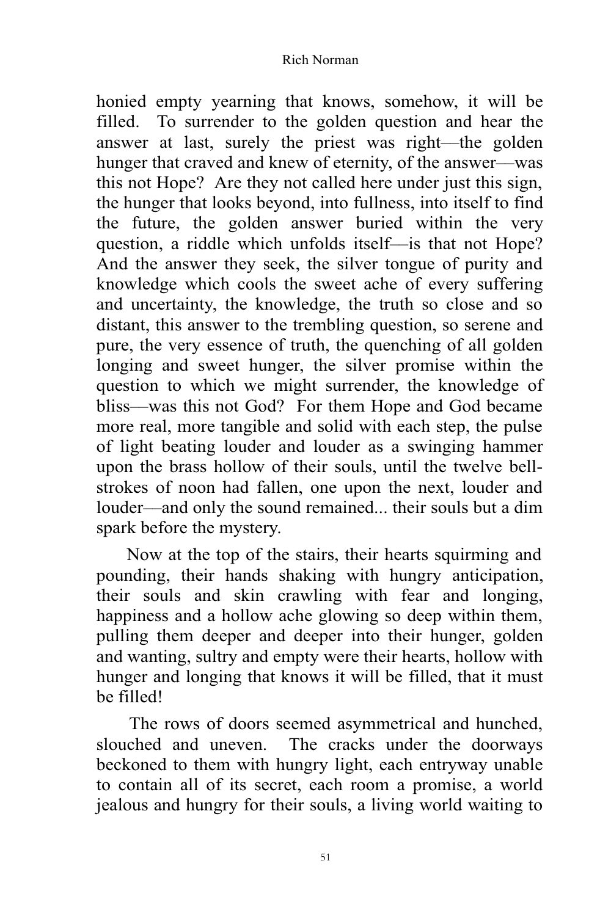honied empty yearning that knows, somehow, it will be filled. To surrender to the golden question and hear the answer at last, surely the priest was right—the golden hunger that craved and knew of eternity, of the answer—was this not Hope? Are they not called here under just this sign, the hunger that looks beyond, into fullness, into itself to find the future, the golden answer buried within the very question, a riddle which unfolds itself—is that not Hope? And the answer they seek, the silver tongue of purity and knowledge which cools the sweet ache of every suffering and uncertainty, the knowledge, the truth so close and so distant, this answer to the trembling question, so serene and pure, the very essence of truth, the quenching of all golden longing and sweet hunger, the silver promise within the question to which we might surrender, the knowledge of bliss—was this not God? For them Hope and God became more real, more tangible and solid with each step, the pulse of light beating louder and louder as a swinging hammer upon the brass hollow of their souls, until the twelve bell-strokes of noon had fallen, one upon the next, louder and louder—and only the sound remained... their souls but a dim spark before the mystery.

Now at the top of the stairs, their hearts squirming and pounding, their hands shaking with hungry anticipation, their souls and skin crawling with fear and longing, happiness and a hollow ache glowing so deep within them, pulling them deeper and deeper into their hunger, golden and wanting, sultry and empty were their hearts, hollow with hunger and longing that knows it will be filled, that it must be filled!

The rows of doors seemed asymmetrical and hunched, slouched and uneven. The cracks under the doorways beckoned to them with hungry light, each entryway unable to contain all of its secret, each room a promise, a world jealous and hungry for their souls, a living world waiting to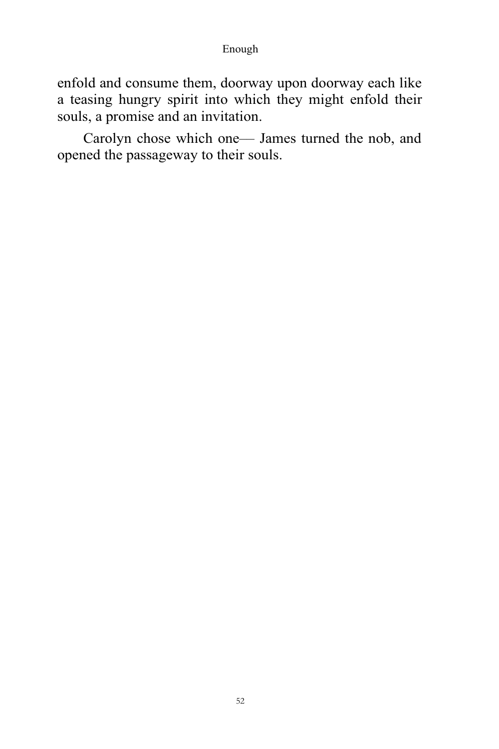enfold and consume them, doorway upon doorway each like a teasing hungry spirit into which they might enfold their souls, a promise and an invitation.

Carolyn chose which one— James turned the nob, and opened the passageway to their souls.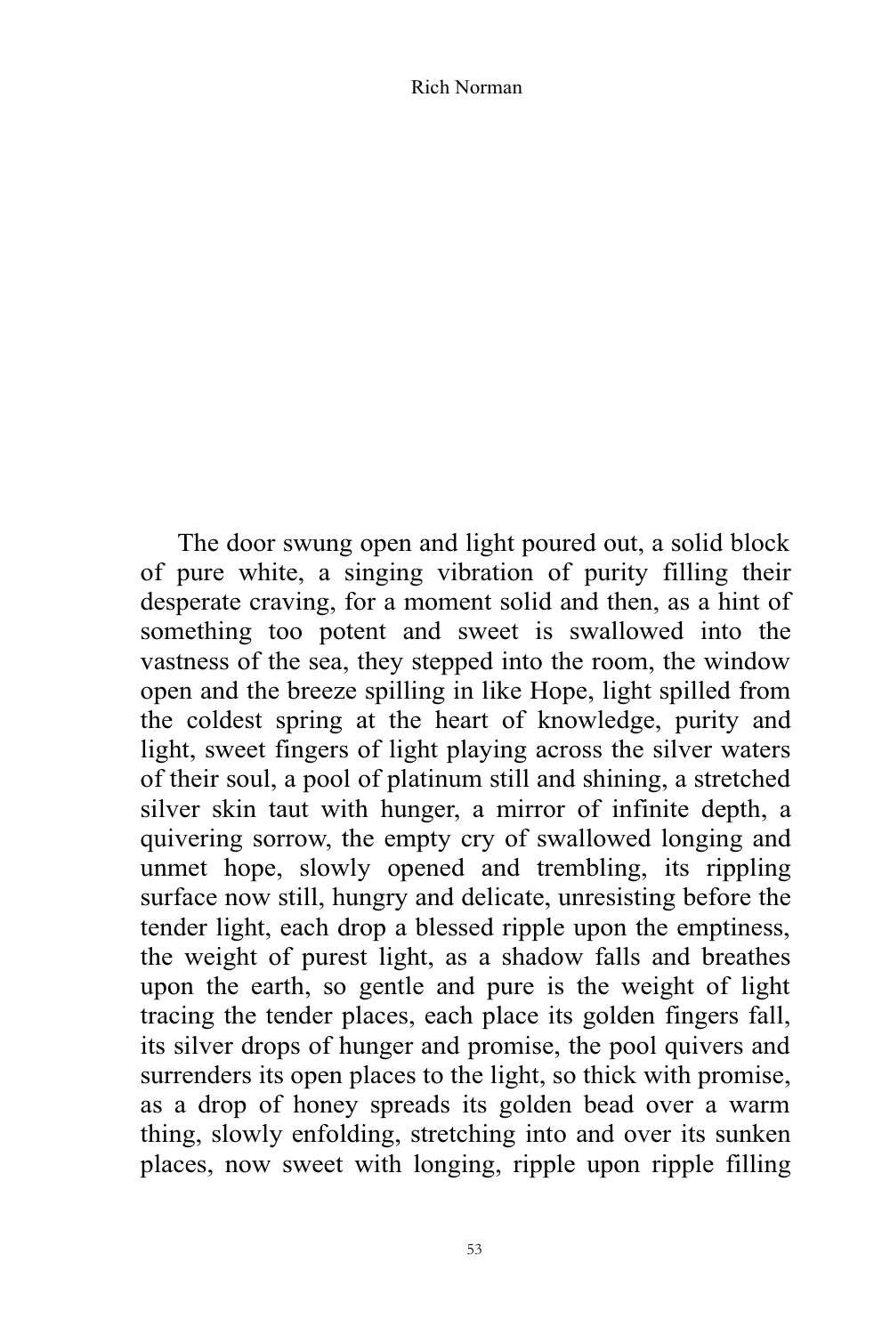The door swung open and light poured out, a solid block of pure white, a singing vibration of purity filling their desperate craving, for a moment solid and then, as a hint of something too potent and sweet is swallowed into the vastness of the sea, they stepped into the room, the window open and the breeze spilling in like Hope, light spilled from the coldest spring at the heart of knowledge, purity and light, sweet fingers of light playing across the silver waters of their soul, a pool of platinum still and shining, a stretched silver skin taut with hunger, a mirror of infinite depth, a quivering sorrow, the empty cry of swallowed longing and unmet hope, slowly opened and trembling, its rippling surface now still, hungry and delicate, unresisting before the tender light, each drop a blessed ripple upon the emptiness, the weight of purest light, as a shadow falls and breathes upon the earth, so gentle and pure is the weight of light tracing the tender places, each place its golden fingers fall, its silver drops of hunger and promise, the pool quivers and surrenders its open places to the light, so thick with promise, as a drop of honey spreads its golden bead over a warm thing, slowly enfolding, stretching into and over its sunken places, now sweet with longing, ripple upon ripple filling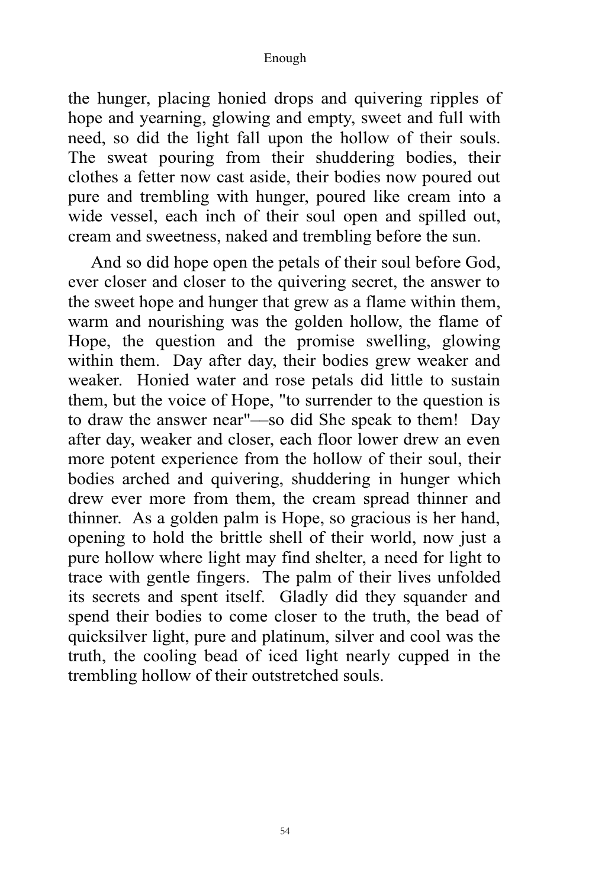the hunger, placing honied drops and quivering ripples of hope and yearning, glowing and empty, sweet and full with need, so did the light fall upon the hollow of their souls. The sweat pouring from their shuddering bodies, their clothes a fetter now cast aside, their bodies now poured out pure and trembling with hunger, poured like cream into a wide vessel, each inch of their soul open and spilled out, cream and sweetness, naked and trembling before the sun.

And so did hope open the petals of their soul before God, ever closer and closer to the quivering secret, the answer to the sweet hope and hunger that grew as a flame within them, warm and nourishing was the golden hollow, the flame of Hope, the question and the promise swelling, glowing within them. Day after day, their bodies grew weaker and weaker. Honied water and rose petals did little to sustain them, but the voice of Hope, "to surrender to the question is to draw the answer near"—so did She speak to them! Day after day, weaker and closer, each floor lower drew an even more potent experience from the hollow of their soul, their bodies arched and quivering, shuddering in hunger which drew ever more from them, the cream spread thinner and thinner. As a golden palm is Hope, so gracious is her hand, opening to hold the brittle shell of their world, now just a pure hollow where light may find shelter, a need for light to trace with gentle fingers. The palm of their lives unfolded its secrets and spent itself. Gladly did they squander and spend their bodies to come closer to the truth, the bead of quicksilver light, pure and platinum, silver and cool was the truth, the cooling bead of iced light nearly cupped in the trembling hollow of their outstretched souls.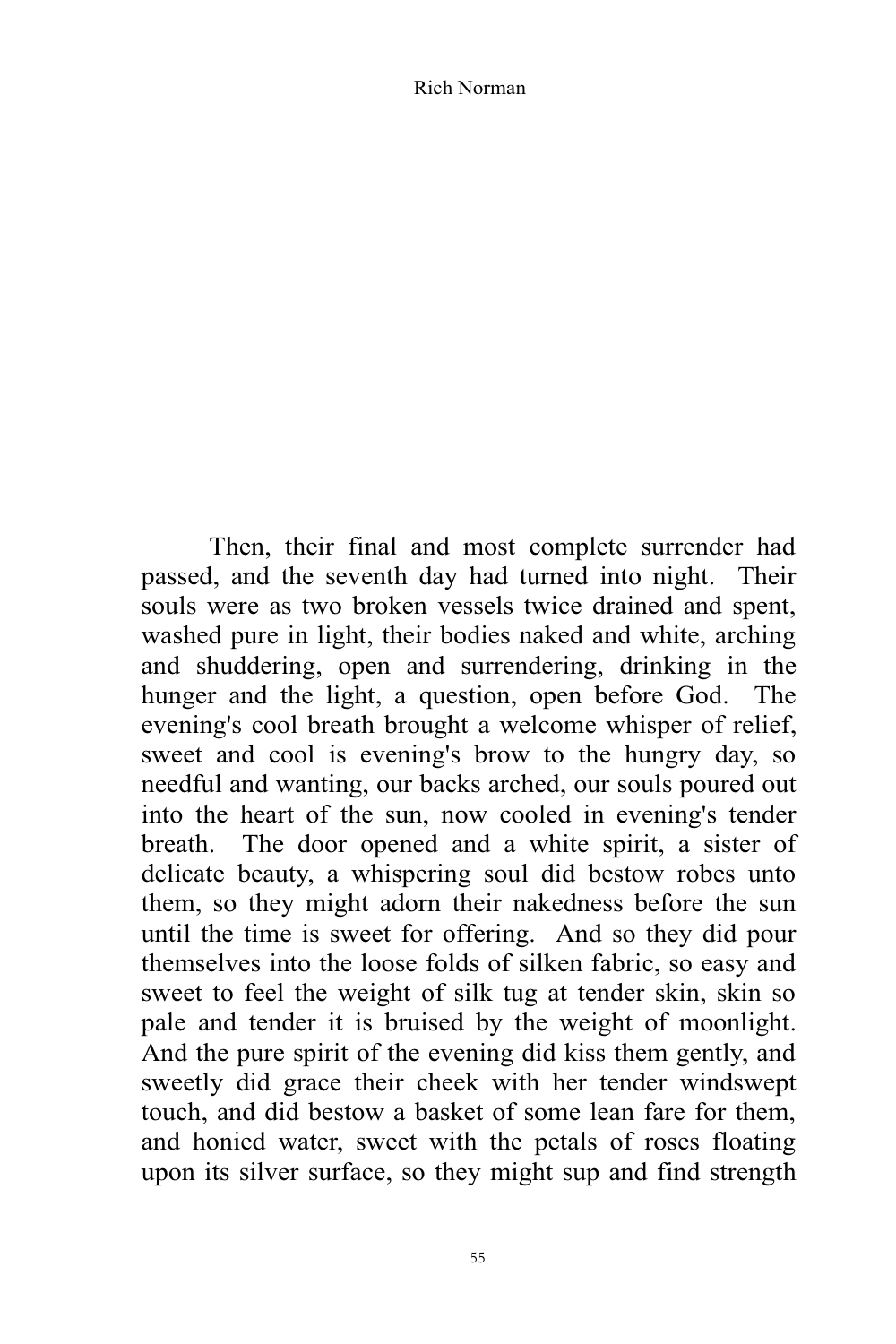Then, their final and most complete surrender had passed, and the seventh day had turned into night. Their souls were as two broken vessels twice drained and spent, washed pure in light, their bodies naked and white, arching and shuddering, open and surrendering, drinking in the hunger and the light, a question, open before God. The evening's cool breath brought a welcome whisper of relief, sweet and cool is evening's brow to the hungry day, so needful and wanting, our backs arched, our souls poured out into the heart of the sun, now cooled in evening's tender breath. The door opened and a white spirit, a sister of delicate beauty, a whispering soul did bestow robes unto them, so they might adorn their nakedness before the sun until the time is sweet for offering. And so they did pour themselves into the loose folds of silken fabric, so easy and sweet to feel the weight of silk tug at tender skin, skin so pale and tender it is bruised by the weight of moonlight. And the pure spirit of the evening did kiss them gently, and sweetly did grace their cheek with her tender windswept touch, and did bestow a basket of some lean fare for them, and honied water, sweet with the petals of roses floating upon its silver surface, so they might sup and find strength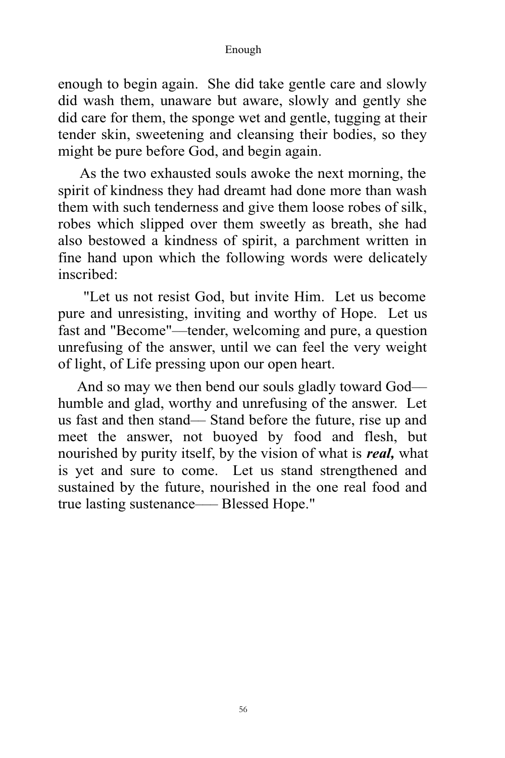enough to begin again. She did take gentle care and slowly did wash them, unaware but aware, slowly and gently she did care for them, the sponge wet and gentle, tugging at their tender skin, sweetening and cleansing their bodies, so they might be pure before God, and begin again.

As the two exhausted souls awoke the next morning, the spirit of kindness they had dreamt had done more than wash them with such tenderness and give them loose robes of silk, robes which slipped over them sweetly as breath, she had also bestowed a kindness of spirit, a parchment written in fine hand upon which the following words were delicately inscribed:

"Let us not resist God, but invite Him. Let us become pure and unresisting, inviting and worthy of Hope. Let us fast and "Become"—tender, welcoming and pure, a question unrefusing of the answer, until we can feel the very weight of light, of Life pressing upon our open heart.

And so may we then bend our souls gladly toward God—humble and glad, worthy and unrefusing of the answer. Let us fast and then stand— Stand before the future, rise up and meet the answer, not buoyed by food and flesh, but nourished by purity itself, by the vision of what is ***real,*** what is yet and sure to come. Let us stand strengthened and sustained by the future, nourished in the one real food and true lasting sustenance—— Blessed Hope."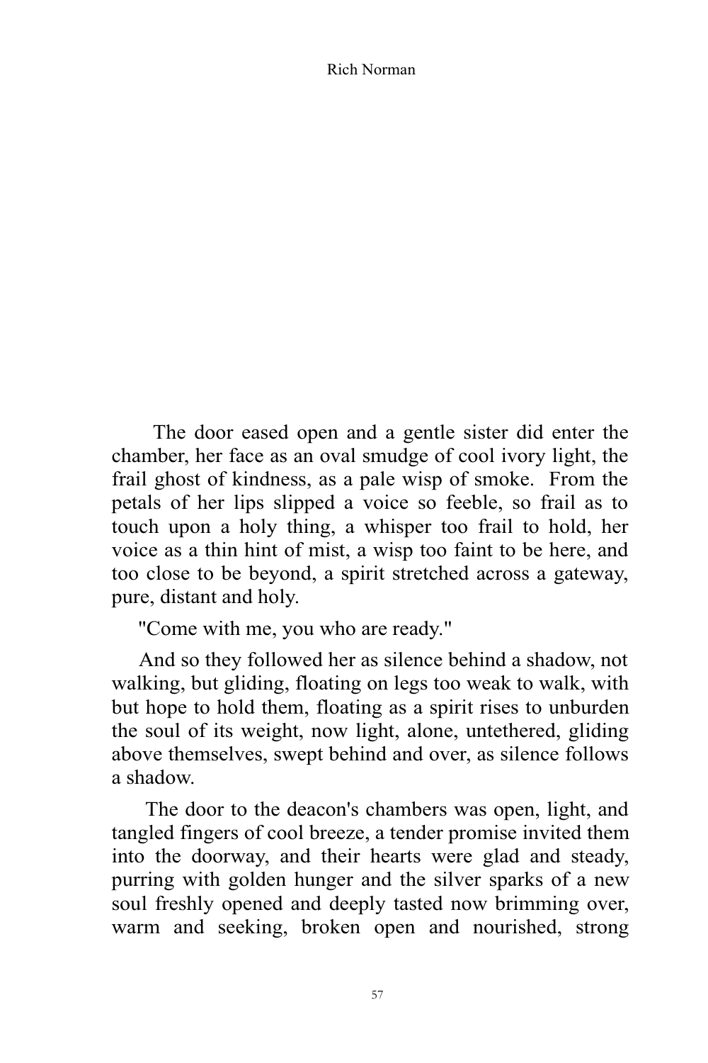The door eased open and a gentle sister did enter the chamber, her face as an oval smudge of cool ivory light, the frail ghost of kindness, as a pale wisp of smoke. From the petals of her lips slipped a voice so feeble, so frail as to touch upon a holy thing, a whisper too frail to hold, her voice as a thin hint of mist, a wisp too faint to be here, and too close to be beyond, a spirit stretched across a gateway, pure, distant and holy.

"Come with me, you who are ready."

And so they followed her as silence behind a shadow, not walking, but gliding, floating on legs too weak to walk, with but hope to hold them, floating as a spirit rises to unburden the soul of its weight, now light, alone, untethered, gliding above themselves, swept behind and over, as silence follows a shadow.

The door to the deacon's chambers was open, light, and tangled fingers of cool breeze, a tender promise invited them into the doorway, and their hearts were glad and steady, purring with golden hunger and the silver sparks of a new soul freshly opened and deeply tasted now brimming over, warm and seeking, broken open and nourished, strong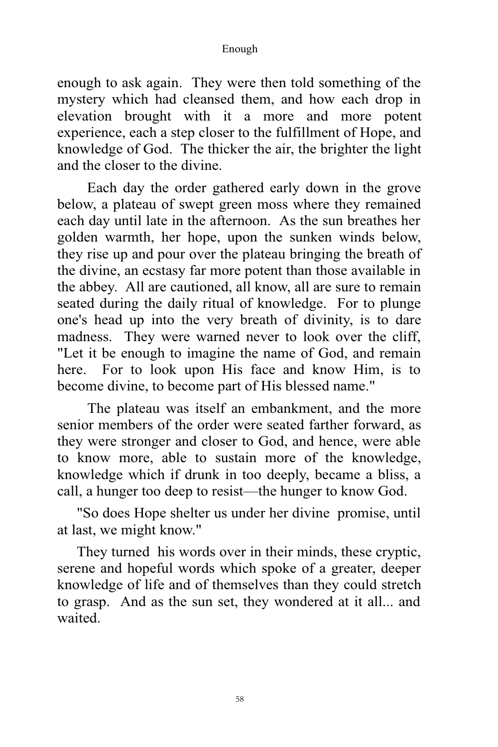enough to ask again. They were then told something of the mystery which had cleansed them, and how each drop in elevation brought with it a more and more potent experience, each a step closer to the fulfillment of Hope, and knowledge of God. The thicker the air, the brighter the light and the closer to the divine.

Each day the order gathered early down in the grove below, a plateau of swept green moss where they remained each day until late in the afternoon. As the sun breathes her golden warmth, her hope, upon the sunken winds below, they rise up and pour over the plateau bringing the breath of the divine, an ecstasy far more potent than those available in the abbey. All are cautioned, all know, all are sure to remain seated during the daily ritual of knowledge. For to plunge one's head up into the very breath of divinity, is to dare madness. They were warned never to look over the cliff, "Let it be enough to imagine the name of God, and remain here. For to look upon His face and know Him, is to become divine, to become part of His blessed name."

The plateau was itself an embankment, and the more senior members of the order were seated farther forward, as they were stronger and closer to God, and hence, were able to know more, able to sustain more of the knowledge, knowledge which if drunk in too deeply, became a bliss, a call, a hunger too deep to resist—the hunger to know God.

"So does Hope shelter us under her divine promise, until at last, we might know."

They turned his words over in their minds, these cryptic, serene and hopeful words which spoke of a greater, deeper knowledge of life and of themselves than they could stretch to grasp. And as the sun set, they wondered at it all... and waited.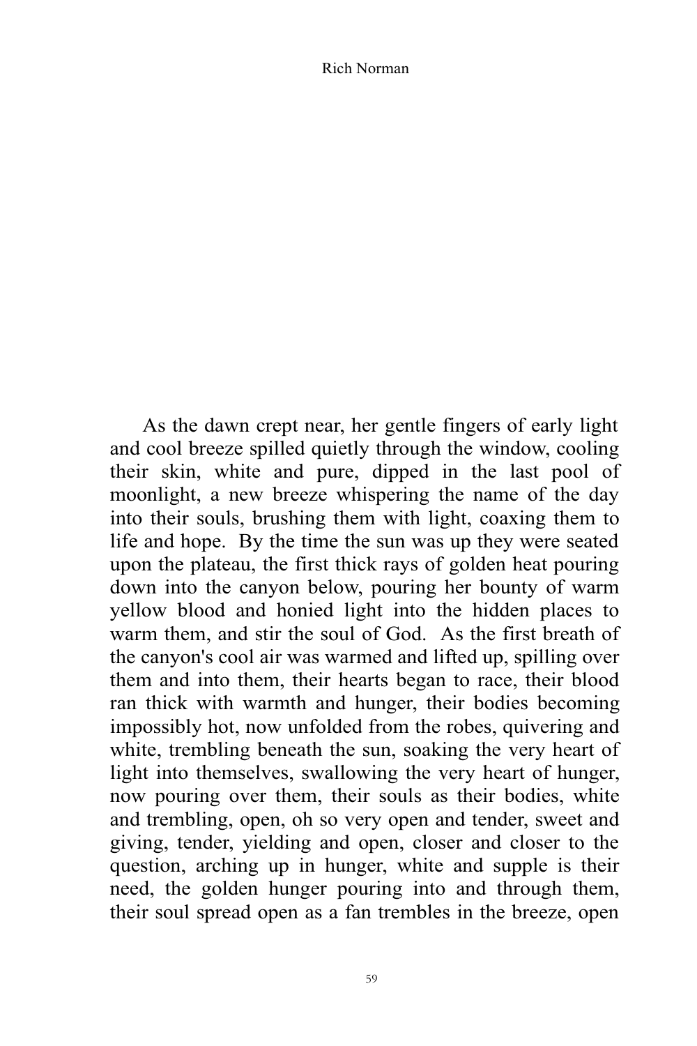As the dawn crept near, her gentle fingers of early light and cool breeze spilled quietly through the window, cooling their skin, white and pure, dipped in the last pool of moonlight, a new breeze whispering the name of the day into their souls, brushing them with light, coaxing them to life and hope. By the time the sun was up they were seated upon the plateau, the first thick rays of golden heat pouring down into the canyon below, pouring her bounty of warm yellow blood and honied light into the hidden places to warm them, and stir the soul of God. As the first breath of the canyon's cool air was warmed and lifted up, spilling over them and into them, their hearts began to race, their blood ran thick with warmth and hunger, their bodies becoming impossibly hot, now unfolded from the robes, quivering and white, trembling beneath the sun, soaking the very heart of light into themselves, swallowing the very heart of hunger, now pouring over them, their souls as their bodies, white and trembling, open, oh so very open and tender, sweet and giving, tender, yielding and open, closer and closer to the question, arching up in hunger, white and supple is their need, the golden hunger pouring into and through them, their soul spread open as a fan trembles in the breeze, open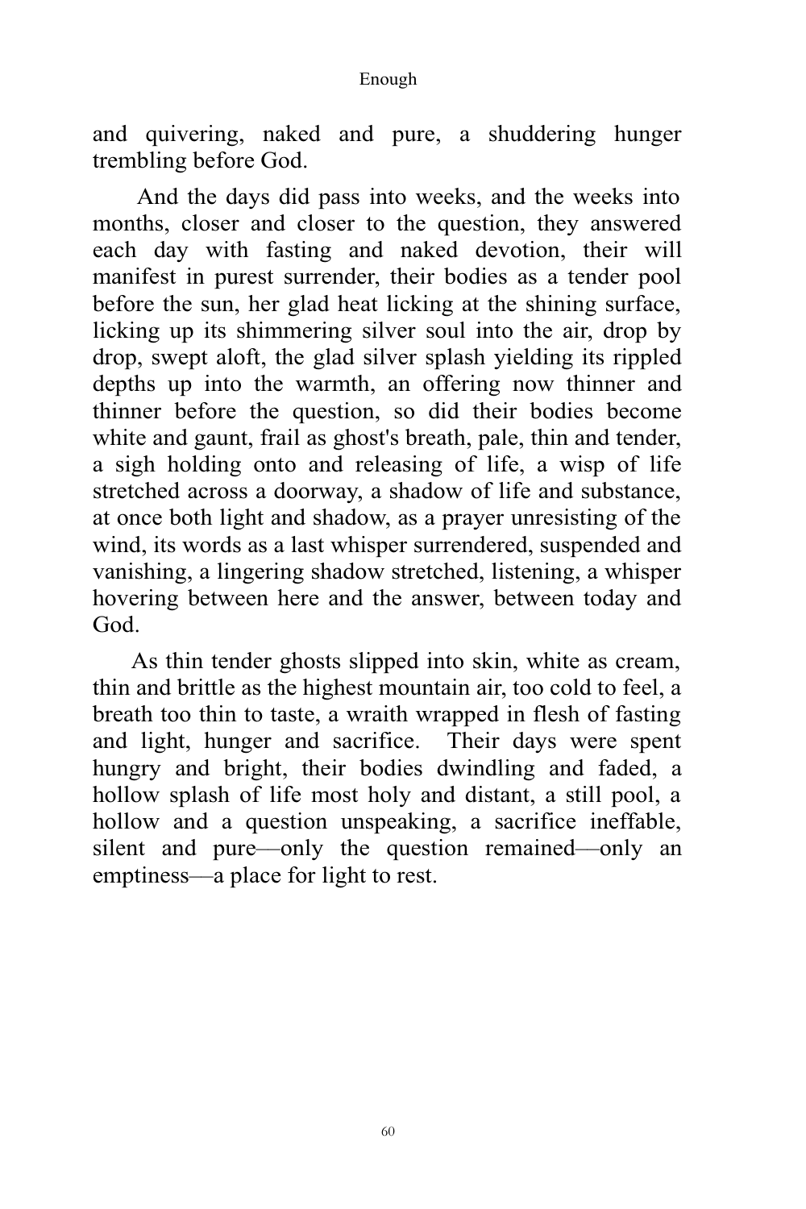and quivering, naked and pure, a shuddering hunger trembling before God.

And the days did pass into weeks, and the weeks into months, closer and closer to the question, they answered each day with fasting and naked devotion, their will manifest in purest surrender, their bodies as a tender pool before the sun, her glad heat licking at the shining surface, licking up its shimmering silver soul into the air, drop by drop, swept aloft, the glad silver splash yielding its rippled depths up into the warmth, an offering now thinner and thinner before the question, so did their bodies become white and gaunt, frail as ghost's breath, pale, thin and tender, a sigh holding onto and releasing of life, a wisp of life stretched across a doorway, a shadow of life and substance, at once both light and shadow, as a prayer unresisting of the wind, its words as a last whisper surrendered, suspended and vanishing, a lingering shadow stretched, listening, a whisper hovering between here and the answer, between today and God.

As thin tender ghosts slipped into skin, white as cream, thin and brittle as the highest mountain air, too cold to feel, a breath too thin to taste, a wraith wrapped in flesh of fasting and light, hunger and sacrifice. Their days were spent hungry and bright, their bodies dwindling and faded, a hollow splash of life most holy and distant, a still pool, a hollow and a question unspeaking, a sacrifice ineffable, silent and pure—only the question remained—only an emptiness—a place for light to rest.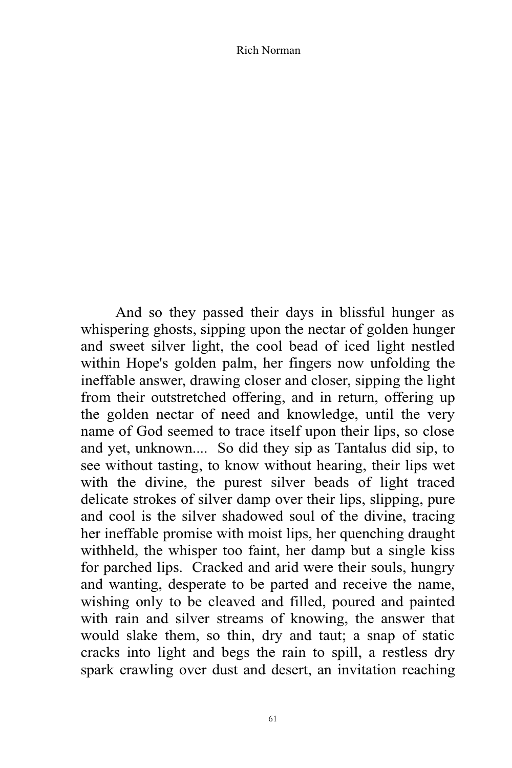And so they passed their days in blissful hunger as whispering ghosts, sipping upon the nectar of golden hunger and sweet silver light, the cool bead of iced light nestled within Hope's golden palm, her fingers now unfolding the ineffable answer, drawing closer and closer, sipping the light from their outstretched offering, and in return, offering up the golden nectar of need and knowledge, until the very name of God seemed to trace itself upon their lips, so close and yet, unknown.... So did they sip as Tantalus did sip, to see without tasting, to know without hearing, their lips wet with the divine, the purest silver beads of light traced delicate strokes of silver damp over their lips, slipping, pure and cool is the silver shadowed soul of the divine, tracing her ineffable promise with moist lips, her quenching draught withheld, the whisper too faint, her damp but a single kiss for parched lips. Cracked and arid were their souls, hungry and wanting, desperate to be parted and receive the name, wishing only to be cleaved and filled, poured and painted with rain and silver streams of knowing, the answer that would slake them, so thin, dry and taut; a snap of static cracks into light and begs the rain to spill, a restless dry spark crawling over dust and desert, an invitation reaching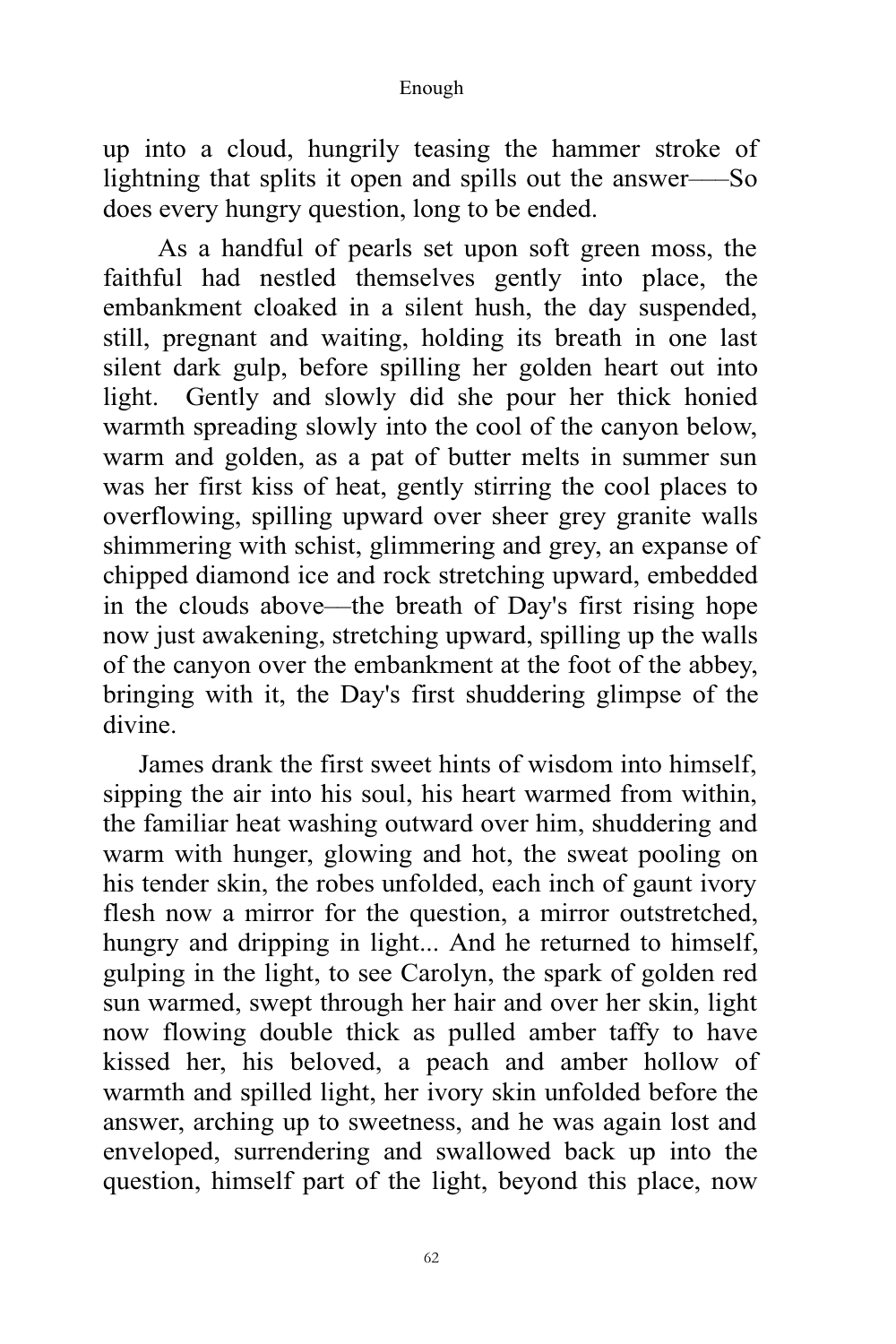up into a cloud, hungrily teasing the hammer stroke of lightning that splits it open and spills out the answer——So does every hungry question, long to be ended.

As a handful of pearls set upon soft green moss, the faithful had nestled themselves gently into place, the embankment cloaked in a silent hush, the day suspended, still, pregnant and waiting, holding its breath in one last silent dark gulp, before spilling her golden heart out into light. Gently and slowly did she pour her thick honied warmth spreading slowly into the cool of the canyon below, warm and golden, as a pat of butter melts in summer sun was her first kiss of heat, gently stirring the cool places to overflowing, spilling upward over sheer grey granite walls shimmering with schist, glimmering and grey, an expanse of chipped diamond ice and rock stretching upward, embedded in the clouds above—the breath of Day's first rising hope now just awakening, stretching upward, spilling up the walls of the canyon over the embankment at the foot of the abbey, bringing with it, the Day's first shuddering glimpse of the divine.

James drank the first sweet hints of wisdom into himself, sipping the air into his soul, his heart warmed from within, the familiar heat washing outward over him, shuddering and warm with hunger, glowing and hot, the sweat pooling on his tender skin, the robes unfolded, each inch of gaunt ivory flesh now a mirror for the question, a mirror outstretched, hungry and dripping in light... And he returned to himself, gulping in the light, to see Carolyn, the spark of golden red sun warmed, swept through her hair and over her skin, light now flowing double thick as pulled amber taffy to have kissed her, his beloved, a peach and amber hollow of warmth and spilled light, her ivory skin unfolded before the answer, arching up to sweetness, and he was again lost and enveloped, surrendering and swallowed back up into the question, himself part of the light, beyond this place, now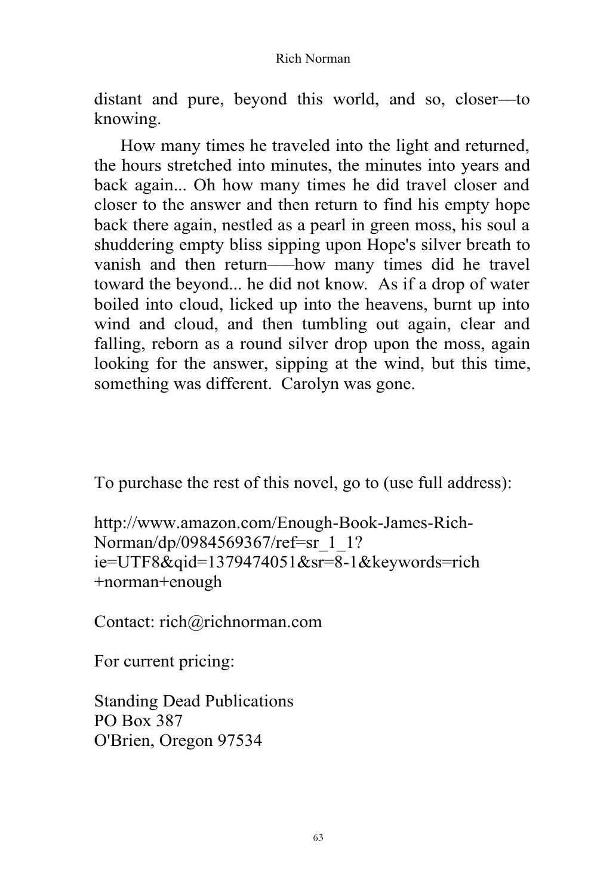distant and pure, beyond this world, and so, closer—to knowing.

How many times he traveled into the light and returned, the hours stretched into minutes, the minutes into years and back again... Oh how many times he did travel closer and closer to the answer and then return to find his empty hope back there again, nestled as a pearl in green moss, his soul a shuddering empty bliss sipping upon Hope's silver breath to vanish and then return——how many times did he travel toward the beyond... he did not know. As if a drop of water boiled into cloud, licked up into the heavens, burnt up into wind and cloud, and then tumbling out again, clear and falling, reborn as a round silver drop upon the moss, again looking for the answer, sipping at the wind, but this time, something was different. Carolyn was gone.

To purchase the rest of this novel, go to (use full address):

http://www.amazon.com/Enough-Book-James-Rich-Norman/dp/0984569367/ref=sr_1_1?ie=UTF8&qid=1379474051&sr=8-1&keywords=rich+norman+enough

Contact: rich@richnorman.com

For current pricing:

Standing Dead Publications
PO Box 387
O'Brien, Oregon 97534